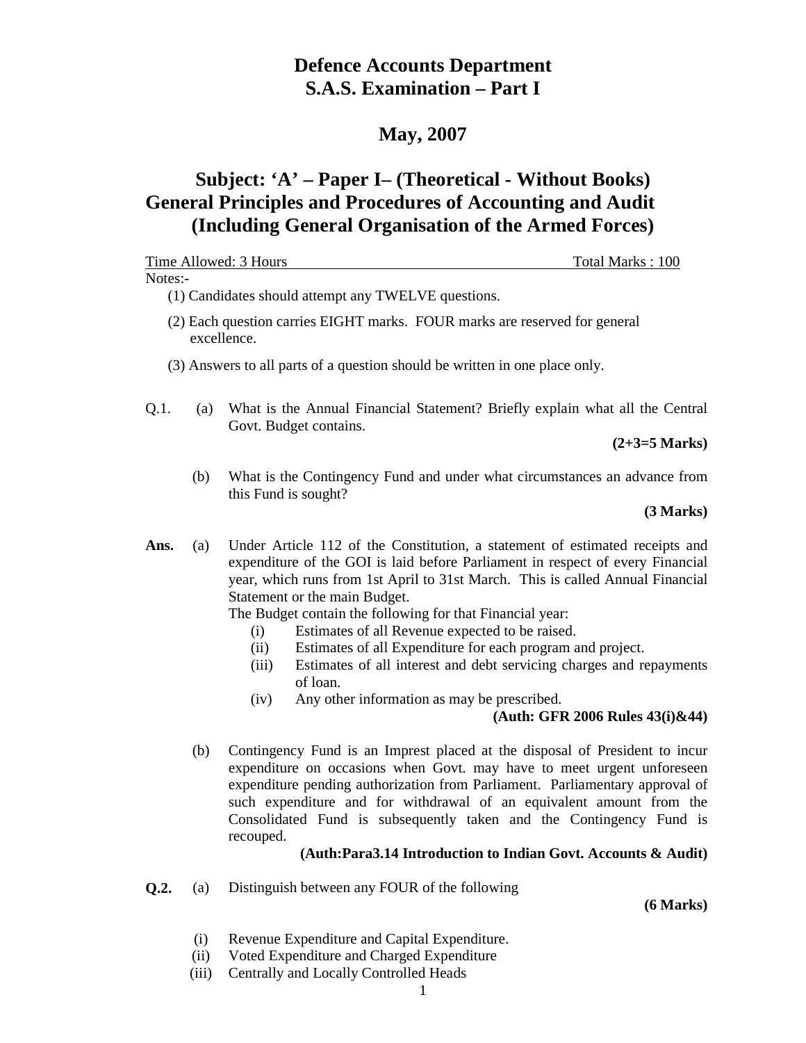# Defence Accounts Department
# S.A.S. Examination – Part I

## May, 2007

## Subject: 'A' – Paper I– (Theoretical - Without Books)
## General Principles and Procedures of Accounting and Audit
## (Including General Organisation of the Armed Forces)

Time Allowed: 3 Hours Total Marks : 100

Notes:-

(1) Candidates should attempt any TWELVE questions.

(2) Each question carries EIGHT marks. FOUR marks are reserved for general excellence.

(3) Answers to all parts of a question should be written in one place only.

**Q.1.** (a) What is the Annual Financial Statement? Briefly explain what all the Central Govt. Budget contains.

**(2+3=5 Marks)**

(b) What is the Contingency Fund and under what circumstances an advance from this Fund is sought?

**(3 Marks)**

**Ans.** (a) Under Article 112 of the Constitution, a statement of estimated receipts and expenditure of the GOI is laid before Parliament in respect of every Financial year, which runs from 1st April to 31st March. This is called Annual Financial Statement or the main Budget.

The Budget contain the following for that Financial year:

(i) Estimates of all Revenue expected to be raised.
(ii) Estimates of all Expenditure for each program and project.
(iii) Estimates of all interest and debt servicing charges and repayments of loan.
(iv) Any other information as may be prescribed.

**(Auth: GFR 2006 Rules 43(i)&44)**

(b) Contingency Fund is an Imprest placed at the disposal of President to incur expenditure on occasions when Govt. may have to meet urgent unforeseen expenditure pending authorization from Parliament. Parliamentary approval of such expenditure and for withdrawal of an equivalent amount from the Consolidated Fund is subsequently taken and the Contingency Fund is recouped.

**(Auth:Para3.14 Introduction to Indian Govt. Accounts & Audit)**

**Q.2.** (a) Distinguish between any FOUR of the following

**(6 Marks)**

(i) Revenue Expenditure and Capital Expenditure.
(ii) Voted Expenditure and Charged Expenditure
(iii) Centrally and Locally Controlled Heads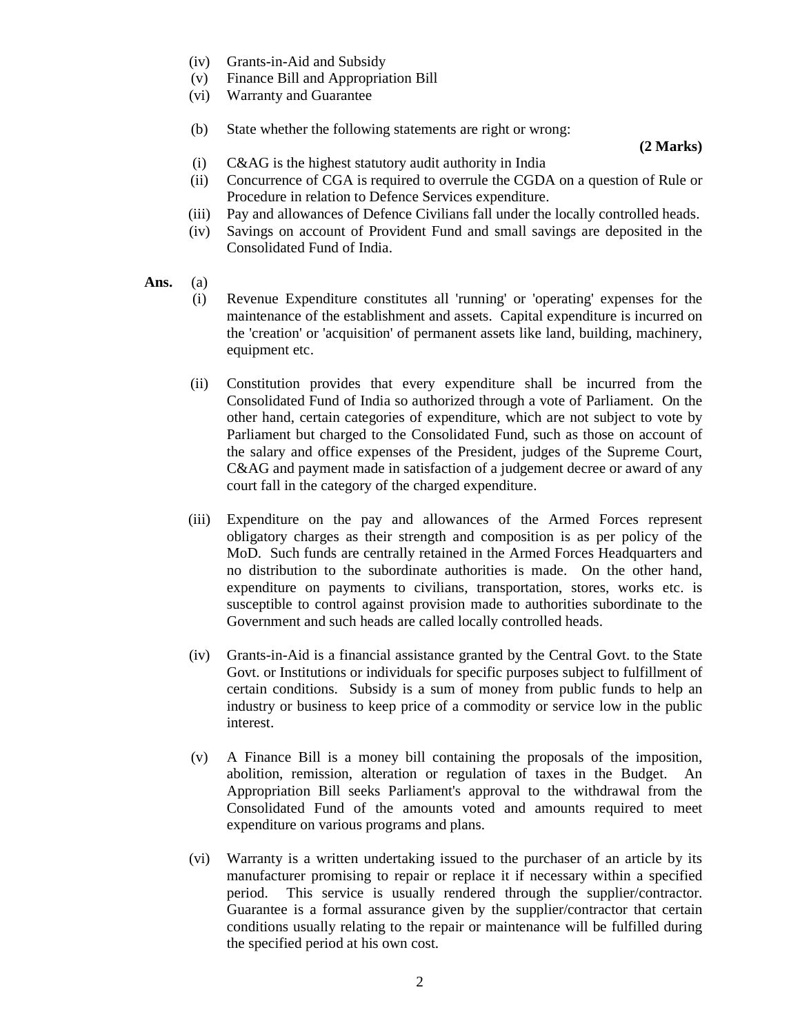(iv) Grants-in-Aid and Subsidy

(v) Finance Bill and Appropriation Bill

(vi) Warranty and Guarantee

(b) State whether the following statements are right or wrong:

**(2 Marks)**

(i) C&AG is the highest statutory audit authority in India

(ii) Concurrence of CGA is required to overrule the CGDA on a question of Rule or Procedure in relation to Defence Services expenditure.

(iii) Pay and allowances of Defence Civilians fall under the locally controlled heads.

(iv) Savings on account of Provident Fund and small savings are deposited in the Consolidated Fund of India.

**Ans.** (a)

(i) Revenue Expenditure constitutes all 'running' or 'operating' expenses for the maintenance of the establishment and assets. Capital expenditure is incurred on the 'creation' or 'acquisition' of permanent assets like land, building, machinery, equipment etc.

(ii) Constitution provides that every expenditure shall be incurred from the Consolidated Fund of India so authorized through a vote of Parliament. On the other hand, certain categories of expenditure, which are not subject to vote by Parliament but charged to the Consolidated Fund, such as those on account of the salary and office expenses of the President, judges of the Supreme Court, C&AG and payment made in satisfaction of a judgement decree or award of any court fall in the category of the charged expenditure.

(iii) Expenditure on the pay and allowances of the Armed Forces represent obligatory charges as their strength and composition is as per policy of the MoD. Such funds are centrally retained in the Armed Forces Headquarters and no distribution to the subordinate authorities is made. On the other hand, expenditure on payments to civilians, transportation, stores, works etc. is susceptible to control against provision made to authorities subordinate to the Government and such heads are called locally controlled heads.

(iv) Grants-in-Aid is a financial assistance granted by the Central Govt. to the State Govt. or Institutions or individuals for specific purposes subject to fulfillment of certain conditions. Subsidy is a sum of money from public funds to help an industry or business to keep price of a commodity or service low in the public interest.

(v) A Finance Bill is a money bill containing the proposals of the imposition, abolition, remission, alteration or regulation of taxes in the Budget. An Appropriation Bill seeks Parliament's approval to the withdrawal from the Consolidated Fund of the amounts voted and amounts required to meet expenditure on various programs and plans.

(vi) Warranty is a written undertaking issued to the purchaser of an article by its manufacturer promising to repair or replace it if necessary within a specified period. This service is usually rendered through the supplier/contractor. Guarantee is a formal assurance given by the supplier/contractor that certain conditions usually relating to the repair or maintenance will be fulfilled during the specified period at his own cost.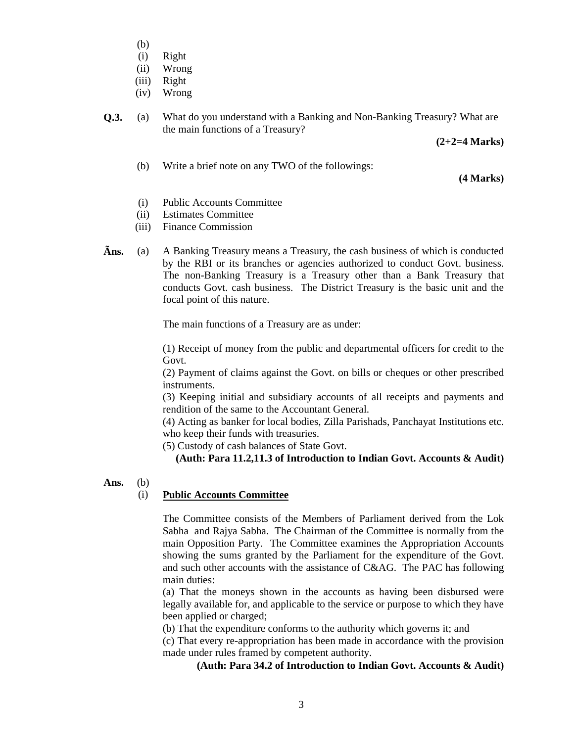(b)

(i) Right
(ii) Wrong
(iii) Right
(iv) Wrong

**Q.3.** (a) What do you understand with a Banking and Non-Banking Treasury? What are the main functions of a Treasury?

**(2+2=4 Marks)**

(b) Write a brief note on any TWO of the followings:

**(4 Marks)**

(i) Public Accounts Committee
(ii) Estimates Committee
(iii) Finance Commission

**Ãns.** (a) A Banking Treasury means a Treasury, the cash business of which is conducted by the RBI or its branches or agencies authorized to conduct Govt. business. The non-Banking Treasury is a Treasury other than a Bank Treasury that conducts Govt. cash business. The District Treasury is the basic unit and the focal point of this nature.

The main functions of a Treasury are as under:

(1) Receipt of money from the public and departmental officers for credit to the Govt.
(2) Payment of claims against the Govt. on bills or cheques or other prescribed instruments.
(3) Keeping initial and subsidiary accounts of all receipts and payments and rendition of the same to the Accountant General.
(4) Acting as banker for local bodies, Zilla Parishads, Panchayat Institutions etc. who keep their funds with treasuries.
(5) Custody of cash balances of State Govt.

**(Auth: Para 11.2,11.3 of Introduction to Indian Govt. Accounts & Audit)**

**Ans.** (b)

(i) **<u>Public Accounts Committee</u>**

The Committee consists of the Members of Parliament derived from the Lok Sabha and Rajya Sabha. The Chairman of the Committee is normally from the main Opposition Party. The Committee examines the Appropriation Accounts showing the sums granted by the Parliament for the expenditure of the Govt. and such other accounts with the assistance of C&AG. The PAC has following main duties:

(a) That the moneys shown in the accounts as having been disbursed were legally available for, and applicable to the service or purpose to which they have been applied or charged;
(b) That the expenditure conforms to the authority which governs it; and
(c) That every re-appropriation has been made in accordance with the provision made under rules framed by competent authority.

**(Auth: Para 34.2 of Introduction to Indian Govt. Accounts & Audit)**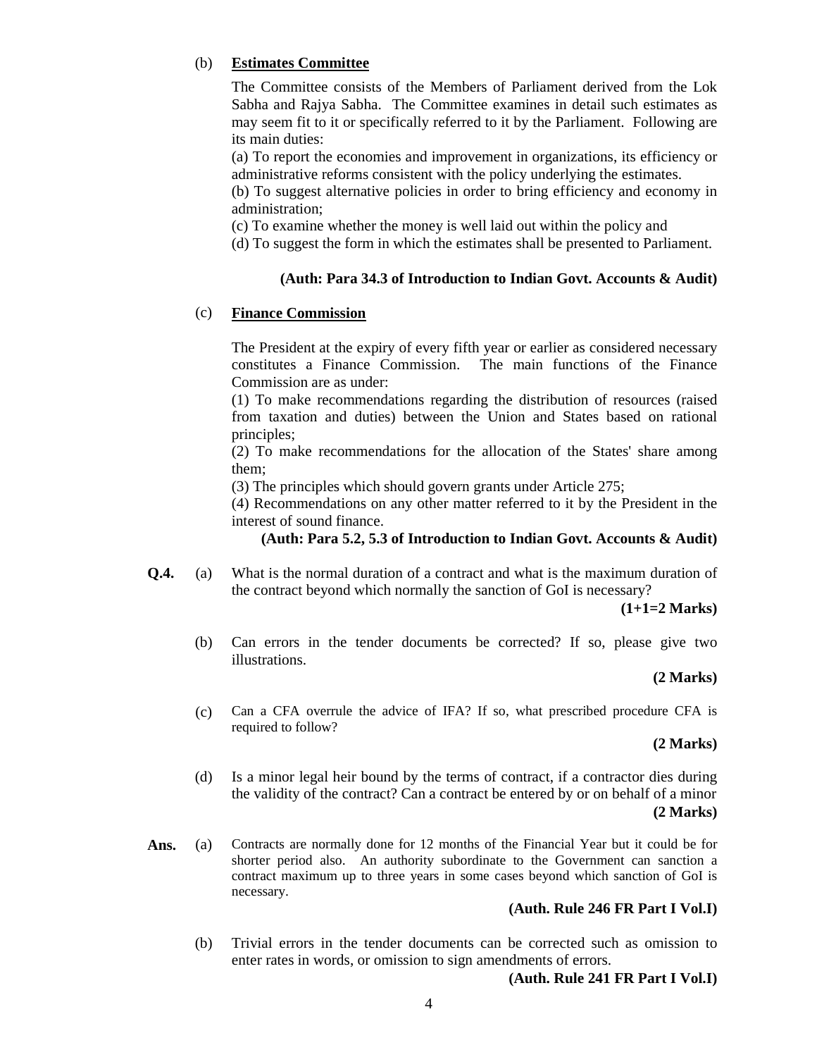(b) **<u>Estimates Committee</u>**

The Committee consists of the Members of Parliament derived from the Lok Sabha and Rajya Sabha. The Committee examines in detail such estimates as may seem fit to it or specifically referred to it by the Parliament. Following are its main duties:

(a) To report the economies and improvement in organizations, its efficiency or administrative reforms consistent with the policy underlying the estimates.

(b) To suggest alternative policies in order to bring efficiency and economy in administration;

(c) To examine whether the money is well laid out within the policy and

(d) To suggest the form in which the estimates shall be presented to Parliament.

**(Auth: Para 34.3 of Introduction to Indian Govt. Accounts & Audit)**

(c) **<u>Finance Commission</u>**

The President at the expiry of every fifth year or earlier as considered necessary constitutes a Finance Commission. The main functions of the Finance Commission are as under:

(1) To make recommendations regarding the distribution of resources (raised from taxation and duties) between the Union and States based on rational principles;

(2) To make recommendations for the allocation of the States' share among them;

(3) The principles which should govern grants under Article 275;

(4) Recommendations on any other matter referred to it by the President in the interest of sound finance.

**(Auth: Para 5.2, 5.3 of Introduction to Indian Govt. Accounts & Audit)**

**Q.4.** (a) What is the normal duration of a contract and what is the maximum duration of the contract beyond which normally the sanction of GoI is necessary?

**(1+1=2 Marks)**

(b) Can errors in the tender documents be corrected? If so, please give two illustrations.

**(2 Marks)**

(c) Can a CFA overrule the advice of IFA? If so, what prescribed procedure CFA is required to follow?

**(2 Marks)**

(d) Is a minor legal heir bound by the terms of contract, if a contractor dies during the validity of the contract? Can a contract be entered by or on behalf of a minor

**(2 Marks)**

**Ans.** (a) Contracts are normally done for 12 months of the Financial Year but it could be for shorter period also. An authority subordinate to the Government can sanction a contract maximum up to three years in some cases beyond which sanction of GoI is necessary.

**(Auth. Rule 246 FR Part I Vol.I)**

(b) Trivial errors in the tender documents can be corrected such as omission to enter rates in words, or omission to sign amendments of errors.

**(Auth. Rule 241 FR Part I Vol.I)**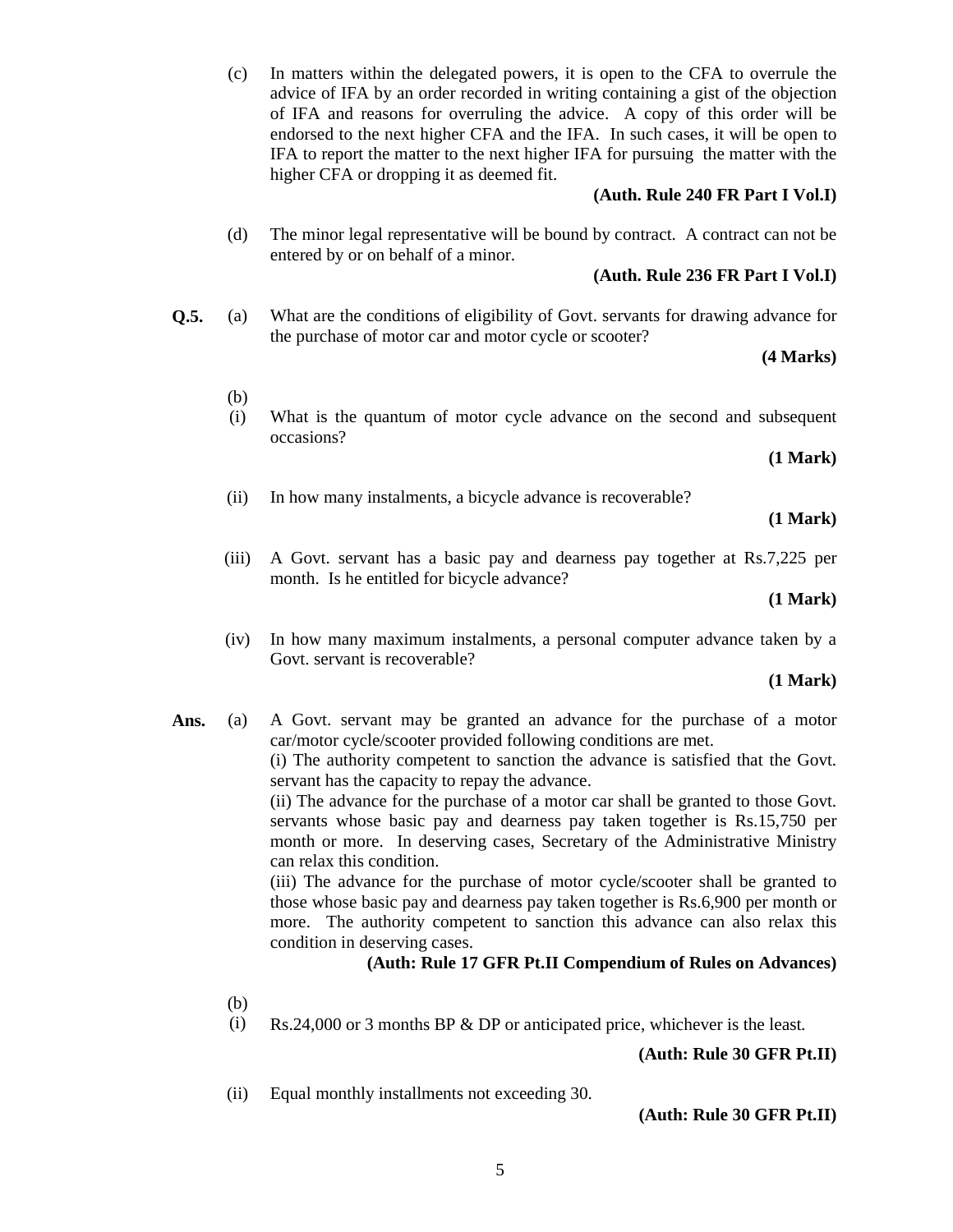(c) In matters within the delegated powers, it is open to the CFA to overrule the advice of IFA by an order recorded in writing containing a gist of the objection of IFA and reasons for overruling the advice. A copy of this order will be endorsed to the next higher CFA and the IFA. In such cases, it will be open to IFA to report the matter to the next higher IFA for pursuing the matter with the higher CFA or dropping it as deemed fit.

**(Auth. Rule 240 FR Part I Vol.I)**

(d) The minor legal representative will be bound by contract. A contract can not be entered by or on behalf of a minor.

**(Auth. Rule 236 FR Part I Vol.I)**

**Q.5.** (a) What are the conditions of eligibility of Govt. servants for drawing advance for the purchase of motor car and motor cycle or scooter?

**(4 Marks)**

(b)

(i) What is the quantum of motor cycle advance on the second and subsequent occasions?

**(1 Mark)**

(ii) In how many instalments, a bicycle advance is recoverable?

**(1 Mark)**

(iii) A Govt. servant has a basic pay and dearness pay together at Rs.7,225 per month. Is he entitled for bicycle advance?

**(1 Mark)**

(iv) In how many maximum instalments, a personal computer advance taken by a Govt. servant is recoverable?

**(1 Mark)**

**Ans.** (a) A Govt. servant may be granted an advance for the purchase of a motor car/motor cycle/scooter provided following conditions are met.

(i) The authority competent to sanction the advance is satisfied that the Govt. servant has the capacity to repay the advance.

(ii) The advance for the purchase of a motor car shall be granted to those Govt. servants whose basic pay and dearness pay taken together is Rs.15,750 per month or more. In deserving cases, Secretary of the Administrative Ministry can relax this condition.

(iii) The advance for the purchase of motor cycle/scooter shall be granted to those whose basic pay and dearness pay taken together is Rs.6,900 per month or more. The authority competent to sanction this advance can also relax this condition in deserving cases.

**(Auth: Rule 17 GFR Pt.II Compendium of Rules on Advances)**

(b)

(i) Rs.24,000 or 3 months BP & DP or anticipated price, whichever is the least.

**(Auth: Rule 30 GFR Pt.II)**

(ii) Equal monthly installments not exceeding 30.

**(Auth: Rule 30 GFR Pt.II)**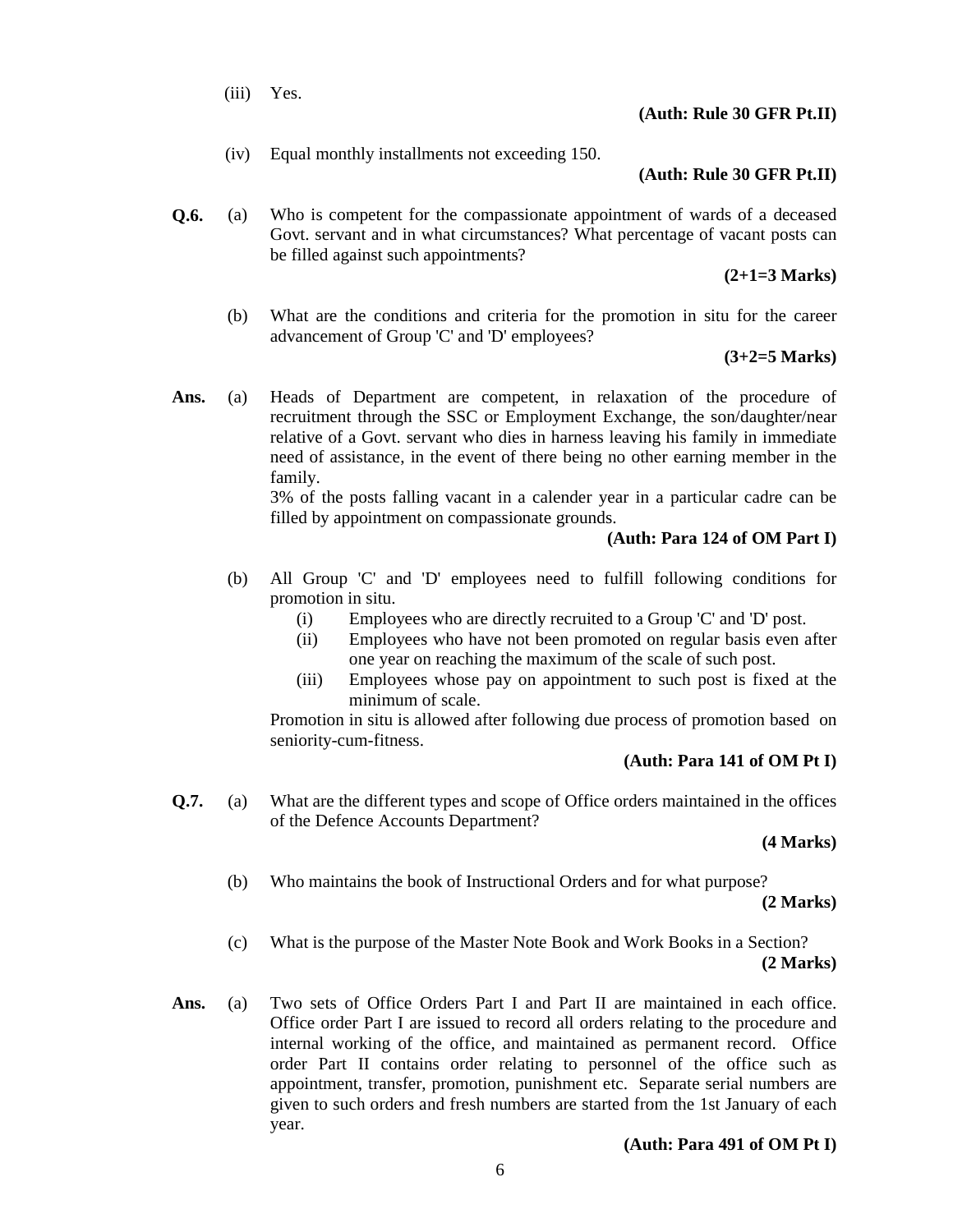(iii) Yes.

**(Auth: Rule 30 GFR Pt.II)**

(iv) Equal monthly installments not exceeding 150.

**(Auth: Rule 30 GFR Pt.II)**

**Q.6.** (a) Who is competent for the compassionate appointment of wards of a deceased Govt. servant and in what circumstances? What percentage of vacant posts can be filled against such appointments?

**(2+1=3 Marks)**

(b) What are the conditions and criteria for the promotion in situ for the career advancement of Group 'C' and 'D' employees?

**(3+2=5 Marks)**

**Ans.** (a) Heads of Department are competent, in relaxation of the procedure of recruitment through the SSC or Employment Exchange, the son/daughter/near relative of a Govt. servant who dies in harness leaving his family in immediate need of assistance, in the event of there being no other earning member in the family.

3% of the posts falling vacant in a calender year in a particular cadre can be filled by appointment on compassionate grounds.

**(Auth: Para 124 of OM Part I)**

(b) All Group 'C' and 'D' employees need to fulfill following conditions for promotion in situ.

(i) Employees who are directly recruited to a Group 'C' and 'D' post.

(ii) Employees who have not been promoted on regular basis even after one year on reaching the maximum of the scale of such post.

(iii) Employees whose pay on appointment to such post is fixed at the minimum of scale.

Promotion in situ is allowed after following due process of promotion based on seniority-cum-fitness.

**(Auth: Para 141 of OM Pt I)**

**Q.7.** (a) What are the different types and scope of Office orders maintained in the offices of the Defence Accounts Department?

**(4 Marks)**

(b) Who maintains the book of Instructional Orders and for what purpose?

**(2 Marks)**

(c) What is the purpose of the Master Note Book and Work Books in a Section?

**(2 Marks)**

**Ans.** (a) Two sets of Office Orders Part I and Part II are maintained in each office. Office order Part I are issued to record all orders relating to the procedure and internal working of the office, and maintained as permanent record. Office order Part II contains order relating to personnel of the office such as appointment, transfer, promotion, punishment etc. Separate serial numbers are given to such orders and fresh numbers are started from the 1st January of each year.

**(Auth: Para 491 of OM Pt I)**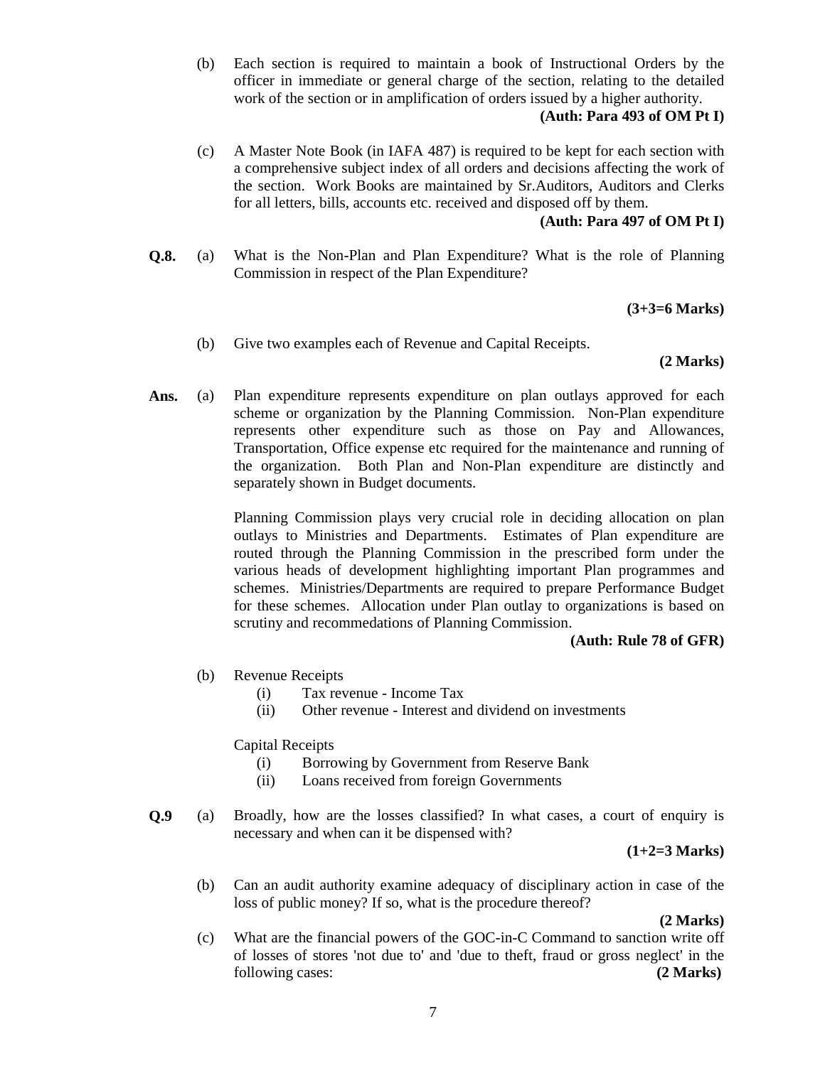(b) Each section is required to maintain a book of Instructional Orders by the officer in immediate or general charge of the section, relating to the detailed work of the section or in amplification of orders issued by a higher authority.

**(Auth: Para 493 of OM Pt I)**

(c) A Master Note Book (in IAFA 487) is required to be kept for each section with a comprehensive subject index of all orders and decisions affecting the work of the section. Work Books are maintained by Sr.Auditors, Auditors and Clerks for all letters, bills, accounts etc. received and disposed off by them.

**(Auth: Para 497 of OM Pt I)**

**Q.8.** (a) What is the Non-Plan and Plan Expenditure? What is the role of Planning Commission in respect of the Plan Expenditure?

**(3+3=6 Marks)**

(b) Give two examples each of Revenue and Capital Receipts.

**(2 Marks)**

**Ans.** (a) Plan expenditure represents expenditure on plan outlays approved for each scheme or organization by the Planning Commission. Non-Plan expenditure represents other expenditure such as those on Pay and Allowances, Transportation, Office expense etc required for the maintenance and running of the organization. Both Plan and Non-Plan expenditure are distinctly and separately shown in Budget documents.

Planning Commission plays very crucial role in deciding allocation on plan outlays to Ministries and Departments. Estimates of Plan expenditure are routed through the Planning Commission in the prescribed form under the various heads of development highlighting important Plan programmes and schemes. Ministries/Departments are required to prepare Performance Budget for these schemes. Allocation under Plan outlay to organizations is based on scrutiny and recommedations of Planning Commission.

**(Auth: Rule 78 of GFR)**

(b) Revenue Receipts

(i) Tax revenue - Income Tax
(ii) Other revenue - Interest and dividend on investments

Capital Receipts

(i) Borrowing by Government from Reserve Bank
(ii) Loans received from foreign Governments

**Q.9** (a) Broadly, how are the losses classified? In what cases, a court of enquiry is necessary and when can it be dispensed with?

**(1+2=3 Marks)**

(b) Can an audit authority examine adequacy of disciplinary action in case of the loss of public money? If so, what is the procedure thereof?

**(2 Marks)**

(c) What are the financial powers of the GOC-in-C Command to sanction write off of losses of stores 'not due to' and 'due to theft, fraud or gross neglect' in the following cases: **(2 Marks)**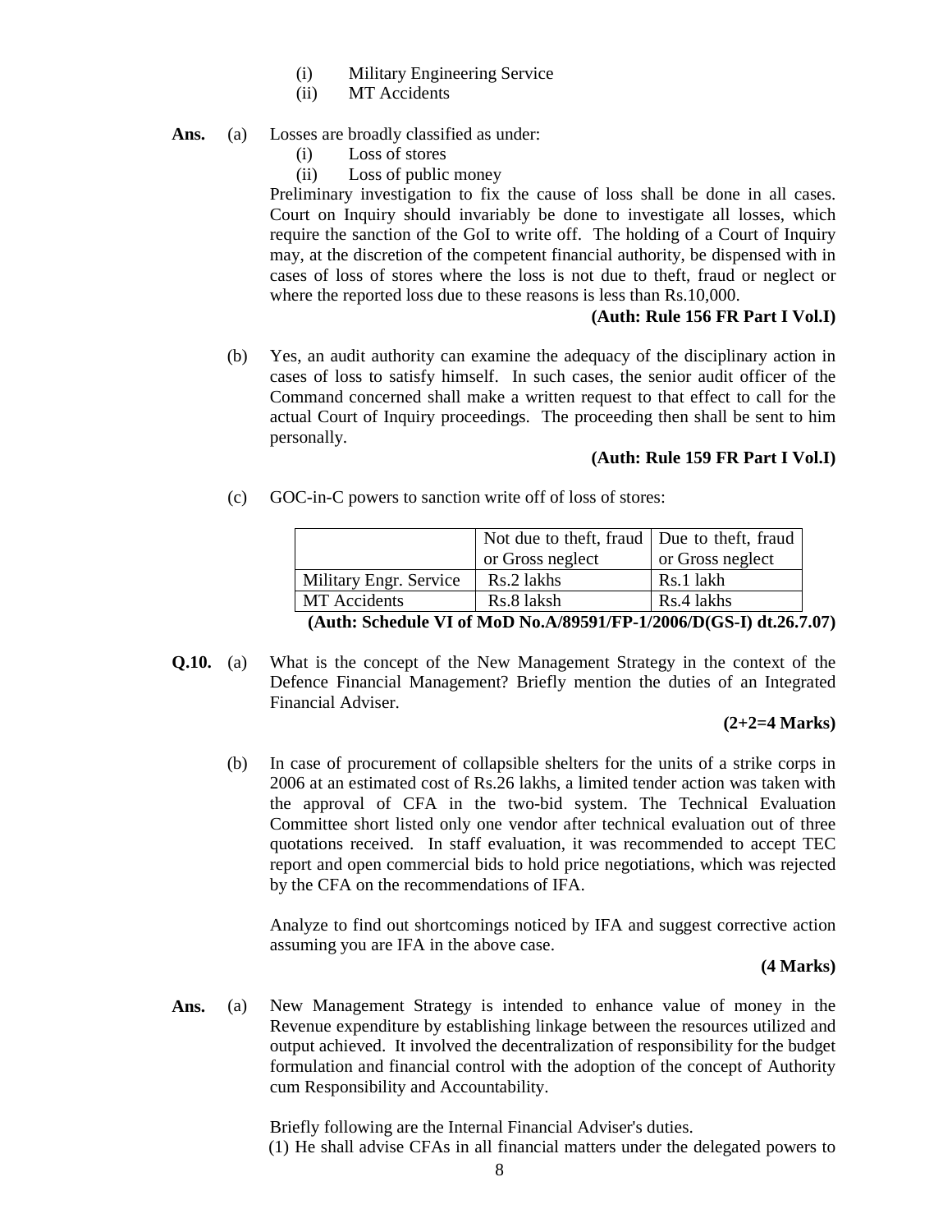(i) Military Engineering Service
(ii) MT Accidents

**Ans.** (a) Losses are broadly classified as under:

(i) Loss of stores
(ii) Loss of public money

Preliminary investigation to fix the cause of loss shall be done in all cases. Court on Inquiry should invariably be done to investigate all losses, which require the sanction of the GoI to write off. The holding of a Court of Inquiry may, at the discretion of the competent financial authority, be dispensed with in cases of loss of stores where the loss is not due to theft, fraud or neglect or where the reported loss due to these reasons is less than Rs.10,000.

**(Auth: Rule 156 FR Part I Vol.I)**

(b) Yes, an audit authority can examine the adequacy of the disciplinary action in cases of loss to satisfy himself. In such cases, the senior audit officer of the Command concerned shall make a written request to that effect to call for the actual Court of Inquiry proceedings. The proceeding then shall be sent to him personally.

**(Auth: Rule 159 FR Part I Vol.I)**

(c) GOC-in-C powers to sanction write off of loss of stores:

| | Not due to theft, fraud or Gross neglect | Due to theft, fraud or Gross neglect |
|---|---|---|
| Military Engr. Service | Rs.2 lakhs | Rs.1 lakh |
| MT Accidents | Rs.8 laksh | Rs.4 lakhs |

**(Auth: Schedule VI of MoD No.A/89591/FP-1/2006/D(GS-I) dt.26.7.07)**

**Q.10.** (a) What is the concept of the New Management Strategy in the context of the Defence Financial Management? Briefly mention the duties of an Integrated Financial Adviser.

**(2+2=4 Marks)**

(b) In case of procurement of collapsible shelters for the units of a strike corps in 2006 at an estimated cost of Rs.26 lakhs, a limited tender action was taken with the approval of CFA in the two-bid system. The Technical Evaluation Committee short listed only one vendor after technical evaluation out of three quotations received. In staff evaluation, it was recommended to accept TEC report and open commercial bids to hold price negotiations, which was rejected by the CFA on the recommendations of IFA.

Analyze to find out shortcomings noticed by IFA and suggest corrective action assuming you are IFA in the above case.

**(4 Marks)**

**Ans.** (a) New Management Strategy is intended to enhance value of money in the Revenue expenditure by establishing linkage between the resources utilized and output achieved. It involved the decentralization of responsibility for the budget formulation and financial control with the adoption of the concept of Authority cum Responsibility and Accountability.

Briefly following are the Internal Financial Adviser's duties.

(1) He shall advise CFAs in all financial matters under the delegated powers to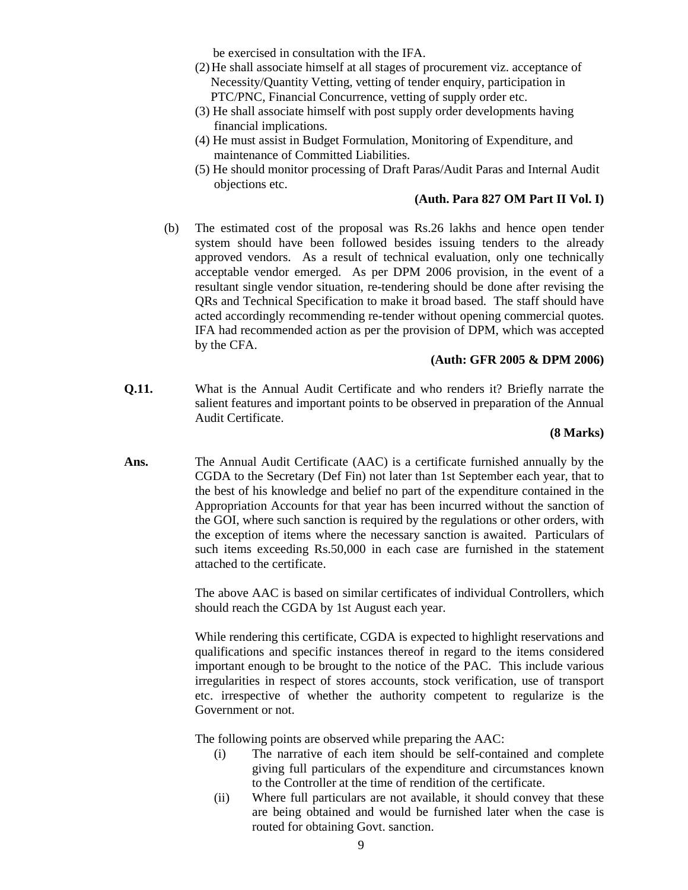be exercised in consultation with the IFA.

(2) He shall associate himself at all stages of procurement viz. acceptance of Necessity/Quantity Vetting, vetting of tender enquiry, participation in PTC/PNC, Financial Concurrence, vetting of supply order etc.

(3) He shall associate himself with post supply order developments having financial implications.

(4) He must assist in Budget Formulation, Monitoring of Expenditure, and maintenance of Committed Liabilities.

(5) He should monitor processing of Draft Paras/Audit Paras and Internal Audit objections etc.

**(Auth. Para 827 OM Part II Vol. I)**

(b) The estimated cost of the proposal was Rs.26 lakhs and hence open tender system should have been followed besides issuing tenders to the already approved vendors. As a result of technical evaluation, only one technically acceptable vendor emerged. As per DPM 2006 provision, in the event of a resultant single vendor situation, re-tendering should be done after revising the QRs and Technical Specification to make it broad based. The staff should have acted accordingly recommending re-tender without opening commercial quotes. IFA had recommended action as per the provision of DPM, which was accepted by the CFA.

**(Auth: GFR 2005 & DPM 2006)**

**Q.11.** What is the Annual Audit Certificate and who renders it? Briefly narrate the salient features and important points to be observed in preparation of the Annual Audit Certificate.

**(8 Marks)**

**Ans.** The Annual Audit Certificate (AAC) is a certificate furnished annually by the CGDA to the Secretary (Def Fin) not later than 1st September each year, that to the best of his knowledge and belief no part of the expenditure contained in the Appropriation Accounts for that year has been incurred without the sanction of the GOI, where such sanction is required by the regulations or other orders, with the exception of items where the necessary sanction is awaited. Particulars of such items exceeding Rs.50,000 in each case are furnished in the statement attached to the certificate.

The above AAC is based on similar certificates of individual Controllers, which should reach the CGDA by 1st August each year.

While rendering this certificate, CGDA is expected to highlight reservations and qualifications and specific instances thereof in regard to the items considered important enough to be brought to the notice of the PAC. This include various irregularities in respect of stores accounts, stock verification, use of transport etc. irrespective of whether the authority competent to regularize is the Government or not.

The following points are observed while preparing the AAC:

(i) The narrative of each item should be self-contained and complete giving full particulars of the expenditure and circumstances known to the Controller at the time of rendition of the certificate.

(ii) Where full particulars are not available, it should convey that these are being obtained and would be furnished later when the case is routed for obtaining Govt. sanction.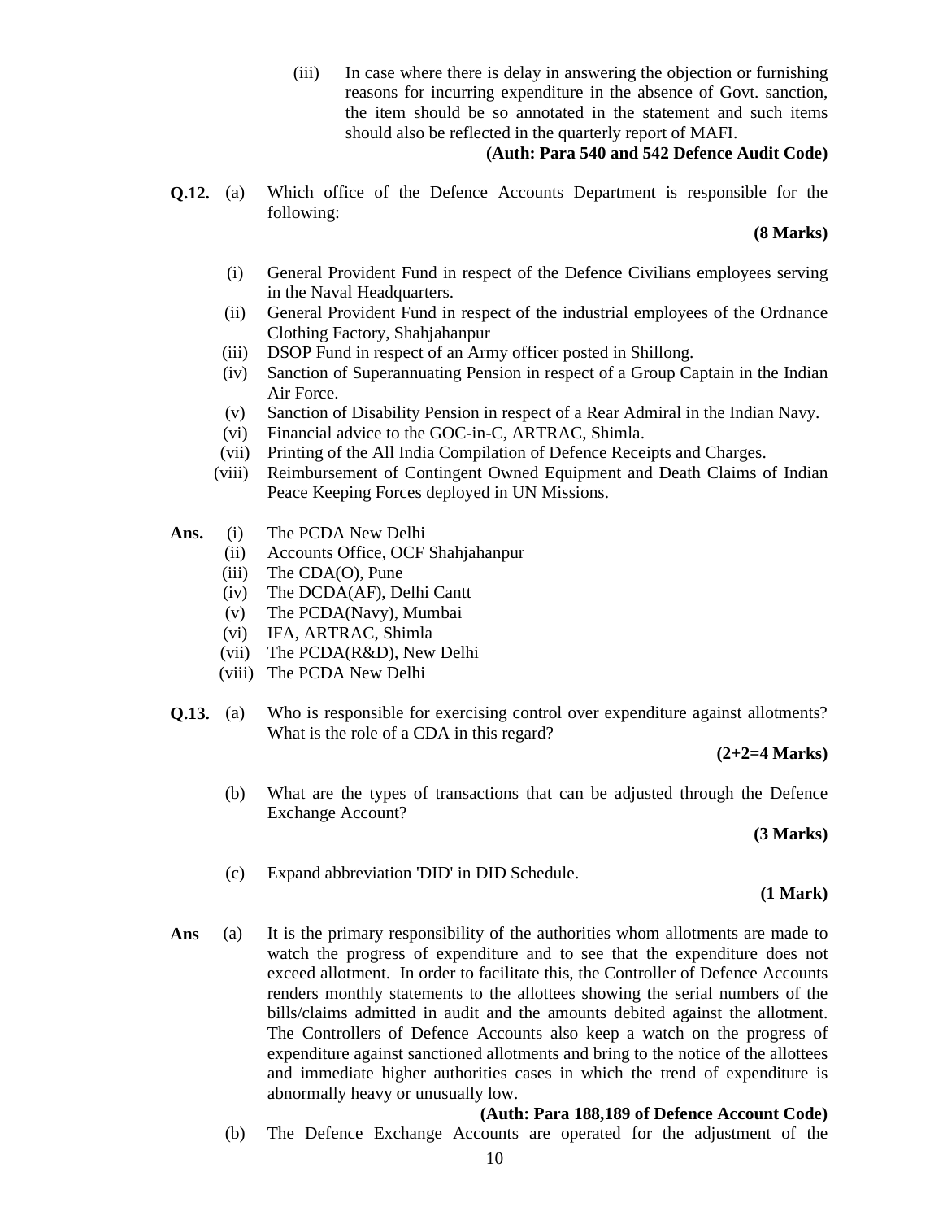(iii) In case where there is delay in answering the objection or furnishing reasons for incurring expenditure in the absence of Govt. sanction, the item should be so annotated in the statement and such items should also be reflected in the quarterly report of MAFI.

**(Auth: Para 540 and 542 Defence Audit Code)**

**Q.12.** (a) Which office of the Defence Accounts Department is responsible for the following:

**(8 Marks)**

(i) General Provident Fund in respect of the Defence Civilians employees serving in the Naval Headquarters.
(ii) General Provident Fund in respect of the industrial employees of the Ordnance Clothing Factory, Shahjahanpur
(iii) DSOP Fund in respect of an Army officer posted in Shillong.
(iv) Sanction of Superannuating Pension in respect of a Group Captain in the Indian Air Force.
(v) Sanction of Disability Pension in respect of a Rear Admiral in the Indian Navy.
(vi) Financial advice to the GOC-in-C, ARTRAC, Shimla.
(vii) Printing of the All India Compilation of Defence Receipts and Charges.
(viii) Reimbursement of Contingent Owned Equipment and Death Claims of Indian Peace Keeping Forces deployed in UN Missions.

**Ans.** (i) The PCDA New Delhi
(ii) Accounts Office, OCF Shahjahanpur
(iii) The CDA(O), Pune
(iv) The DCDA(AF), Delhi Cantt
(v) The PCDA(Navy), Mumbai
(vi) IFA, ARTRAC, Shimla
(vii) The PCDA(R&D), New Delhi
(viii) The PCDA New Delhi

**Q.13.** (a) Who is responsible for exercising control over expenditure against allotments? What is the role of a CDA in this regard?

**(2+2=4 Marks)**

(b) What are the types of transactions that can be adjusted through the Defence Exchange Account?

**(3 Marks)**

(c) Expand abbreviation 'DID' in DID Schedule.

**(1 Mark)**

**Ans** (a) It is the primary responsibility of the authorities whom allotments are made to watch the progress of expenditure and to see that the expenditure does not exceed allotment. In order to facilitate this, the Controller of Defence Accounts renders monthly statements to the allottees showing the serial numbers of the bills/claims admitted in audit and the amounts debited against the allotment. The Controllers of Defence Accounts also keep a watch on the progress of expenditure against sanctioned allotments and bring to the notice of the allottees and immediate higher authorities cases in which the trend of expenditure is abnormally heavy or unusually low.

**(Auth: Para 188,189 of Defence Account Code)**

(b) The Defence Exchange Accounts are operated for the adjustment of the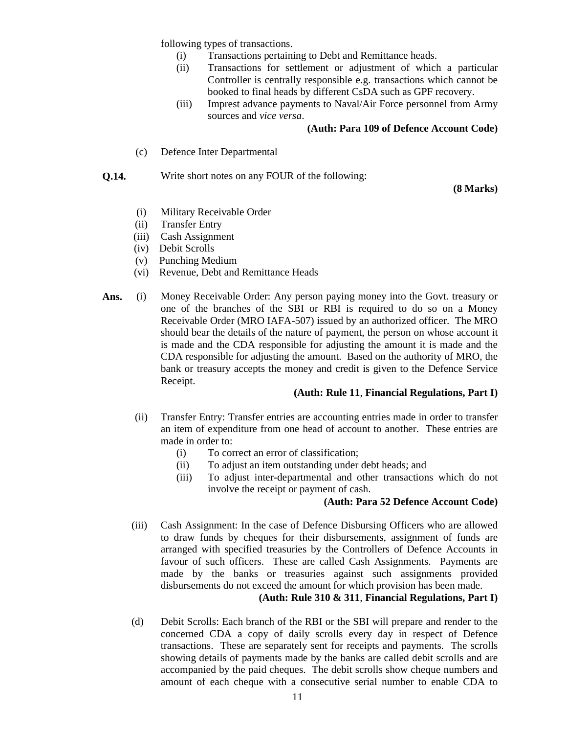following types of transactions.

(i) Transactions pertaining to Debt and Remittance heads.

(ii) Transactions for settlement or adjustment of which a particular Controller is centrally responsible e.g. transactions which cannot be booked to final heads by different CsDA such as GPF recovery.

(iii) Imprest advance payments to Naval/Air Force personnel from Army sources and *vice versa*.

**(Auth: Para 109 of Defence Account Code)**

(c) Defence Inter Departmental

**Q.14.** Write short notes on any FOUR of the following:

**(8 Marks)**

(i) Military Receivable Order
(ii) Transfer Entry
(iii) Cash Assignment
(iv) Debit Scrolls
(v) Punching Medium
(vi) Revenue, Debt and Remittance Heads

**Ans.** (i) Money Receivable Order: Any person paying money into the Govt. treasury or one of the branches of the SBI or RBI is required to do so on a Money Receivable Order (MRO IAFA-507) issued by an authorized officer. The MRO should bear the details of the nature of payment, the person on whose account it is made and the CDA responsible for adjusting the amount it is made and the CDA responsible for adjusting the amount. Based on the authority of MRO, the bank or treasury accepts the money and credit is given to the Defence Service Receipt.

**(Auth: Rule 11, Financial Regulations, Part I)**

(ii) Transfer Entry: Transfer entries are accounting entries made in order to transfer an item of expenditure from one head of account to another. These entries are made in order to:

(i) To correct an error of classification;

(ii) To adjust an item outstanding under debt heads; and

(iii) To adjust inter-departmental and other transactions which do not involve the receipt or payment of cash.

**(Auth: Para 52 Defence Account Code)**

(iii) Cash Assignment: In the case of Defence Disbursing Officers who are allowed to draw funds by cheques for their disbursements, assignment of funds are arranged with specified treasuries by the Controllers of Defence Accounts in favour of such officers. These are called Cash Assignments. Payments are made by the banks or treasuries against such assignments provided disbursements do not exceed the amount for which provision has been made.

**(Auth: Rule 310 & 311, Financial Regulations, Part I)**

(d) Debit Scrolls: Each branch of the RBI or the SBI will prepare and render to the concerned CDA a copy of daily scrolls every day in respect of Defence transactions. These are separately sent for receipts and payments. The scrolls showing details of payments made by the banks are called debit scrolls and are accompanied by the paid cheques. The debit scrolls show cheque numbers and amount of each cheque with a consecutive serial number to enable CDA to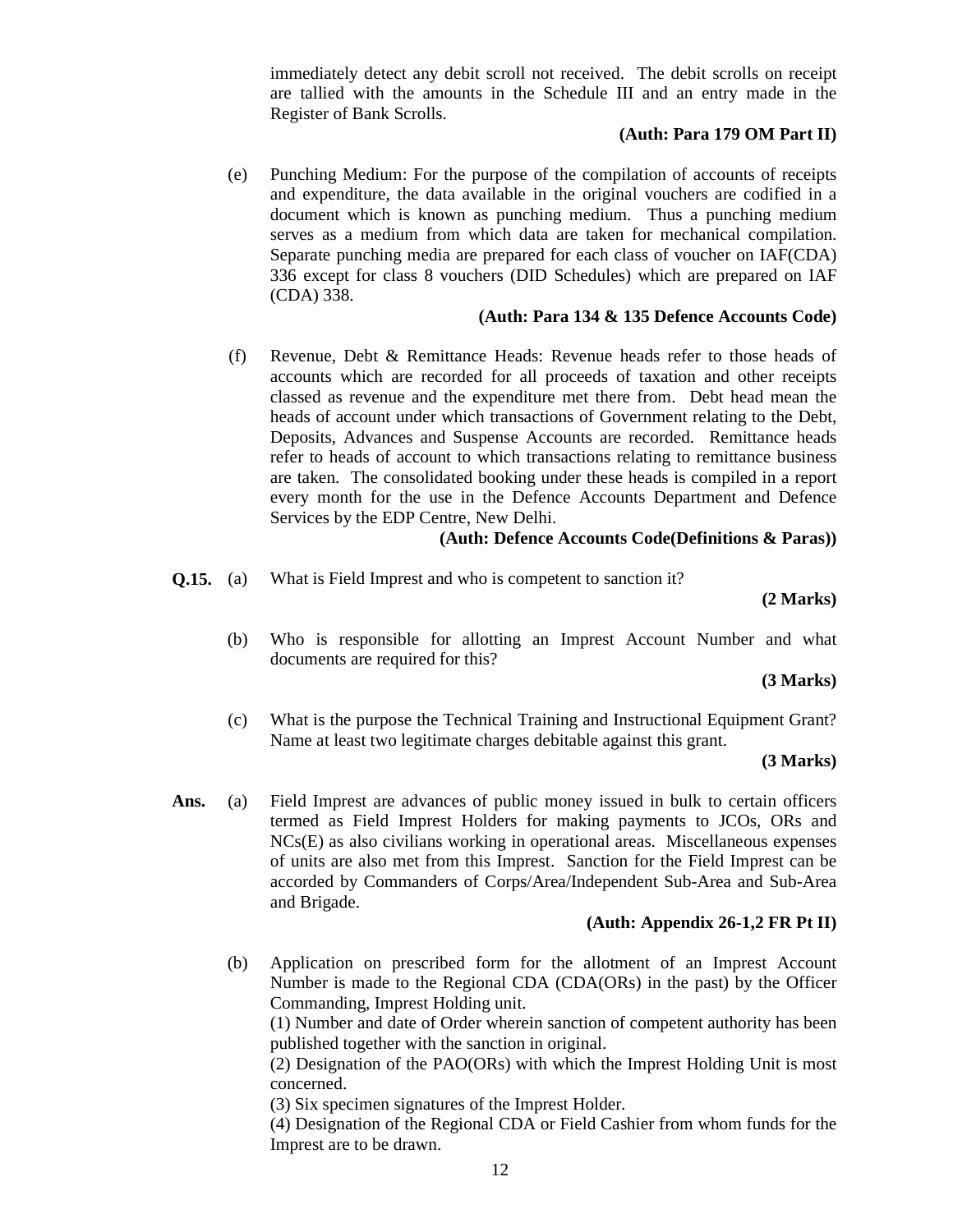immediately detect any debit scroll not received. The debit scrolls on receipt are tallied with the amounts in the Schedule III and an entry made in the Register of Bank Scrolls.

**(Auth: Para 179 OM Part II)**

(e) Punching Medium: For the purpose of the compilation of accounts of receipts and expenditure, the data available in the original vouchers are codified in a document which is known as punching medium. Thus a punching medium serves as a medium from which data are taken for mechanical compilation. Separate punching media are prepared for each class of voucher on IAF(CDA) 336 except for class 8 vouchers (DID Schedules) which are prepared on IAF (CDA) 338.

**(Auth: Para 134 & 135 Defence Accounts Code)**

(f) Revenue, Debt & Remittance Heads: Revenue heads refer to those heads of accounts which are recorded for all proceeds of taxation and other receipts classed as revenue and the expenditure met there from. Debt head mean the heads of account under which transactions of Government relating to the Debt, Deposits, Advances and Suspense Accounts are recorded. Remittance heads refer to heads of account to which transactions relating to remittance business are taken. The consolidated booking under these heads is compiled in a report every month for the use in the Defence Accounts Department and Defence Services by the EDP Centre, New Delhi.

**(Auth: Defence Accounts Code(Definitions & Paras))**

**Q.15.** (a) What is Field Imprest and who is competent to sanction it?

**(2 Marks)**

(b) Who is responsible for allotting an Imprest Account Number and what documents are required for this?

**(3 Marks)**

(c) What is the purpose the Technical Training and Instructional Equipment Grant? Name at least two legitimate charges debitable against this grant.

**(3 Marks)**

**Ans.** (a) Field Imprest are advances of public money issued in bulk to certain officers termed as Field Imprest Holders for making payments to JCOs, ORs and NCs(E) as also civilians working in operational areas. Miscellaneous expenses of units are also met from this Imprest. Sanction for the Field Imprest can be accorded by Commanders of Corps/Area/Independent Sub-Area and Sub-Area and Brigade.

**(Auth: Appendix 26-1,2 FR Pt II)**

(b) Application on prescribed form for the allotment of an Imprest Account Number is made to the Regional CDA (CDA(ORs) in the past) by the Officer Commanding, Imprest Holding unit.

(1) Number and date of Order wherein sanction of competent authority has been published together with the sanction in original.

(2) Designation of the PAO(ORs) with which the Imprest Holding Unit is most concerned.

(3) Six specimen signatures of the Imprest Holder.

(4) Designation of the Regional CDA or Field Cashier from whom funds for the Imprest are to be drawn.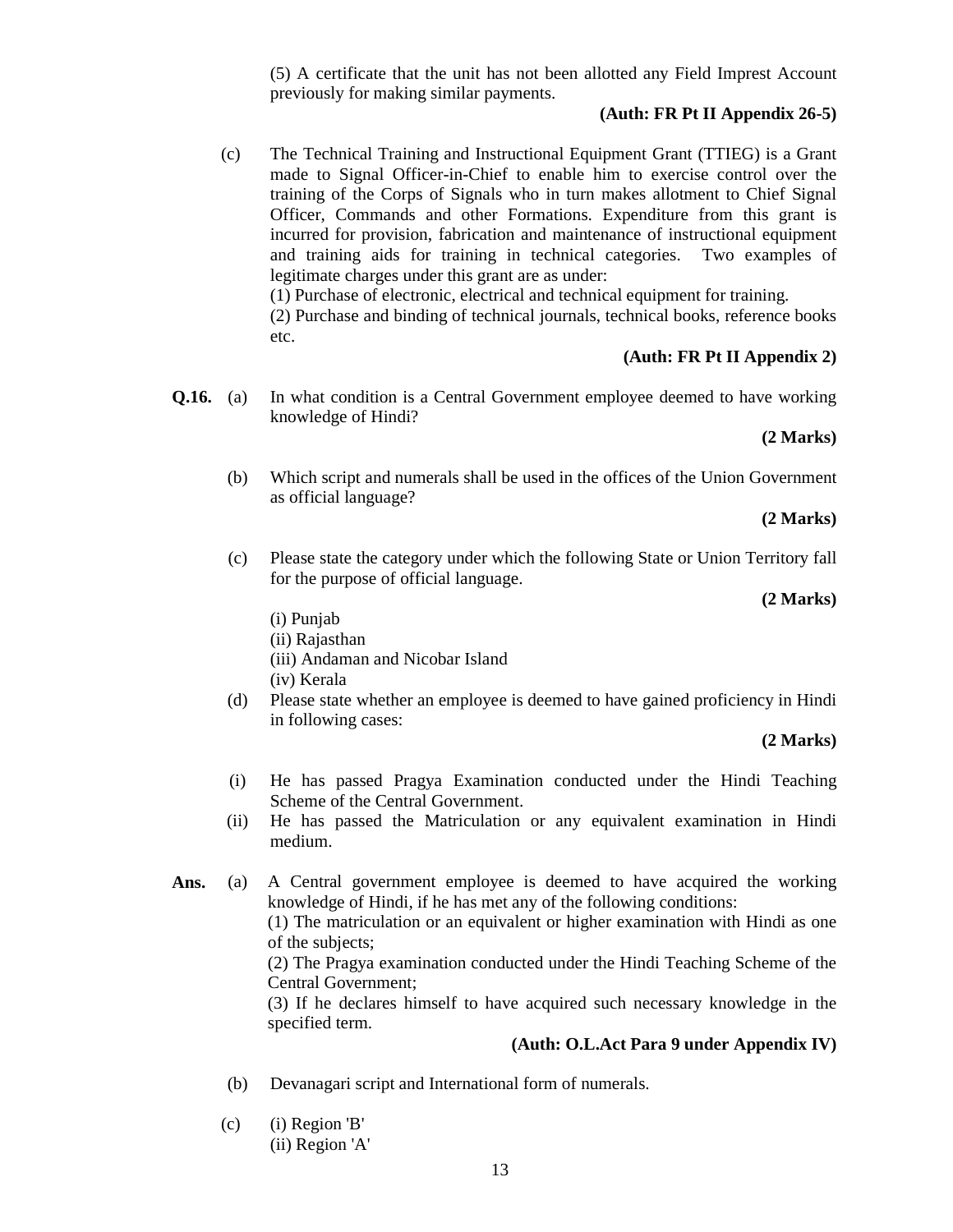(5) A certificate that the unit has not been allotted any Field Imprest Account previously for making similar payments.

**(Auth: FR Pt II Appendix 26-5)**

(c) The Technical Training and Instructional Equipment Grant (TTIEG) is a Grant made to Signal Officer-in-Chief to enable him to exercise control over the training of the Corps of Signals who in turn makes allotment to Chief Signal Officer, Commands and other Formations. Expenditure from this grant is incurred for provision, fabrication and maintenance of instructional equipment and training aids for training in technical categories. Two examples of legitimate charges under this grant are as under:

(1) Purchase of electronic, electrical and technical equipment for training.

(2) Purchase and binding of technical journals, technical books, reference books etc.

**(Auth: FR Pt II Appendix 2)**

**Q.16.** (a) In what condition is a Central Government employee deemed to have working knowledge of Hindi?

**(2 Marks)**

(b) Which script and numerals shall be used in the offices of the Union Government as official language?

**(2 Marks)**

(c) Please state the category under which the following State or Union Territory fall for the purpose of official language.

**(2 Marks)**

(i) Punjab
(ii) Rajasthan
(iii) Andaman and Nicobar Island
(iv) Kerala

(d) Please state whether an employee is deemed to have gained proficiency in Hindi in following cases:

**(2 Marks)**

(i) He has passed Pragya Examination conducted under the Hindi Teaching Scheme of the Central Government.

(ii) He has passed the Matriculation or any equivalent examination in Hindi medium.

**Ans.** (a) A Central government employee is deemed to have acquired the working knowledge of Hindi, if he has met any of the following conditions:

(1) The matriculation or an equivalent or higher examination with Hindi as one of the subjects;

(2) The Pragya examination conducted under the Hindi Teaching Scheme of the Central Government;

(3) If he declares himself to have acquired such necessary knowledge in the specified term.

**(Auth: O.L.Act Para 9 under Appendix IV)**

(b) Devanagari script and International form of numerals.

(c) (i) Region 'B'
(ii) Region 'A'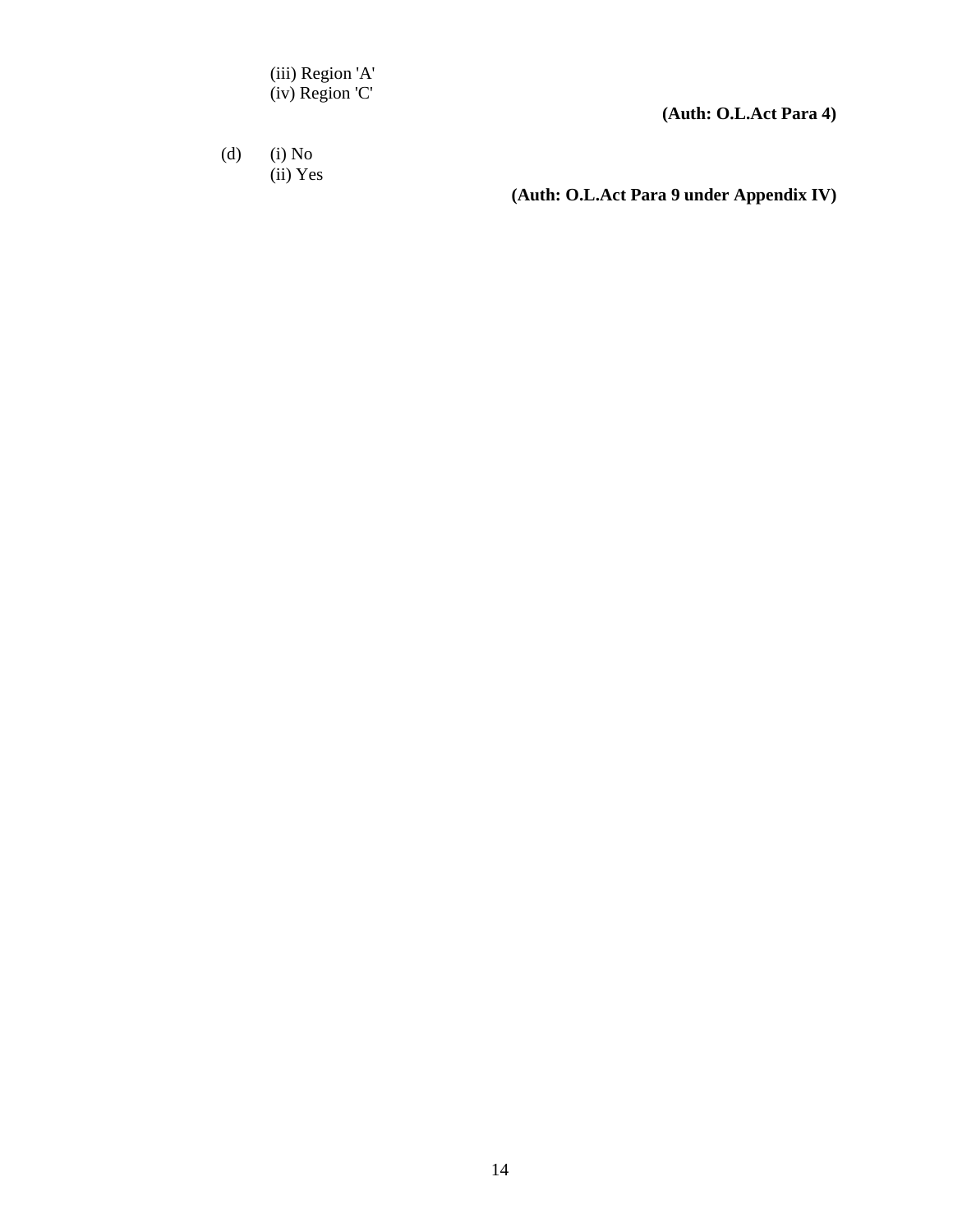(iii) Region 'A'
(iv) Region 'C'

**(Auth: O.L.Act Para 4)**

(d) (i) No
(ii) Yes

**(Auth: O.L.Act Para 9 under Appendix IV)**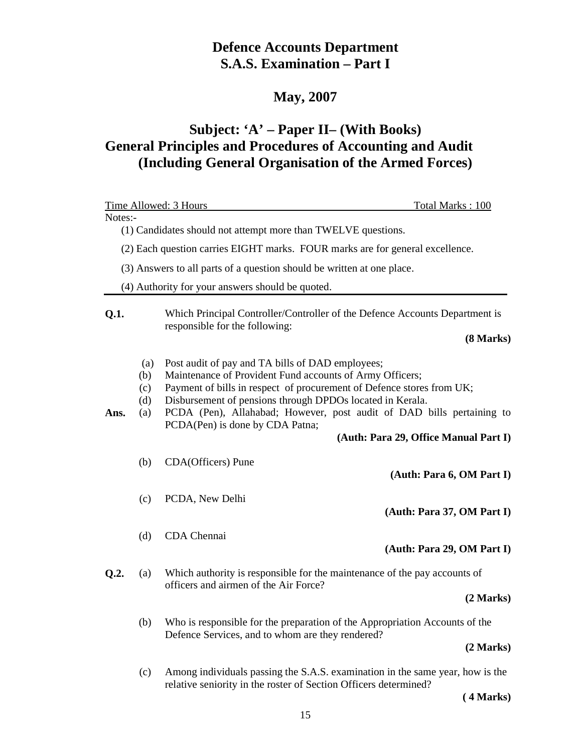# Defence Accounts Department
# S.A.S. Examination – Part I

## May, 2007

## Subject: 'A' – Paper II– (With Books)
## General Principles and Procedures of Accounting and Audit
## (Including General Organisation of the Armed Forces)

Time Allowed: 3 Hours Total Marks : 100

Notes:-

(1) Candidates should not attempt more than TWELVE questions.

(2) Each question carries EIGHT marks. FOUR marks are for general excellence.

(3) Answers to all parts of a question should be written at one place.

(4) Authority for your answers should be quoted.

---

**Q.1.** Which Principal Controller/Controller of the Defence Accounts Department is responsible for the following:

**(8 Marks)**

(a) Post audit of pay and TA bills of DAD employees;
(b) Maintenance of Provident Fund accounts of Army Officers;
(c) Payment of bills in respect of procurement of Defence stores from UK;
(d) Disbursement of pensions through DPDOs located in Kerala.

**Ans.** (a) PCDA (Pen), Allahabad; However, post audit of DAD bills pertaining to PCDA(Pen) is done by CDA Patna;

**(Auth: Para 29, Office Manual Part I)**

(b) CDA(Officers) Pune

**(Auth: Para 6, OM Part I)**

(c) PCDA, New Delhi

**(Auth: Para 37, OM Part I)**

(d) CDA Chennai

**(Auth: Para 29, OM Part I)**

**Q.2.** (a) Which authority is responsible for the maintenance of the pay accounts of officers and airmen of the Air Force?

**(2 Marks)**

(b) Who is responsible for the preparation of the Appropriation Accounts of the Defence Services, and to whom are they rendered?

**(2 Marks)**

(c) Among individuals passing the S.A.S. examination in the same year, how is the relative seniority in the roster of Section Officers determined?

**( 4 Marks)**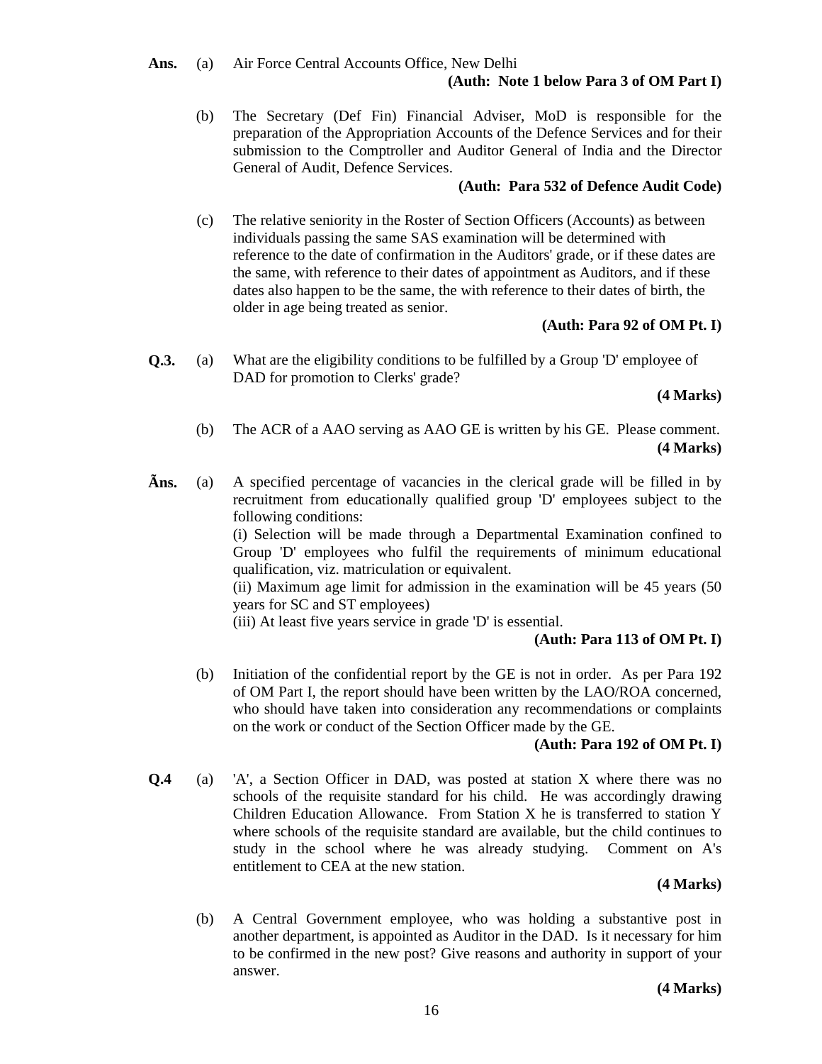**Ans.** (a) Air Force Central Accounts Office, New Delhi

**(Auth: Note 1 below Para 3 of OM Part I)**

(b) The Secretary (Def Fin) Financial Adviser, MoD is responsible for the preparation of the Appropriation Accounts of the Defence Services and for their submission to the Comptroller and Auditor General of India and the Director General of Audit, Defence Services.

**(Auth: Para 532 of Defence Audit Code)**

(c) The relative seniority in the Roster of Section Officers (Accounts) as between individuals passing the same SAS examination will be determined with reference to the date of confirmation in the Auditors' grade, or if these dates are the same, with reference to their dates of appointment as Auditors, and if these dates also happen to be the same, the with reference to their dates of birth, the older in age being treated as senior.

**(Auth: Para 92 of OM Pt. I)**

**Q.3.** (a) What are the eligibility conditions to be fulfilled by a Group 'D' employee of DAD for promotion to Clerks' grade?

**(4 Marks)**

(b) The ACR of a AAO serving as AAO GE is written by his GE. Please comment.

**(4 Marks)**

**Ãns.** (a) A specified percentage of vacancies in the clerical grade will be filled in by recruitment from educationally qualified group 'D' employees subject to the following conditions:

(i) Selection will be made through a Departmental Examination confined to Group 'D' employees who fulfil the requirements of minimum educational qualification, viz. matriculation or equivalent.

(ii) Maximum age limit for admission in the examination will be 45 years (50 years for SC and ST employees)

(iii) At least five years service in grade 'D' is essential.

**(Auth: Para 113 of OM Pt. I)**

(b) Initiation of the confidential report by the GE is not in order. As per Para 192 of OM Part I, the report should have been written by the LAO/ROA concerned, who should have taken into consideration any recommendations or complaints on the work or conduct of the Section Officer made by the GE.

**(Auth: Para 192 of OM Pt. I)**

**Q.4** (a) 'A', a Section Officer in DAD, was posted at station X where there was no schools of the requisite standard for his child. He was accordingly drawing Children Education Allowance. From Station X he is transferred to station Y where schools of the requisite standard are available, but the child continues to study in the school where he was already studying. Comment on A's entitlement to CEA at the new station.

**(4 Marks)**

(b) A Central Government employee, who was holding a substantive post in another department, is appointed as Auditor in the DAD. Is it necessary for him to be confirmed in the new post? Give reasons and authority in support of your answer.

**(4 Marks)**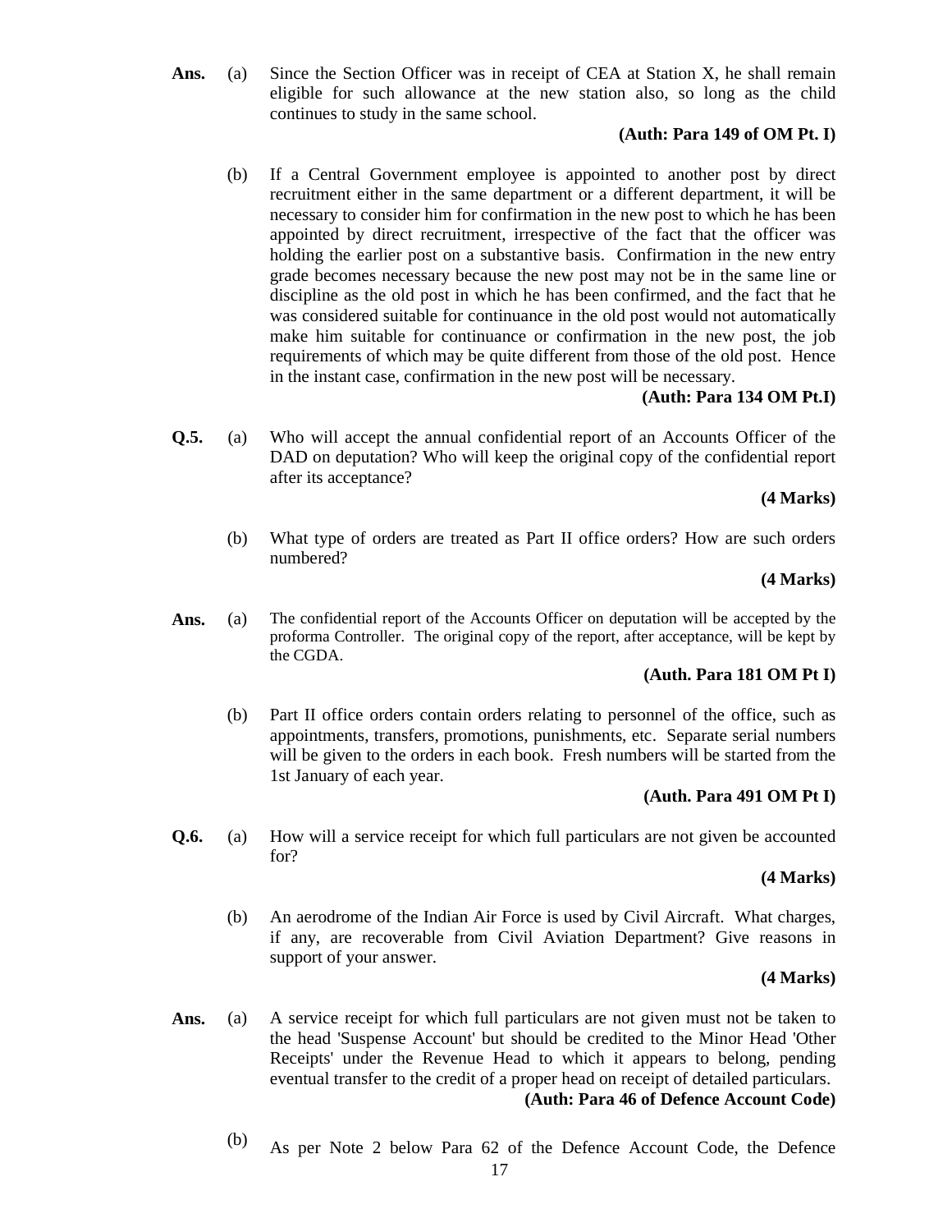**Ans.** (a) Since the Section Officer was in receipt of CEA at Station X, he shall remain eligible for such allowance at the new station also, so long as the child continues to study in the same school.

**(Auth: Para 149 of OM Pt. I)**

(b) If a Central Government employee is appointed to another post by direct recruitment either in the same department or a different department, it will be necessary to consider him for confirmation in the new post to which he has been appointed by direct recruitment, irrespective of the fact that the officer was holding the earlier post on a substantive basis. Confirmation in the new entry grade becomes necessary because the new post may not be in the same line or discipline as the old post in which he has been confirmed, and the fact that he was considered suitable for continuance in the old post would not automatically make him suitable for continuance or confirmation in the new post, the job requirements of which may be quite different from those of the old post. Hence in the instant case, confirmation in the new post will be necessary.

**(Auth: Para 134 OM Pt.I)**

**Q.5.** (a) Who will accept the annual confidential report of an Accounts Officer of the DAD on deputation? Who will keep the original copy of the confidential report after its acceptance?

**(4 Marks)**

(b) What type of orders are treated as Part II office orders? How are such orders numbered?

**(4 Marks)**

**Ans.** (a) The confidential report of the Accounts Officer on deputation will be accepted by the proforma Controller. The original copy of the report, after acceptance, will be kept by the CGDA.

**(Auth. Para 181 OM Pt I)**

(b) Part II office orders contain orders relating to personnel of the office, such as appointments, transfers, promotions, punishments, etc. Separate serial numbers will be given to the orders in each book. Fresh numbers will be started from the 1st January of each year.

**(Auth. Para 491 OM Pt I)**

**Q.6.** (a) How will a service receipt for which full particulars are not given be accounted for?

**(4 Marks)**

(b) An aerodrome of the Indian Air Force is used by Civil Aircraft. What charges, if any, are recoverable from Civil Aviation Department? Give reasons in support of your answer.

**(4 Marks)**

**Ans.** (a) A service receipt for which full particulars are not given must not be taken to the head 'Suspense Account' but should be credited to the Minor Head 'Other Receipts' under the Revenue Head to which it appears to belong, pending eventual transfer to the credit of a proper head on receipt of detailed particulars.

**(Auth: Para 46 of Defence Account Code)**

(b) As per Note 2 below Para 62 of the Defence Account Code, the Defence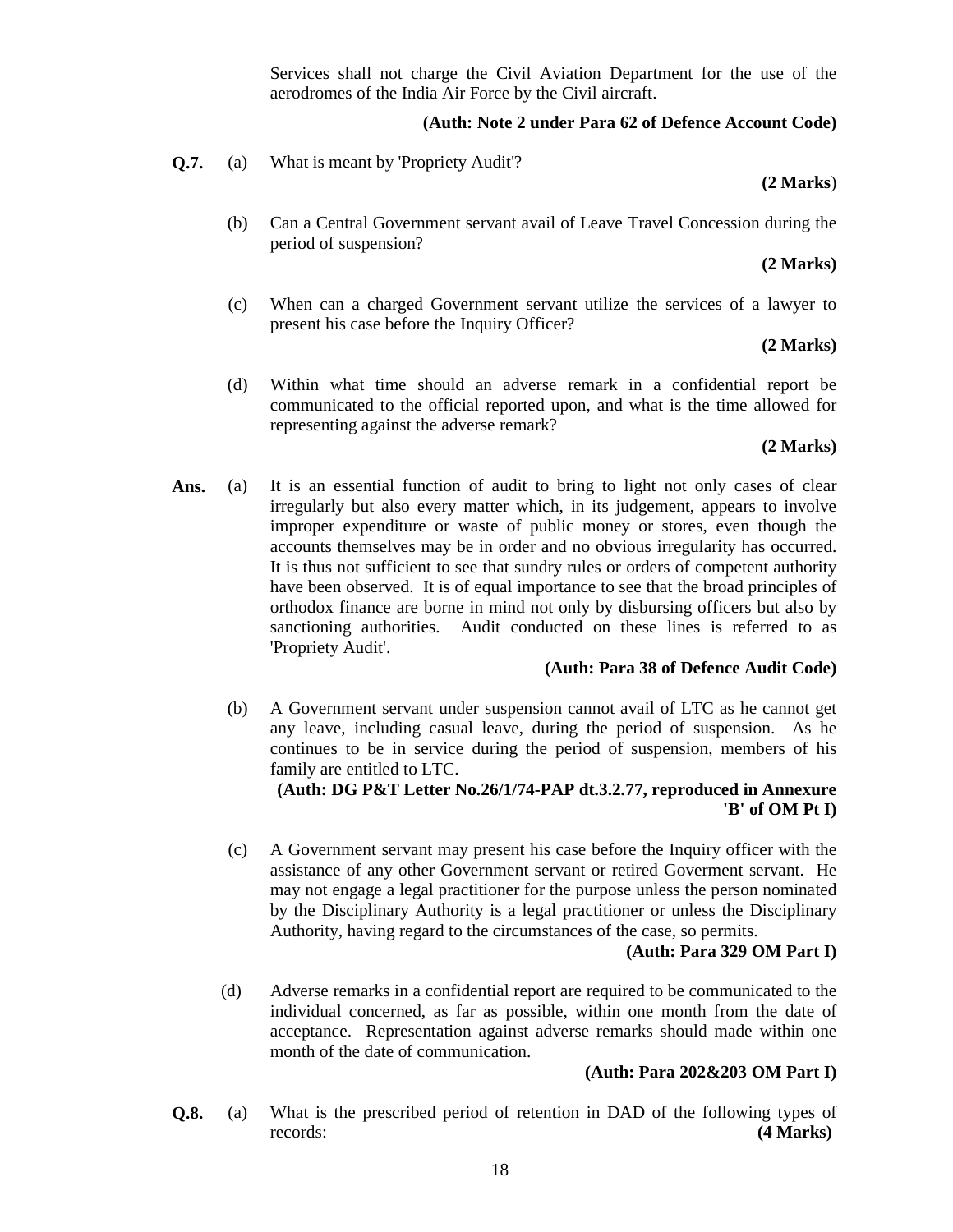Services shall not charge the Civil Aviation Department for the use of the aerodromes of the India Air Force by the Civil aircraft.

**(Auth: Note 2 under Para 62 of Defence Account Code)**

**Q.7.** (a) What is meant by 'Propriety Audit'?

**(2 Marks**)

(b) Can a Central Government servant avail of Leave Travel Concession during the period of suspension?

**(2 Marks)**

(c) When can a charged Government servant utilize the services of a lawyer to present his case before the Inquiry Officer?

**(2 Marks)**

(d) Within what time should an adverse remark in a confidential report be communicated to the official reported upon, and what is the time allowed for representing against the adverse remark?

**(2 Marks)**

**Ans.** (a) It is an essential function of audit to bring to light not only cases of clear irregularly but also every matter which, in its judgement, appears to involve improper expenditure or waste of public money or stores, even though the accounts themselves may be in order and no obvious irregularity has occurred. It is thus not sufficient to see that sundry rules or orders of competent authority have been observed. It is of equal importance to see that the broad principles of orthodox finance are borne in mind not only by disbursing officers but also by sanctioning authorities. Audit conducted on these lines is referred to as 'Propriety Audit'.

**(Auth: Para 38 of Defence Audit Code)**

(b) A Government servant under suspension cannot avail of LTC as he cannot get any leave, including casual leave, during the period of suspension. As he continues to be in service during the period of suspension, members of his family are entitled to LTC.

**(Auth: DG P&T Letter No.26/1/74-PAP dt.3.2.77, reproduced in Annexure 'B' of OM Pt I)**

(c) A Government servant may present his case before the Inquiry officer with the assistance of any other Government servant or retired Goverment servant. He may not engage a legal practitioner for the purpose unless the person nominated by the Disciplinary Authority is a legal practitioner or unless the Disciplinary Authority, having regard to the circumstances of the case, so permits.

**(Auth: Para 329 OM Part I)**

(d) Adverse remarks in a confidential report are required to be communicated to the individual concerned, as far as possible, within one month from the date of acceptance. Representation against adverse remarks should made within one month of the date of communication.

**(Auth: Para 202&203 OM Part I)**

**Q.8.** (a) What is the prescribed period of retention in DAD of the following types of records: **(4 Marks)**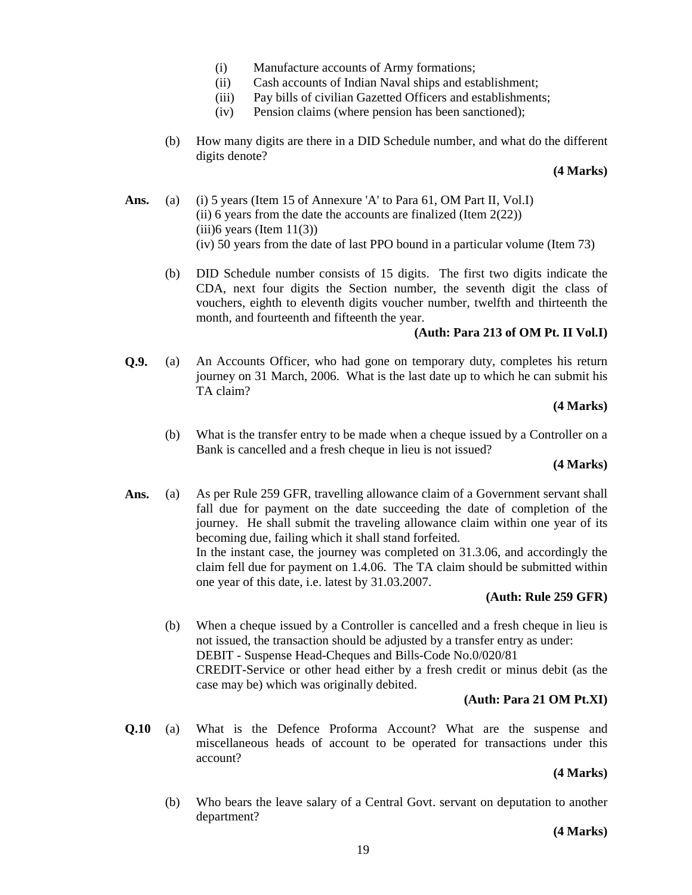(i) Manufacture accounts of Army formations;
(ii) Cash accounts of Indian Naval ships and establishment;
(iii) Pay bills of civilian Gazetted Officers and establishments;
(iv) Pension claims (where pension has been sanctioned);

(b) How many digits are there in a DID Schedule number, and what do the different digits denote?

**(4 Marks)**

**Ans.** (a) (i) 5 years (Item 15 of Annexure 'A' to Para 61, OM Part II, Vol.I)
(ii) 6 years from the date the accounts are finalized (Item 2(22))
(iii)6 years (Item 11(3))
(iv) 50 years from the date of last PPO bound in a particular volume (Item 73)

(b) DID Schedule number consists of 15 digits. The first two digits indicate the CDA, next four digits the Section number, the seventh digit the class of vouchers, eighth to eleventh digits voucher number, twelfth and thirteenth the month, and fourteenth and fifteenth the year.

**(Auth: Para 213 of OM Pt. II Vol.I)**

**Q.9.** (a) An Accounts Officer, who had gone on temporary duty, completes his return journey on 31 March, 2006. What is the last date up to which he can submit his TA claim?

**(4 Marks)**

(b) What is the transfer entry to be made when a cheque issued by a Controller on a Bank is cancelled and a fresh cheque in lieu is not issued?

**(4 Marks)**

**Ans.** (a) As per Rule 259 GFR, travelling allowance claim of a Government servant shall fall due for payment on the date succeeding the date of completion of the journey. He shall submit the traveling allowance claim within one year of its becoming due, failing which it shall stand forfeited.
In the instant case, the journey was completed on 31.3.06, and accordingly the claim fell due for payment on 1.4.06. The TA claim should be submitted within one year of this date, i.e. latest by 31.03.2007.

**(Auth: Rule 259 GFR)**

(b) When a cheque issued by a Controller is cancelled and a fresh cheque in lieu is not issued, the transaction should be adjusted by a transfer entry as under:
DEBIT - Suspense Head-Cheques and Bills-Code No.0/020/81
CREDIT-Service or other head either by a fresh credit or minus debit (as the case may be) which was originally debited.

**(Auth: Para 21 OM Pt.XI)**

**Q.10** (a) What is the Defence Proforma Account? What are the suspense and miscellaneous heads of account to be operated for transactions under this account?

**(4 Marks)**

(b) Who bears the leave salary of a Central Govt. servant on deputation to another department?

**(4 Marks)**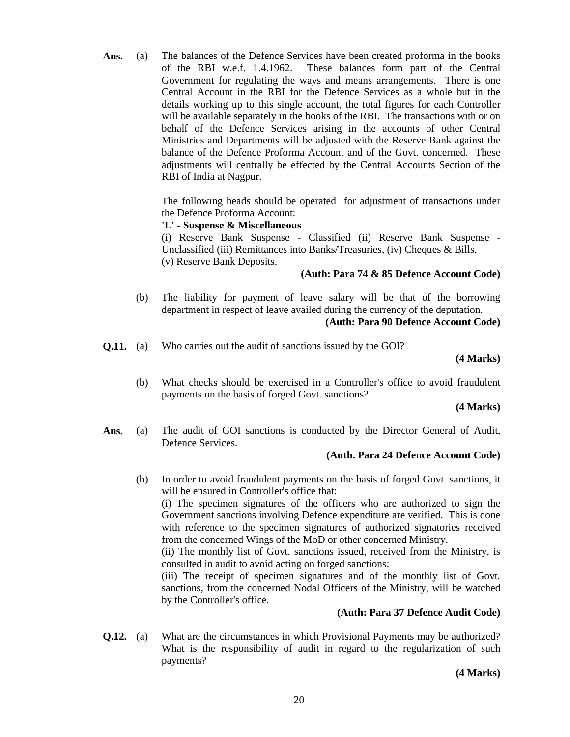**Ans.** (a) The balances of the Defence Services have been created proforma in the books of the RBI w.e.f. 1.4.1962. These balances form part of the Central Government for regulating the ways and means arrangements. There is one Central Account in the RBI for the Defence Services as a whole but in the details working up to this single account, the total figures for each Controller will be available separately in the books of the RBI. The transactions with or on behalf of the Defence Services arising in the accounts of other Central Ministries and Departments will be adjusted with the Reserve Bank against the balance of the Defence Proforma Account and of the Govt. concerned. These adjustments will centrally be effected by the Central Accounts Section of the RBI of India at Nagpur.

The following heads should be operated for adjustment of transactions under the Defence Proforma Account:

**'L' - Suspense & Miscellaneous**

(i) Reserve Bank Suspense - Classified (ii) Reserve Bank Suspense - Unclassified (iii) Remittances into Banks/Treasuries, (iv) Cheques & Bills, (v) Reserve Bank Deposits.

**(Auth: Para 74 & 85 Defence Account Code)**

(b) The liability for payment of leave salary will be that of the borrowing department in respect of leave availed during the currency of the deputation.

**(Auth: Para 90 Defence Account Code)**

**Q.11.** (a) Who carries out the audit of sanctions issued by the GOI?

**(4 Marks)**

(b) What checks should be exercised in a Controller's office to avoid fraudulent payments on the basis of forged Govt. sanctions?

**(4 Marks)**

**Ans.** (a) The audit of GOI sanctions is conducted by the Director General of Audit, Defence Services.

**(Auth. Para 24 Defence Account Code)**

(b) In order to avoid fraudulent payments on the basis of forged Govt. sanctions, it will be ensured in Controller's office that:

(i) The specimen signatures of the officers who are authorized to sign the Government sanctions involving Defence expenditure are verified. This is done with reference to the specimen signatures of authorized signatories received from the concerned Wings of the MoD or other concerned Ministry.

(ii) The monthly list of Govt. sanctions issued, received from the Ministry, is consulted in audit to avoid acting on forged sanctions;

(iii) The receipt of specimen signatures and of the monthly list of Govt. sanctions, from the concerned Nodal Officers of the Ministry, will be watched by the Controller's office.

**(Auth: Para 37 Defence Audit Code)**

**Q.12.** (a) What are the circumstances in which Provisional Payments may be authorized? What is the responsibility of audit in regard to the regularization of such payments?

**(4 Marks)**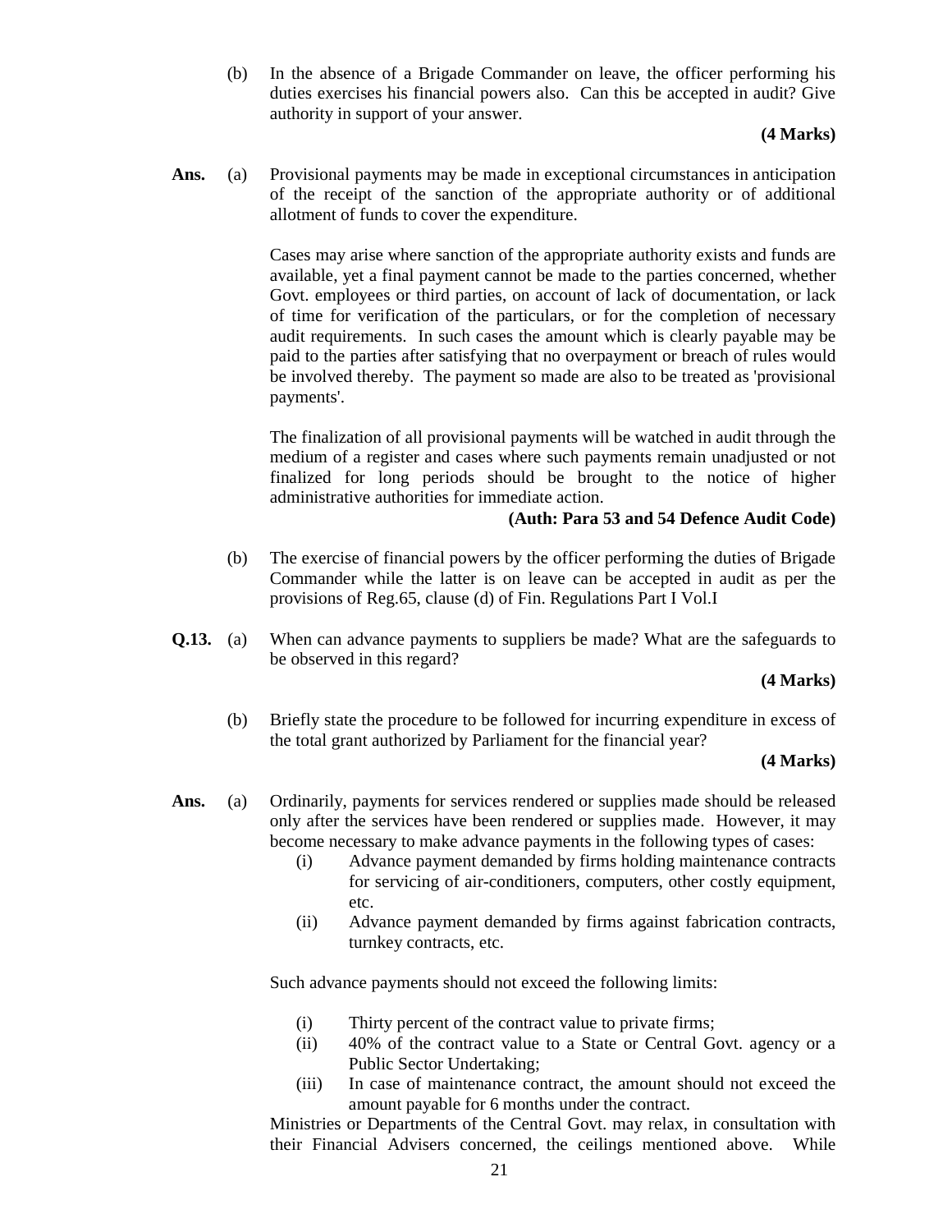(b) In the absence of a Brigade Commander on leave, the officer performing his duties exercises his financial powers also. Can this be accepted in audit? Give authority in support of your answer.

**(4 Marks)**

**Ans.** (a) Provisional payments may be made in exceptional circumstances in anticipation of the receipt of the sanction of the appropriate authority or of additional allotment of funds to cover the expenditure.

Cases may arise where sanction of the appropriate authority exists and funds are available, yet a final payment cannot be made to the parties concerned, whether Govt. employees or third parties, on account of lack of documentation, or lack of time for verification of the particulars, or for the completion of necessary audit requirements. In such cases the amount which is clearly payable may be paid to the parties after satisfying that no overpayment or breach of rules would be involved thereby. The payment so made are also to be treated as 'provisional payments'.

The finalization of all provisional payments will be watched in audit through the medium of a register and cases where such payments remain unadjusted or not finalized for long periods should be brought to the notice of higher administrative authorities for immediate action.

**(Auth: Para 53 and 54 Defence Audit Code)**

(b) The exercise of financial powers by the officer performing the duties of Brigade Commander while the latter is on leave can be accepted in audit as per the provisions of Reg.65, clause (d) of Fin. Regulations Part I Vol.I

**Q.13.** (a) When can advance payments to suppliers be made? What are the safeguards to be observed in this regard?

**(4 Marks)**

(b) Briefly state the procedure to be followed for incurring expenditure in excess of the total grant authorized by Parliament for the financial year?

**(4 Marks)**

**Ans.** (a) Ordinarily, payments for services rendered or supplies made should be released only after the services have been rendered or supplies made. However, it may become necessary to make advance payments in the following types of cases:

(i) Advance payment demanded by firms holding maintenance contracts for servicing of air-conditioners, computers, other costly equipment, etc.

(ii) Advance payment demanded by firms against fabrication contracts, turnkey contracts, etc.

Such advance payments should not exceed the following limits:

(i) Thirty percent of the contract value to private firms;

(ii) 40% of the contract value to a State or Central Govt. agency or a Public Sector Undertaking;

(iii) In case of maintenance contract, the amount should not exceed the amount payable for 6 months under the contract.

Ministries or Departments of the Central Govt. may relax, in consultation with their Financial Advisers concerned, the ceilings mentioned above. While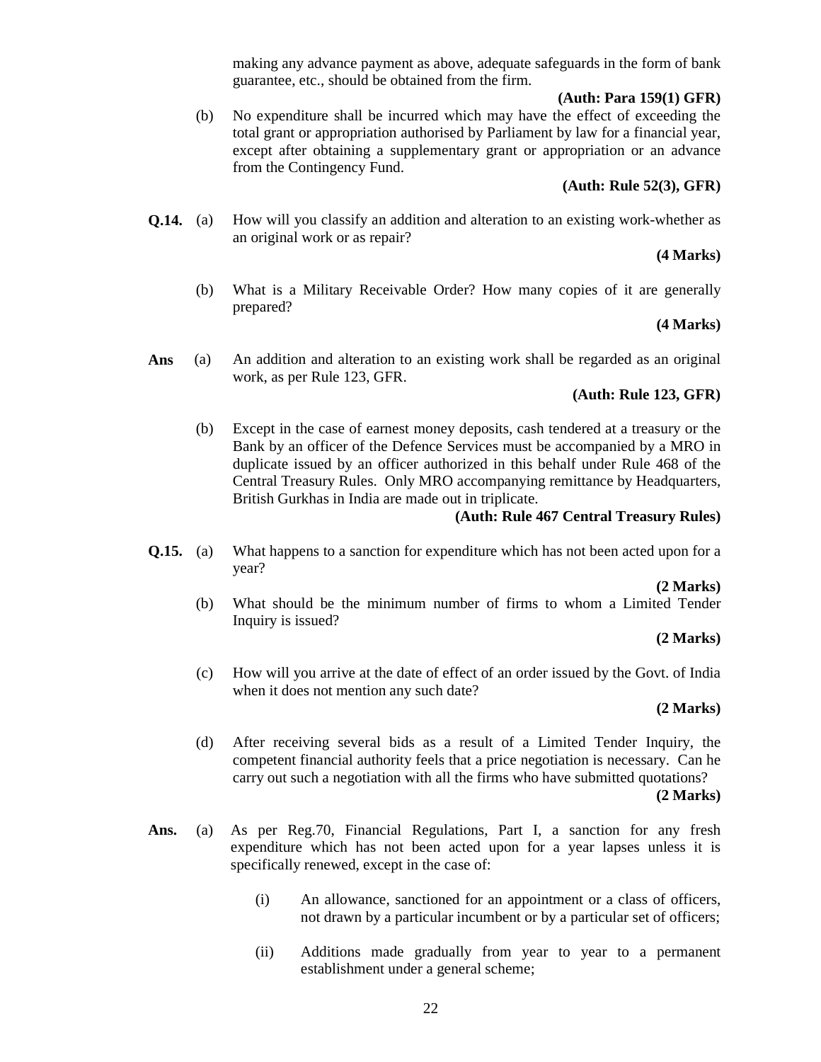making any advance payment as above, adequate safeguards in the form of bank guarantee, etc., should be obtained from the firm.

**(Auth: Para 159(1) GFR)**

(b) No expenditure shall be incurred which may have the effect of exceeding the total grant or appropriation authorised by Parliament by law for a financial year, except after obtaining a supplementary grant or appropriation or an advance from the Contingency Fund.

**(Auth: Rule 52(3), GFR)**

**Q.14.** (a) How will you classify an addition and alteration to an existing work-whether as an original work or as repair?

**(4 Marks)**

(b) What is a Military Receivable Order? How many copies of it are generally prepared?

**(4 Marks)**

**Ans** (a) An addition and alteration to an existing work shall be regarded as an original work, as per Rule 123, GFR.

**(Auth: Rule 123, GFR)**

(b) Except in the case of earnest money deposits, cash tendered at a treasury or the Bank by an officer of the Defence Services must be accompanied by a MRO in duplicate issued by an officer authorized in this behalf under Rule 468 of the Central Treasury Rules. Only MRO accompanying remittance by Headquarters, British Gurkhas in India are made out in triplicate.

**(Auth: Rule 467 Central Treasury Rules)**

**Q.15.** (a) What happens to a sanction for expenditure which has not been acted upon for a year?

**(2 Marks)**

(b) What should be the minimum number of firms to whom a Limited Tender Inquiry is issued?

**(2 Marks)**

(c) How will you arrive at the date of effect of an order issued by the Govt. of India when it does not mention any such date?

**(2 Marks)**

(d) After receiving several bids as a result of a Limited Tender Inquiry, the competent financial authority feels that a price negotiation is necessary. Can he carry out such a negotiation with all the firms who have submitted quotations?

**(2 Marks)**

**Ans.** (a) As per Reg.70, Financial Regulations, Part I, a sanction for any fresh expenditure which has not been acted upon for a year lapses unless it is specifically renewed, except in the case of:

(i) An allowance, sanctioned for an appointment or a class of officers, not drawn by a particular incumbent or by a particular set of officers;

(ii) Additions made gradually from year to year to a permanent establishment under a general scheme;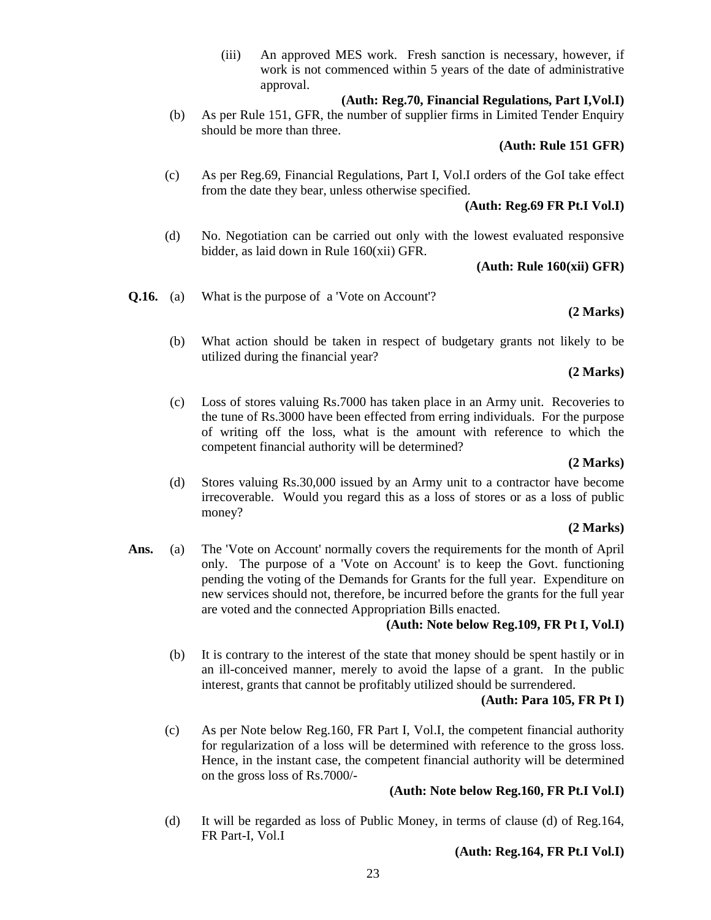(iii) An approved MES work. Fresh sanction is necessary, however, if work is not commenced within 5 years of the date of administrative approval.

**(Auth: Reg.70, Financial Regulations, Part I,Vol.I)**

(b) As per Rule 151, GFR, the number of supplier firms in Limited Tender Enquiry should be more than three.

**(Auth: Rule 151 GFR)**

(c) As per Reg.69, Financial Regulations, Part I, Vol.I orders of the GoI take effect from the date they bear, unless otherwise specified.

**(Auth: Reg.69 FR Pt.I Vol.I)**

(d) No. Negotiation can be carried out only with the lowest evaluated responsive bidder, as laid down in Rule 160(xii) GFR.

**(Auth: Rule 160(xii) GFR)**

**Q.16.** (a) What is the purpose of a 'Vote on Account'?

**(2 Marks)**

(b) What action should be taken in respect of budgetary grants not likely to be utilized during the financial year?

**(2 Marks)**

(c) Loss of stores valuing Rs.7000 has taken place in an Army unit. Recoveries to the tune of Rs.3000 have been effected from erring individuals. For the purpose of writing off the loss, what is the amount with reference to which the competent financial authority will be determined?

**(2 Marks)**

(d) Stores valuing Rs.30,000 issued by an Army unit to a contractor have become irrecoverable. Would you regard this as a loss of stores or as a loss of public money?

**(2 Marks)**

**Ans.** (a) The 'Vote on Account' normally covers the requirements for the month of April only. The purpose of a 'Vote on Account' is to keep the Govt. functioning pending the voting of the Demands for Grants for the full year. Expenditure on new services should not, therefore, be incurred before the grants for the full year are voted and the connected Appropriation Bills enacted.

**(Auth: Note below Reg.109, FR Pt I, Vol.I)**

(b) It is contrary to the interest of the state that money should be spent hastily or in an ill-conceived manner, merely to avoid the lapse of a grant. In the public interest, grants that cannot be profitably utilized should be surrendered.

**(Auth: Para 105, FR Pt I)**

(c) As per Note below Reg.160, FR Part I, Vol.I, the competent financial authority for regularization of a loss will be determined with reference to the gross loss. Hence, in the instant case, the competent financial authority will be determined on the gross loss of Rs.7000/-

**(Auth: Note below Reg.160, FR Pt.I Vol.I)**

(d) It will be regarded as loss of Public Money, in terms of clause (d) of Reg.164, FR Part-I, Vol.I

**(Auth: Reg.164, FR Pt.I Vol.I)**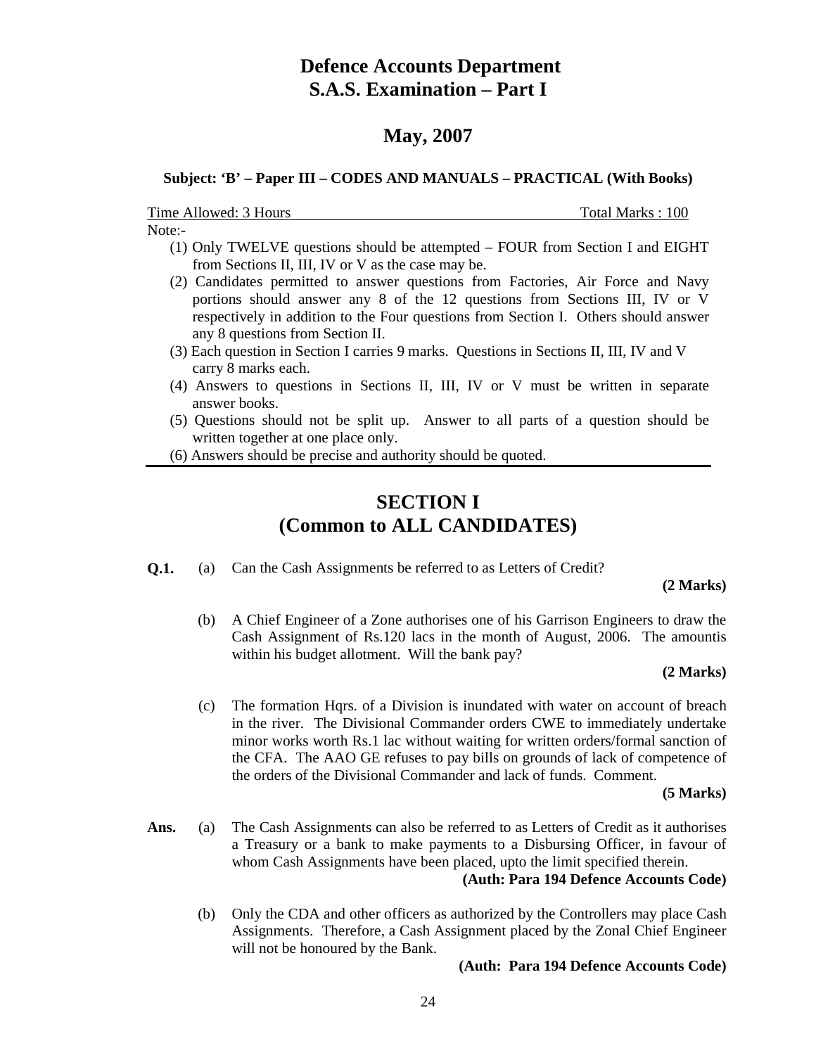# Defence Accounts Department
# S.A.S. Examination – Part I

## May, 2007

**Subject: 'B' – Paper III – CODES AND MANUALS – PRACTICAL (With Books)**

Time Allowed: 3 Hours Total Marks : 100

Note:-

(1) Only TWELVE questions should be attempted – FOUR from Section I and EIGHT from Sections II, III, IV or V as the case may be.

(2) Candidates permitted to answer questions from Factories, Air Force and Navy portions should answer any 8 of the 12 questions from Sections III, IV or V respectively in addition to the Four questions from Section I. Others should answer any 8 questions from Section II.

(3) Each question in Section I carries 9 marks. Questions in Sections II, III, IV and V carry 8 marks each.

(4) Answers to questions in Sections II, III, IV or V must be written in separate answer books.

(5) Questions should not be split up. Answer to all parts of a question should be written together at one place only.

(6) Answers should be precise and authority should be quoted.

## SECTION I
## (Common to ALL CANDIDATES)

**Q.1.** (a) Can the Cash Assignments be referred to as Letters of Credit?

**(2 Marks)**

(b) A Chief Engineer of a Zone authorises one of his Garrison Engineers to draw the Cash Assignment of Rs.120 lacs in the month of August, 2006. The amountis within his budget allotment. Will the bank pay?

**(2 Marks)**

(c) The formation Hqrs. of a Division is inundated with water on account of breach in the river. The Divisional Commander orders CWE to immediately undertake minor works worth Rs.1 lac without waiting for written orders/formal sanction of the CFA. The AAO GE refuses to pay bills on grounds of lack of competence of the orders of the Divisional Commander and lack of funds. Comment.

**(5 Marks)**

**Ans.** (a) The Cash Assignments can also be referred to as Letters of Credit as it authorises a Treasury or a bank to make payments to a Disbursing Officer, in favour of whom Cash Assignments have been placed, upto the limit specified therein.

**(Auth: Para 194 Defence Accounts Code)**

(b) Only the CDA and other officers as authorized by the Controllers may place Cash Assignments. Therefore, a Cash Assignment placed by the Zonal Chief Engineer will not be honoured by the Bank.

**(Auth: Para 194 Defence Accounts Code)**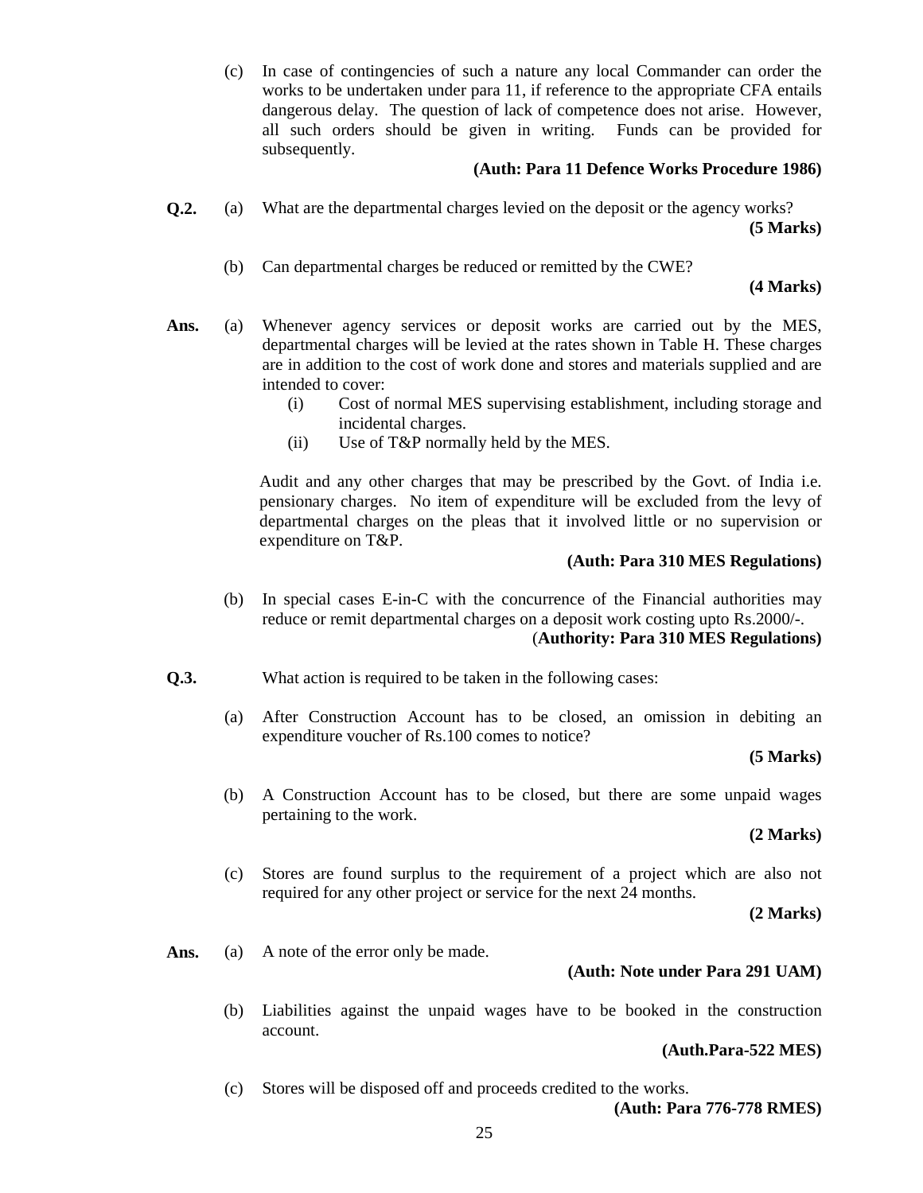(c) In case of contingencies of such a nature any local Commander can order the works to be undertaken under para 11, if reference to the appropriate CFA entails dangerous delay. The question of lack of competence does not arise. However, all such orders should be given in writing. Funds can be provided for subsequently.

**(Auth: Para 11 Defence Works Procedure 1986)**

**Q.2.** (a) What are the departmental charges levied on the deposit or the agency works?

**(5 Marks)**

(b) Can departmental charges be reduced or remitted by the CWE?

**(4 Marks)**

**Ans.** (a) Whenever agency services or deposit works are carried out by the MES, departmental charges will be levied at the rates shown in Table H. These charges are in addition to the cost of work done and stores and materials supplied and are intended to cover:

(i) Cost of normal MES supervising establishment, including storage and incidental charges.

(ii) Use of T&P normally held by the MES.

Audit and any other charges that may be prescribed by the Govt. of India i.e. pensionary charges. No item of expenditure will be excluded from the levy of departmental charges on the pleas that it involved little or no supervision or expenditure on T&P.

**(Auth: Para 310 MES Regulations)**

(b) In special cases E-in-C with the concurrence of the Financial authorities may reduce or remit departmental charges on a deposit work costing upto Rs.2000/-.

(**Authority: Para 310 MES Regulations)**

**Q.3.** What action is required to be taken in the following cases:

(a) After Construction Account has to be closed, an omission in debiting an expenditure voucher of Rs.100 comes to notice?

**(5 Marks)**

(b) A Construction Account has to be closed, but there are some unpaid wages pertaining to the work.

**(2 Marks)**

(c) Stores are found surplus to the requirement of a project which are also not required for any other project or service for the next 24 months.

**(2 Marks)**

**Ans.** (a) A note of the error only be made.

**(Auth: Note under Para 291 UAM)**

(b) Liabilities against the unpaid wages have to be booked in the construction account.

**(Auth.Para-522 MES)**

(c) Stores will be disposed off and proceeds credited to the works.

**(Auth: Para 776-778 RMES)**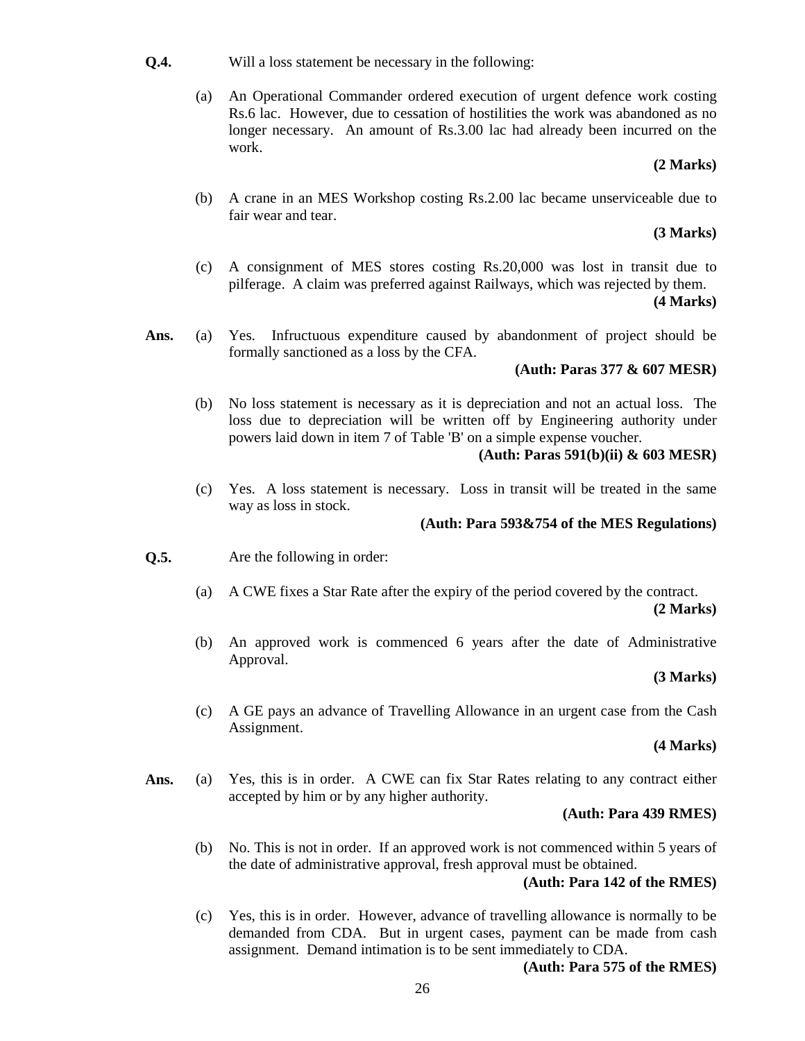**Q.4.** Will a loss statement be necessary in the following:

(a) An Operational Commander ordered execution of urgent defence work costing Rs.6 lac. However, due to cessation of hostilities the work was abandoned as no longer necessary. An amount of Rs.3.00 lac had already been incurred on the work.

**(2 Marks)**

(b) A crane in an MES Workshop costing Rs.2.00 lac became unserviceable due to fair wear and tear.

**(3 Marks)**

(c) A consignment of MES stores costing Rs.20,000 was lost in transit due to pilferage. A claim was preferred against Railways, which was rejected by them.

**(4 Marks)**

**Ans.** (a) Yes. Infructuous expenditure caused by abandonment of project should be formally sanctioned as a loss by the CFA.

**(Auth: Paras 377 & 607 MESR)**

(b) No loss statement is necessary as it is depreciation and not an actual loss. The loss due to depreciation will be written off by Engineering authority under powers laid down in item 7 of Table 'B' on a simple expense voucher.

**(Auth: Paras 591(b)(ii) & 603 MESR)**

(c) Yes. A loss statement is necessary. Loss in transit will be treated in the same way as loss in stock.

**(Auth: Para 593&754 of the MES Regulations)**

**Q.5.** Are the following in order:

(a) A CWE fixes a Star Rate after the expiry of the period covered by the contract.

**(2 Marks)**

(b) An approved work is commenced 6 years after the date of Administrative Approval.

**(3 Marks)**

(c) A GE pays an advance of Travelling Allowance in an urgent case from the Cash Assignment.

**(4 Marks)**

**Ans.** (a) Yes, this is in order. A CWE can fix Star Rates relating to any contract either accepted by him or by any higher authority.

**(Auth: Para 439 RMES)**

(b) No. This is not in order. If an approved work is not commenced within 5 years of the date of administrative approval, fresh approval must be obtained.

**(Auth: Para 142 of the RMES)**

(c) Yes, this is in order. However, advance of travelling allowance is normally to be demanded from CDA. But in urgent cases, payment can be made from cash assignment. Demand intimation is to be sent immediately to CDA.

**(Auth: Para 575 of the RMES)**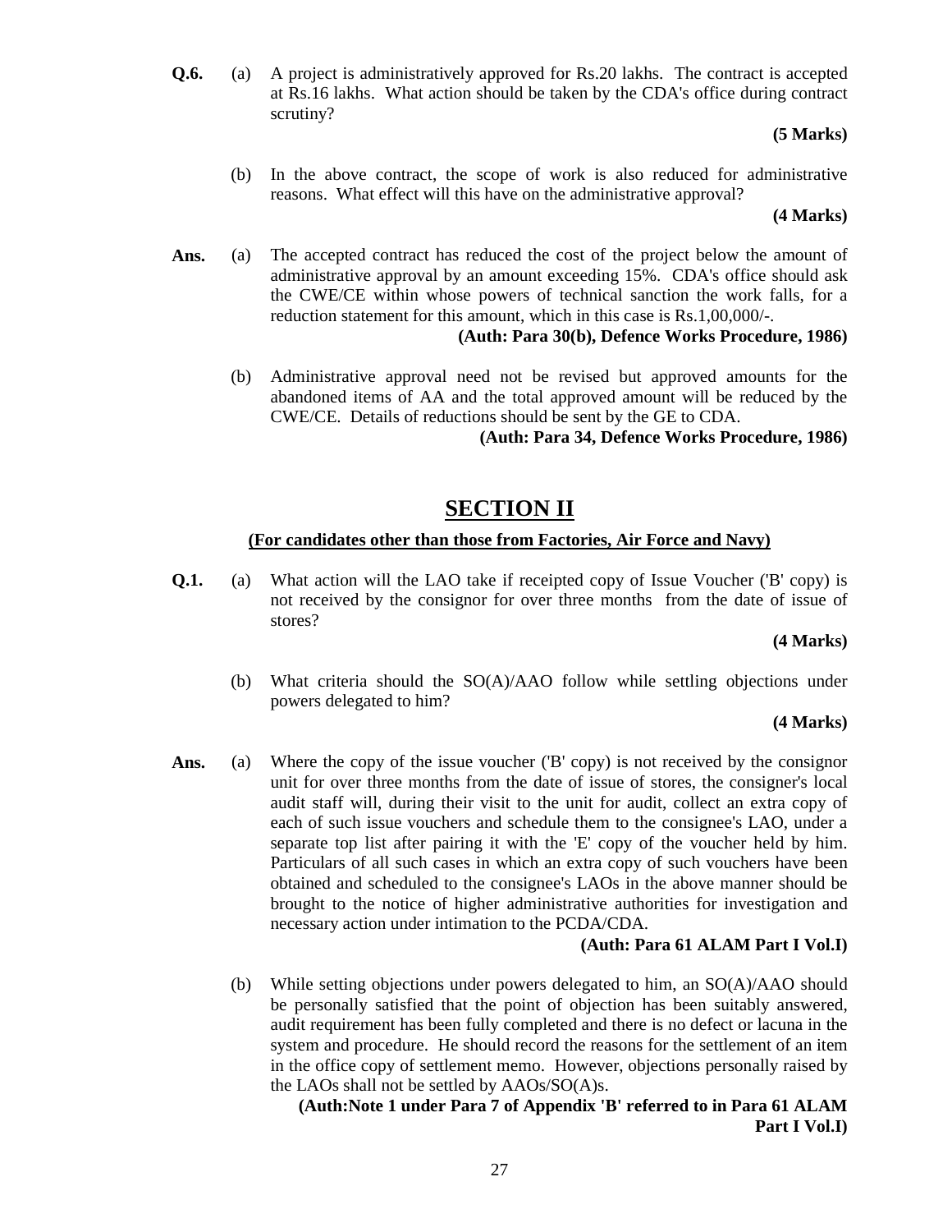**Q.6.** (a) A project is administratively approved for Rs.20 lakhs. The contract is accepted at Rs.16 lakhs. What action should be taken by the CDA's office during contract scrutiny?

**(5 Marks)**

(b) In the above contract, the scope of work is also reduced for administrative reasons. What effect will this have on the administrative approval?

**(4 Marks)**

**Ans.** (a) The accepted contract has reduced the cost of the project below the amount of administrative approval by an amount exceeding 15%. CDA's office should ask the CWE/CE within whose powers of technical sanction the work falls, for a reduction statement for this amount, which in this case is Rs.1,00,000/-.

**(Auth: Para 30(b), Defence Works Procedure, 1986)**

(b) Administrative approval need not be revised but approved amounts for the abandoned items of AA and the total approved amount will be reduced by the CWE/CE. Details of reductions should be sent by the GE to CDA.

**(Auth: Para 34, Defence Works Procedure, 1986)**

## SECTION II

**(For candidates other than those from Factories, Air Force and Navy)**

**Q.1.** (a) What action will the LAO take if receipted copy of Issue Voucher ('B' copy) is not received by the consignor for over three months from the date of issue of stores?

**(4 Marks)**

(b) What criteria should the SO(A)/AAO follow while settling objections under powers delegated to him?

**(4 Marks)**

**Ans.** (a) Where the copy of the issue voucher ('B' copy) is not received by the consignor unit for over three months from the date of issue of stores, the consigner's local audit staff will, during their visit to the unit for audit, collect an extra copy of each of such issue vouchers and schedule them to the consignee's LAO, under a separate top list after pairing it with the 'E' copy of the voucher held by him. Particulars of all such cases in which an extra copy of such vouchers have been obtained and scheduled to the consignee's LAOs in the above manner should be brought to the notice of higher administrative authorities for investigation and necessary action under intimation to the PCDA/CDA.

**(Auth: Para 61 ALAM Part I Vol.I)**

(b) While setting objections under powers delegated to him, an SO(A)/AAO should be personally satisfied that the point of objection has been suitably answered, audit requirement has been fully completed and there is no defect or lacuna in the system and procedure. He should record the reasons for the settlement of an item in the office copy of settlement memo. However, objections personally raised by the LAOs shall not be settled by AAOs/SO(A)s.

**(Auth:Note 1 under Para 7 of Appendix 'B' referred to in Para 61 ALAM Part I Vol.I)**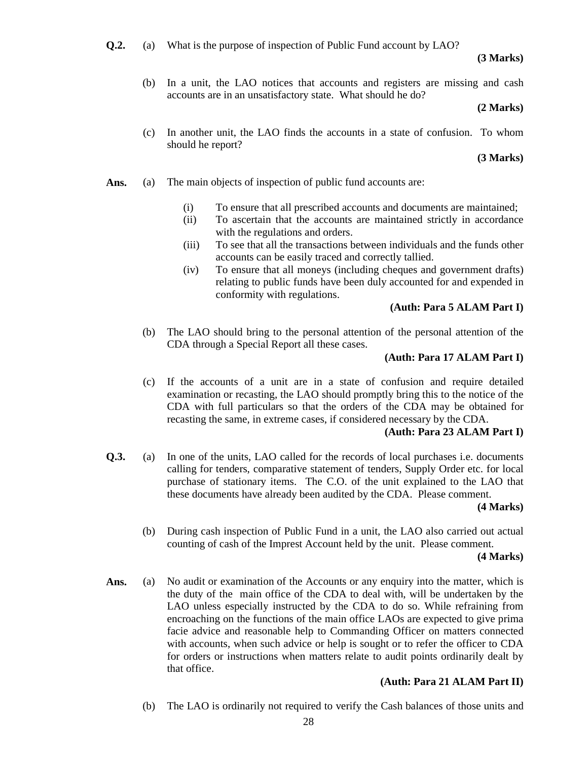**Q.2.** (a) What is the purpose of inspection of Public Fund account by LAO?

**(3 Marks)**

(b) In a unit, the LAO notices that accounts and registers are missing and cash accounts are in an unsatisfactory state. What should he do?

**(2 Marks)**

(c) In another unit, the LAO finds the accounts in a state of confusion. To whom should he report?

**(3 Marks)**

**Ans.** (a) The main objects of inspection of public fund accounts are:

- (i) To ensure that all prescribed accounts and documents are maintained;
- (ii) To ascertain that the accounts are maintained strictly in accordance with the regulations and orders.
- (iii) To see that all the transactions between individuals and the funds other accounts can be easily traced and correctly tallied.
- (iv) To ensure that all moneys (including cheques and government drafts) relating to public funds have been duly accounted for and expended in conformity with regulations.

**(Auth: Para 5 ALAM Part I)**

(b) The LAO should bring to the personal attention of the personal attention of the CDA through a Special Report all these cases.

**(Auth: Para 17 ALAM Part I)**

(c) If the accounts of a unit are in a state of confusion and require detailed examination or recasting, the LAO should promptly bring this to the notice of the CDA with full particulars so that the orders of the CDA may be obtained for recasting the same, in extreme cases, if considered necessary by the CDA.

**(Auth: Para 23 ALAM Part I)**

**Q.3.** (a) In one of the units, LAO called for the records of local purchases i.e. documents calling for tenders, comparative statement of tenders, Supply Order etc. for local purchase of stationary items. The C.O. of the unit explained to the LAO that these documents have already been audited by the CDA. Please comment.

**(4 Marks)**

(b) During cash inspection of Public Fund in a unit, the LAO also carried out actual counting of cash of the Imprest Account held by the unit. Please comment.

**(4 Marks)**

**Ans.** (a) No audit or examination of the Accounts or any enquiry into the matter, which is the duty of the main office of the CDA to deal with, will be undertaken by the LAO unless especially instructed by the CDA to do so. While refraining from encroaching on the functions of the main office LAOs are expected to give prima facie advice and reasonable help to Commanding Officer on matters connected with accounts, when such advice or help is sought or to refer the officer to CDA for orders or instructions when matters relate to audit points ordinarily dealt by that office.

**(Auth: Para 21 ALAM Part II)**

(b) The LAO is ordinarily not required to verify the Cash balances of those units and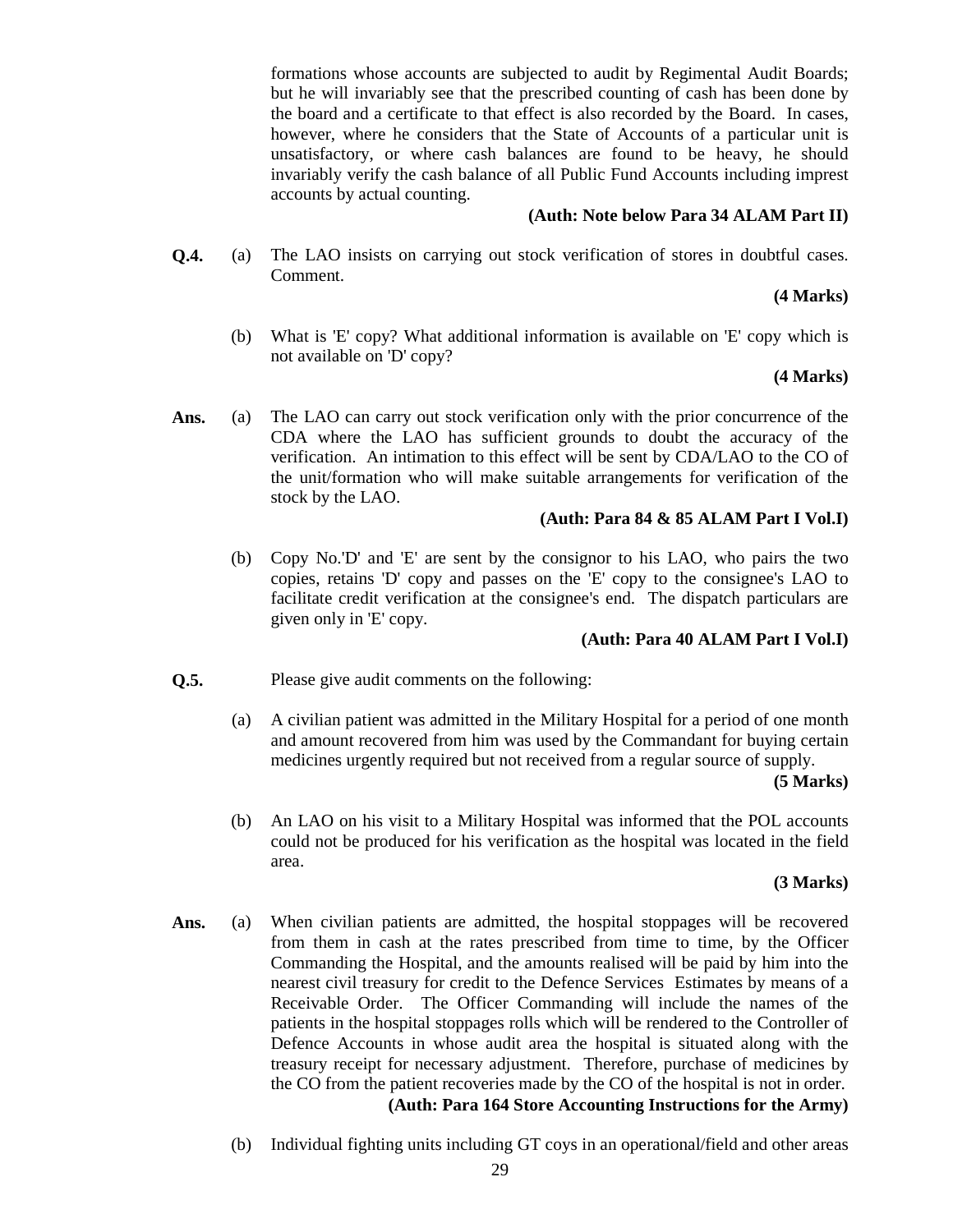formations whose accounts are subjected to audit by Regimental Audit Boards; but he will invariably see that the prescribed counting of cash has been done by the board and a certificate to that effect is also recorded by the Board. In cases, however, where he considers that the State of Accounts of a particular unit is unsatisfactory, or where cash balances are found to be heavy, he should invariably verify the cash balance of all Public Fund Accounts including imprest accounts by actual counting.

**(Auth: Note below Para 34 ALAM Part II)**

**Q.4.** (a) The LAO insists on carrying out stock verification of stores in doubtful cases. Comment.

**(4 Marks)**

(b) What is 'E' copy? What additional information is available on 'E' copy which is not available on 'D' copy?

**(4 Marks)**

**Ans.** (a) The LAO can carry out stock verification only with the prior concurrence of the CDA where the LAO has sufficient grounds to doubt the accuracy of the verification. An intimation to this effect will be sent by CDA/LAO to the CO of the unit/formation who will make suitable arrangements for verification of the stock by the LAO.

**(Auth: Para 84 & 85 ALAM Part I Vol.I)**

(b) Copy No.'D' and 'E' are sent by the consignor to his LAO, who pairs the two copies, retains 'D' copy and passes on the 'E' copy to the consignee's LAO to facilitate credit verification at the consignee's end. The dispatch particulars are given only in 'E' copy.

**(Auth: Para 40 ALAM Part I Vol.I)**

**Q.5.** Please give audit comments on the following:

(a) A civilian patient was admitted in the Military Hospital for a period of one month and amount recovered from him was used by the Commandant for buying certain medicines urgently required but not received from a regular source of supply.

**(5 Marks)**

(b) An LAO on his visit to a Military Hospital was informed that the POL accounts could not be produced for his verification as the hospital was located in the field area.

**(3 Marks)**

**Ans.** (a) When civilian patients are admitted, the hospital stoppages will be recovered from them in cash at the rates prescribed from time to time, by the Officer Commanding the Hospital, and the amounts realised will be paid by him into the nearest civil treasury for credit to the Defence Services Estimates by means of a Receivable Order. The Officer Commanding will include the names of the patients in the hospital stoppages rolls which will be rendered to the Controller of Defence Accounts in whose audit area the hospital is situated along with the treasury receipt for necessary adjustment. Therefore, purchase of medicines by the CO from the patient recoveries made by the CO of the hospital is not in order.

**(Auth: Para 164 Store Accounting Instructions for the Army)**

(b) Individual fighting units including GT coys in an operational/field and other areas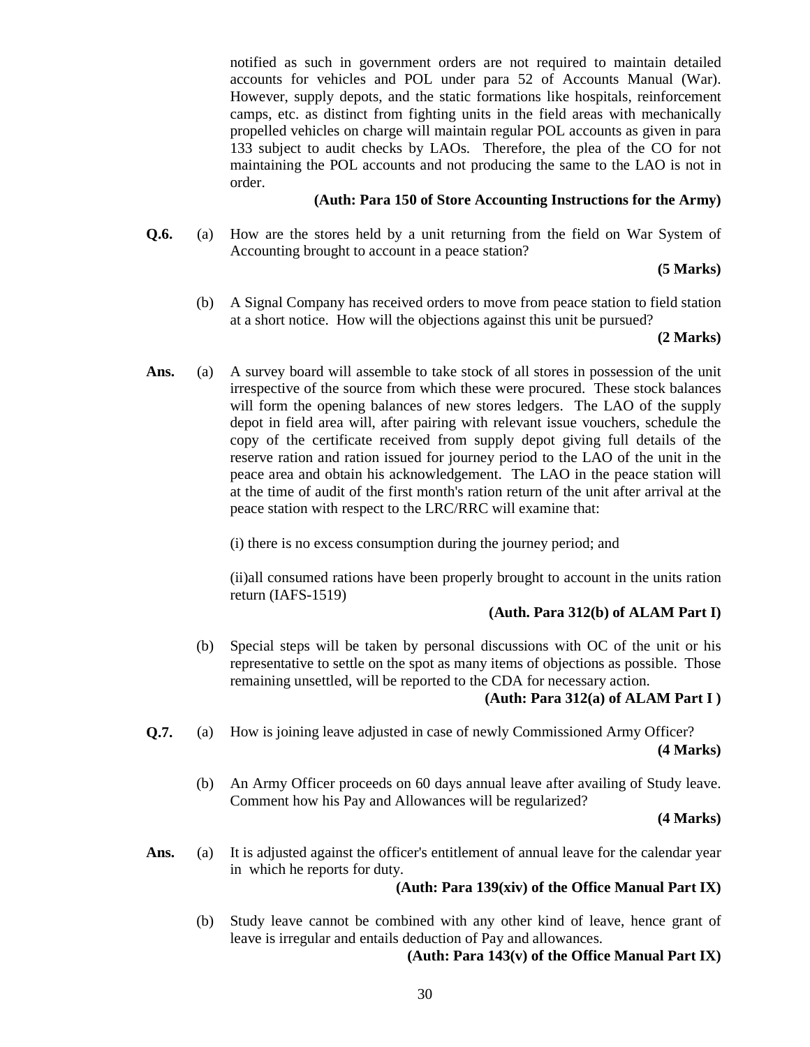notified as such in government orders are not required to maintain detailed accounts for vehicles and POL under para 52 of Accounts Manual (War). However, supply depots, and the static formations like hospitals, reinforcement camps, etc. as distinct from fighting units in the field areas with mechanically propelled vehicles on charge will maintain regular POL accounts as given in para 133 subject to audit checks by LAOs. Therefore, the plea of the CO for not maintaining the POL accounts and not producing the same to the LAO is not in order.

**(Auth: Para 150 of Store Accounting Instructions for the Army)**

**Q.6.** (a) How are the stores held by a unit returning from the field on War System of Accounting brought to account in a peace station?

**(5 Marks)**

(b) A Signal Company has received orders to move from peace station to field station at a short notice. How will the objections against this unit be pursued?

**(2 Marks)**

**Ans.** (a) A survey board will assemble to take stock of all stores in possession of the unit irrespective of the source from which these were procured. These stock balances will form the opening balances of new stores ledgers. The LAO of the supply depot in field area will, after pairing with relevant issue vouchers, schedule the copy of the certificate received from supply depot giving full details of the reserve ration and ration issued for journey period to the LAO of the unit in the peace area and obtain his acknowledgement. The LAO in the peace station will at the time of audit of the first month's ration return of the unit after arrival at the peace station with respect to the LRC/RRC will examine that:

(i) there is no excess consumption during the journey period; and

(ii)all consumed rations have been properly brought to account in the units ration return (IAFS-1519)

**(Auth. Para 312(b) of ALAM Part I)**

(b) Special steps will be taken by personal discussions with OC of the unit or his representative to settle on the spot as many items of objections as possible. Those remaining unsettled, will be reported to the CDA for necessary action.

**(Auth: Para 312(a) of ALAM Part I )**

**Q.7.** (a) How is joining leave adjusted in case of newly Commissioned Army Officer?

**(4 Marks)**

(b) An Army Officer proceeds on 60 days annual leave after availing of Study leave. Comment how his Pay and Allowances will be regularized?

**(4 Marks)**

**Ans.** (a) It is adjusted against the officer's entitlement of annual leave for the calendar year in which he reports for duty.

**(Auth: Para 139(xiv) of the Office Manual Part IX)**

(b) Study leave cannot be combined with any other kind of leave, hence grant of leave is irregular and entails deduction of Pay and allowances.

**(Auth: Para 143(v) of the Office Manual Part IX)**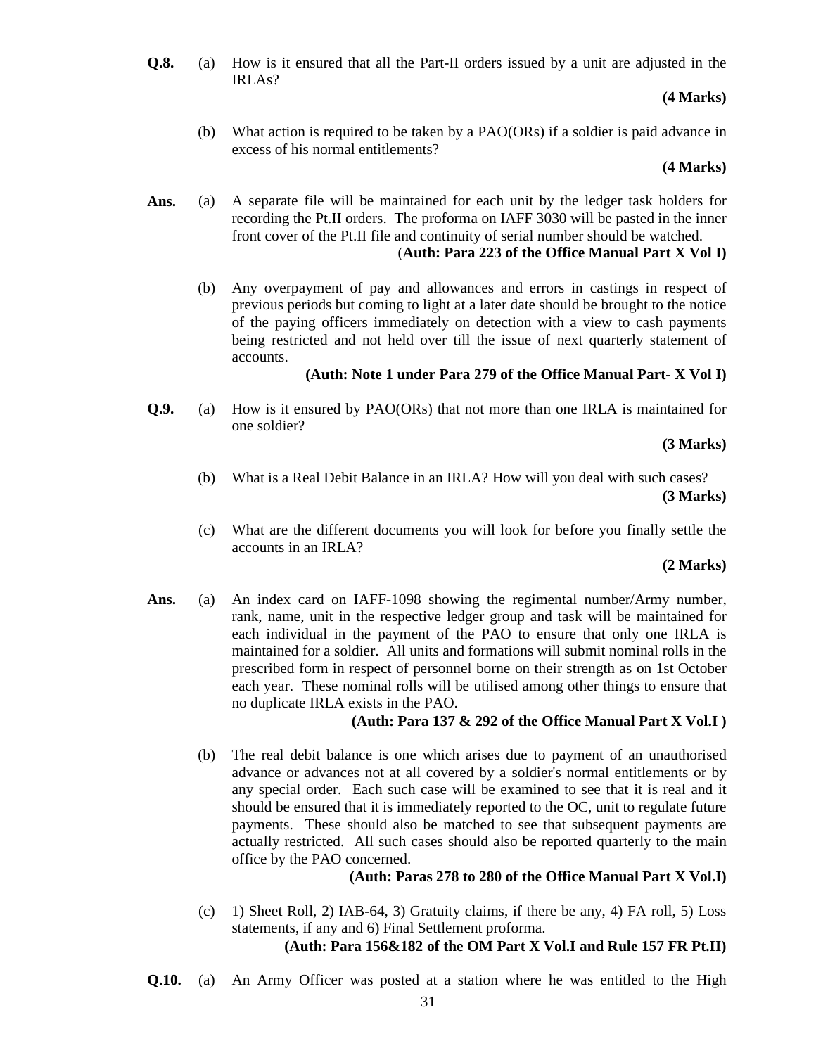**Q.8.** (a) How is it ensured that all the Part-II orders issued by a unit are adjusted in the IRLAs?

**(4 Marks)**

(b) What action is required to be taken by a PAO(ORs) if a soldier is paid advance in excess of his normal entitlements?

**(4 Marks)**

**Ans.** (a) A separate file will be maintained for each unit by the ledger task holders for recording the Pt.II orders. The proforma on IAFF 3030 will be pasted in the inner front cover of the Pt.II file and continuity of serial number should be watched.

(**Auth: Para 223 of the Office Manual Part X Vol I)**

(b) Any overpayment of pay and allowances and errors in castings in respect of previous periods but coming to light at a later date should be brought to the notice of the paying officers immediately on detection with a view to cash payments being restricted and not held over till the issue of next quarterly statement of accounts.

**(Auth: Note 1 under Para 279 of the Office Manual Part- X Vol I)**

**Q.9.** (a) How is it ensured by PAO(ORs) that not more than one IRLA is maintained for one soldier?

**(3 Marks)**

(b) What is a Real Debit Balance in an IRLA? How will you deal with such cases?

**(3 Marks)**

(c) What are the different documents you will look for before you finally settle the accounts in an IRLA?

**(2 Marks)**

**Ans.** (a) An index card on IAFF-1098 showing the regimental number/Army number, rank, name, unit in the respective ledger group and task will be maintained for each individual in the payment of the PAO to ensure that only one IRLA is maintained for a soldier. All units and formations will submit nominal rolls in the prescribed form in respect of personnel borne on their strength as on 1st October each year. These nominal rolls will be utilised among other things to ensure that no duplicate IRLA exists in the PAO.

**(Auth: Para 137 & 292 of the Office Manual Part X Vol.I )**

(b) The real debit balance is one which arises due to payment of an unauthorised advance or advances not at all covered by a soldier's normal entitlements or by any special order. Each such case will be examined to see that it is real and it should be ensured that it is immediately reported to the OC, unit to regulate future payments. These should also be matched to see that subsequent payments are actually restricted. All such cases should also be reported quarterly to the main office by the PAO concerned.

**(Auth: Paras 278 to 280 of the Office Manual Part X Vol.I)**

(c) 1) Sheet Roll, 2) IAB-64, 3) Gratuity claims, if there be any, 4) FA roll, 5) Loss statements, if any and 6) Final Settlement proforma.

**(Auth: Para 156&182 of the OM Part X Vol.I and Rule 157 FR Pt.II)**

**Q.10.** (a) An Army Officer was posted at a station where he was entitled to the High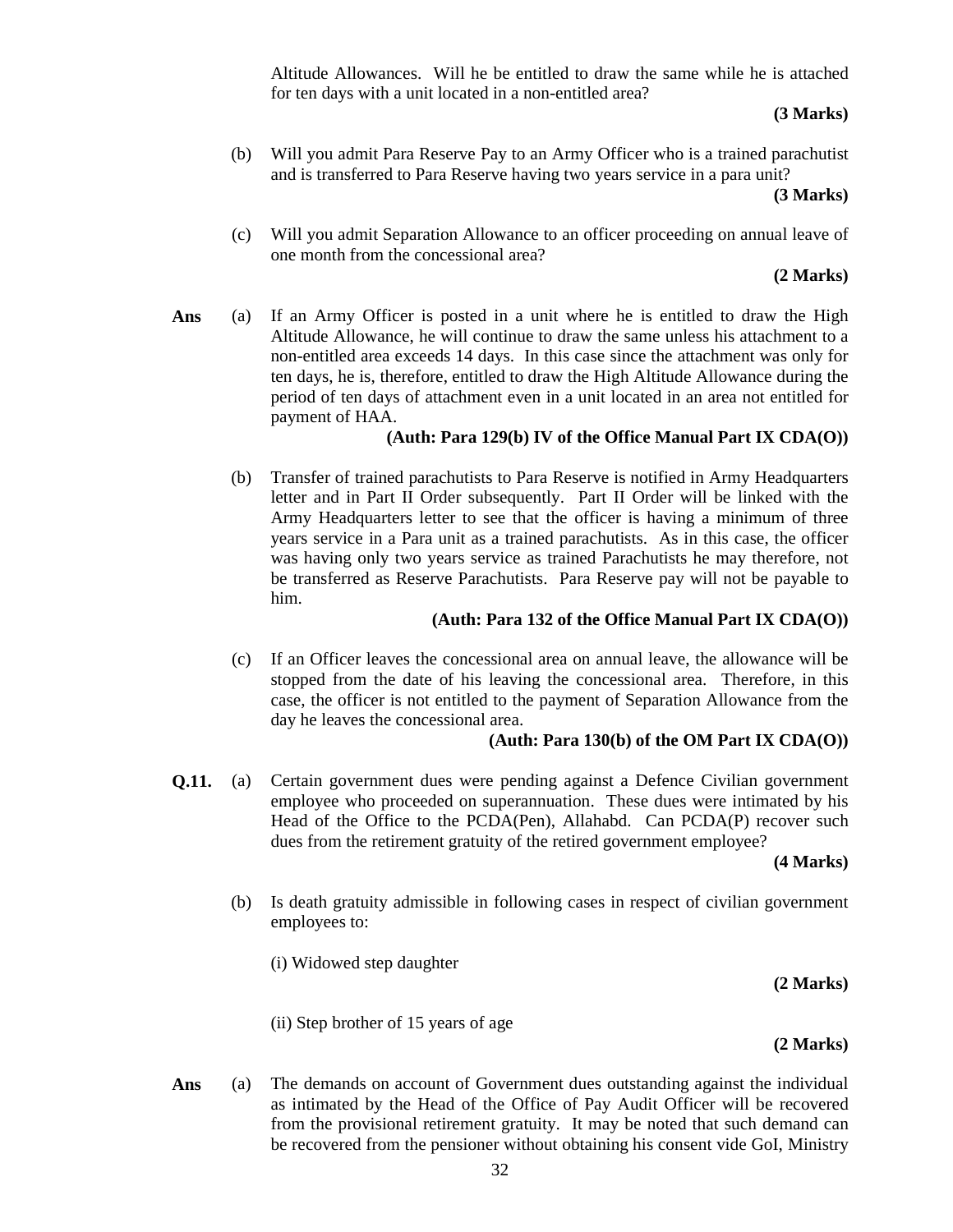Altitude Allowances. Will he be entitled to draw the same while he is attached for ten days with a unit located in a non-entitled area?

**(3 Marks)**

(b) Will you admit Para Reserve Pay to an Army Officer who is a trained parachutist and is transferred to Para Reserve having two years service in a para unit?

**(3 Marks)**

(c) Will you admit Separation Allowance to an officer proceeding on annual leave of one month from the concessional area?

**(2 Marks)**

**Ans** (a) If an Army Officer is posted in a unit where he is entitled to draw the High Altitude Allowance, he will continue to draw the same unless his attachment to a non-entitled area exceeds 14 days. In this case since the attachment was only for ten days, he is, therefore, entitled to draw the High Altitude Allowance during the period of ten days of attachment even in a unit located in an area not entitled for payment of HAA.

**(Auth: Para 129(b) IV of the Office Manual Part IX CDA(O))**

(b) Transfer of trained parachutists to Para Reserve is notified in Army Headquarters letter and in Part II Order subsequently. Part II Order will be linked with the Army Headquarters letter to see that the officer is having a minimum of three years service in a Para unit as a trained parachutists. As in this case, the officer was having only two years service as trained Parachutists he may therefore, not be transferred as Reserve Parachutists. Para Reserve pay will not be payable to him.

**(Auth: Para 132 of the Office Manual Part IX CDA(O))**

(c) If an Officer leaves the concessional area on annual leave, the allowance will be stopped from the date of his leaving the concessional area. Therefore, in this case, the officer is not entitled to the payment of Separation Allowance from the day he leaves the concessional area.

**(Auth: Para 130(b) of the OM Part IX CDA(O))**

**Q.11.** (a) Certain government dues were pending against a Defence Civilian government employee who proceeded on superannuation. These dues were intimated by his Head of the Office to the PCDA(Pen), Allahabd. Can PCDA(P) recover such dues from the retirement gratuity of the retired government employee?

**(4 Marks)**

(b) Is death gratuity admissible in following cases in respect of civilian government employees to:

(i) Widowed step daughter

**(2 Marks)**

(ii) Step brother of 15 years of age

**(2 Marks)**

**Ans** (a) The demands on account of Government dues outstanding against the individual as intimated by the Head of the Office of Pay Audit Officer will be recovered from the provisional retirement gratuity. It may be noted that such demand can be recovered from the pensioner without obtaining his consent vide GoI, Ministry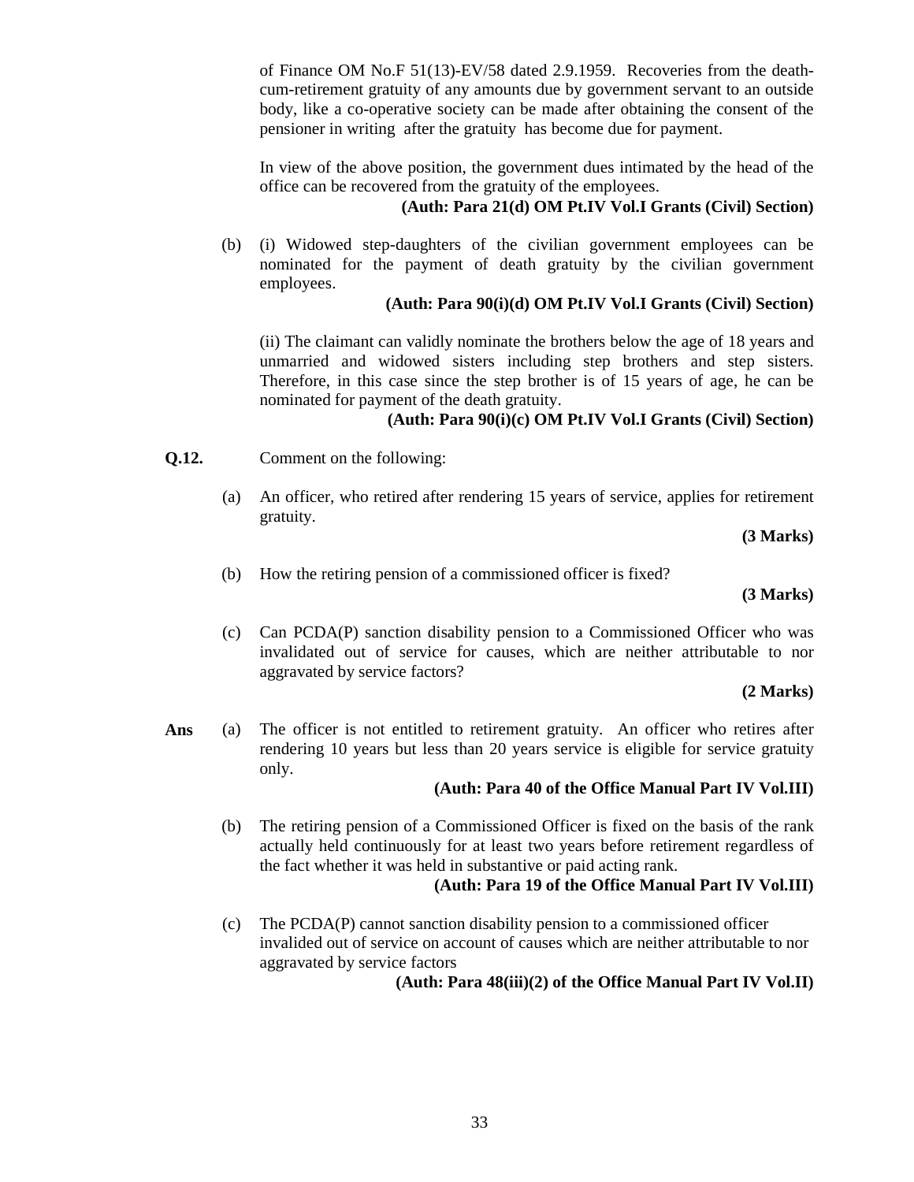of Finance OM No.F 51(13)-EV/58 dated 2.9.1959. Recoveries from the death-cum-retirement gratuity of any amounts due by government servant to an outside body, like a co-operative society can be made after obtaining the consent of the pensioner in writing after the gratuity has become due for payment.

In view of the above position, the government dues intimated by the head of the office can be recovered from the gratuity of the employees.

**(Auth: Para 21(d) OM Pt.IV Vol.I Grants (Civil) Section)**

(b) (i) Widowed step-daughters of the civilian government employees can be nominated for the payment of death gratuity by the civilian government employees.

**(Auth: Para 90(i)(d) OM Pt.IV Vol.I Grants (Civil) Section)**

(ii) The claimant can validly nominate the brothers below the age of 18 years and unmarried and widowed sisters including step brothers and step sisters. Therefore, in this case since the step brother is of 15 years of age, he can be nominated for payment of the death gratuity.

**(Auth: Para 90(i)(c) OM Pt.IV Vol.I Grants (Civil) Section)**

**Q.12.** Comment on the following:

(a) An officer, who retired after rendering 15 years of service, applies for retirement gratuity.

**(3 Marks)**

(b) How the retiring pension of a commissioned officer is fixed?

**(3 Marks)**

(c) Can PCDA(P) sanction disability pension to a Commissioned Officer who was invalidated out of service for causes, which are neither attributable to nor aggravated by service factors?

**(2 Marks)**

**Ans** (a) The officer is not entitled to retirement gratuity. An officer who retires after rendering 10 years but less than 20 years service is eligible for service gratuity only.

**(Auth: Para 40 of the Office Manual Part IV Vol.III)**

(b) The retiring pension of a Commissioned Officer is fixed on the basis of the rank actually held continuously for at least two years before retirement regardless of the fact whether it was held in substantive or paid acting rank.

**(Auth: Para 19 of the Office Manual Part IV Vol.III)**

(c) The PCDA(P) cannot sanction disability pension to a commissioned officer invalided out of service on account of causes which are neither attributable to nor aggravated by service factors

**(Auth: Para 48(iii)(2) of the Office Manual Part IV Vol.II)**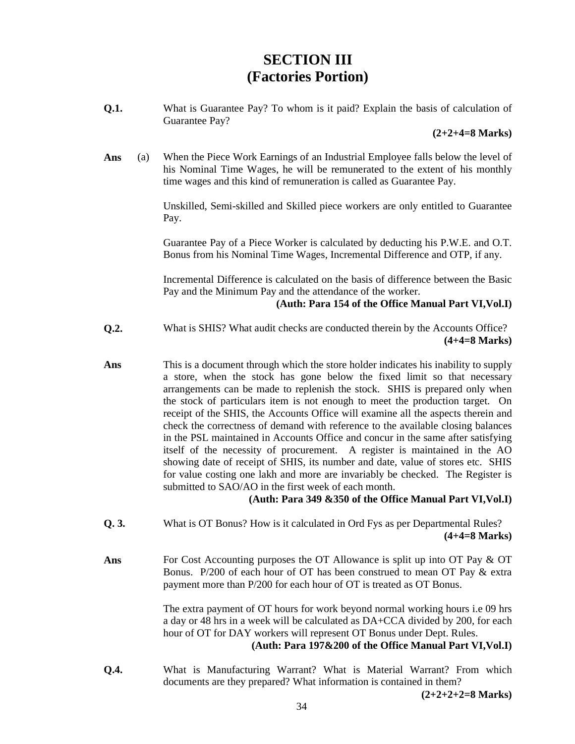# SECTION III
# (Factories Portion)

**Q.1.** What is Guarantee Pay? To whom is it paid? Explain the basis of calculation of Guarantee Pay?

**(2+2+4=8 Marks)**

**Ans** (a) When the Piece Work Earnings of an Industrial Employee falls below the level of his Nominal Time Wages, he will be remunerated to the extent of his monthly time wages and this kind of remuneration is called as Guarantee Pay.

Unskilled, Semi-skilled and Skilled piece workers are only entitled to Guarantee Pay.

Guarantee Pay of a Piece Worker is calculated by deducting his P.W.E. and O.T. Bonus from his Nominal Time Wages, Incremental Difference and OTP, if any.

Incremental Difference is calculated on the basis of difference between the Basic Pay and the Minimum Pay and the attendance of the worker.

**(Auth: Para 154 of the Office Manual Part VI,Vol.I)**

**Q.2.** What is SHIS? What audit checks are conducted therein by the Accounts Office?

**(4+4=8 Marks)**

**Ans** This is a document through which the store holder indicates his inability to supply a store, when the stock has gone below the fixed limit so that necessary arrangements can be made to replenish the stock. SHIS is prepared only when the stock of particulars item is not enough to meet the production target. On receipt of the SHIS, the Accounts Office will examine all the aspects therein and check the correctness of demand with reference to the available closing balances in the PSL maintained in Accounts Office and concur in the same after satisfying itself of the necessity of procurement. A register is maintained in the AO showing date of receipt of SHIS, its number and date, value of stores etc. SHIS for value costing one lakh and more are invariably be checked. The Register is submitted to SAO/AO in the first week of each month.

**(Auth: Para 349 &350 of the Office Manual Part VI,Vol.I)**

**Q. 3.** What is OT Bonus? How is it calculated in Ord Fys as per Departmental Rules?

**(4+4=8 Marks)**

**Ans** For Cost Accounting purposes the OT Allowance is split up into OT Pay & OT Bonus. P/200 of each hour of OT has been construed to mean OT Pay & extra payment more than P/200 for each hour of OT is treated as OT Bonus.

The extra payment of OT hours for work beyond normal working hours i.e 09 hrs a day or 48 hrs in a week will be calculated as DA+CCA divided by 200, for each hour of OT for DAY workers will represent OT Bonus under Dept. Rules.

**(Auth: Para 197&200 of the Office Manual Part VI,Vol.I)**

**Q.4.** What is Manufacturing Warrant? What is Material Warrant? From which documents are they prepared? What information is contained in them?

**(2+2+2+2=8 Marks)**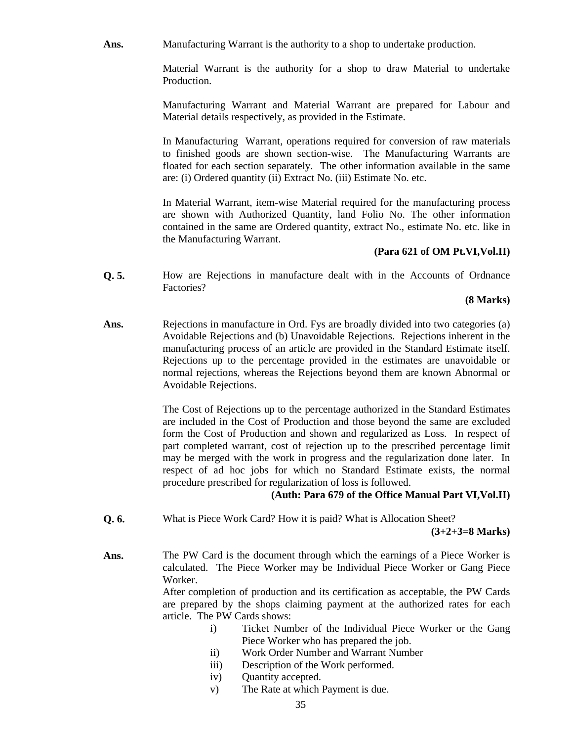**Ans.** Manufacturing Warrant is the authority to a shop to undertake production.

Material Warrant is the authority for a shop to draw Material to undertake Production.

Manufacturing Warrant and Material Warrant are prepared for Labour and Material details respectively, as provided in the Estimate.

In Manufacturing Warrant, operations required for conversion of raw materials to finished goods are shown section-wise. The Manufacturing Warrants are floated for each section separately. The other information available in the same are: (i) Ordered quantity (ii) Extract No. (iii) Estimate No. etc.

In Material Warrant, item-wise Material required for the manufacturing process are shown with Authorized Quantity, land Folio No. The other information contained in the same are Ordered quantity, extract No., estimate No. etc. like in the Manufacturing Warrant.

**(Para 621 of OM Pt.VI,Vol.II)**

**Q. 5.** How are Rejections in manufacture dealt with in the Accounts of Ordnance Factories?

**(8 Marks)**

**Ans.** Rejections in manufacture in Ord. Fys are broadly divided into two categories (a) Avoidable Rejections and (b) Unavoidable Rejections. Rejections inherent in the manufacturing process of an article are provided in the Standard Estimate itself. Rejections up to the percentage provided in the estimates are unavoidable or normal rejections, whereas the Rejections beyond them are known Abnormal or Avoidable Rejections.

The Cost of Rejections up to the percentage authorized in the Standard Estimates are included in the Cost of Production and those beyond the same are excluded form the Cost of Production and shown and regularized as Loss. In respect of part completed warrant, cost of rejection up to the prescribed percentage limit may be merged with the work in progress and the regularization done later. In respect of ad hoc jobs for which no Standard Estimate exists, the normal procedure prescribed for regularization of loss is followed.

**(Auth: Para 679 of the Office Manual Part VI,Vol.II)**

**Q. 6.** What is Piece Work Card? How it is paid? What is Allocation Sheet?

**(3+2+3=8 Marks)**

**Ans.** The PW Card is the document through which the earnings of a Piece Worker is calculated. The Piece Worker may be Individual Piece Worker or Gang Piece Worker.

After completion of production and its certification as acceptable, the PW Cards are prepared by the shops claiming payment at the authorized rates for each article. The PW Cards shows:

i) Ticket Number of the Individual Piece Worker or the Gang Piece Worker who has prepared the job.
ii) Work Order Number and Warrant Number
iii) Description of the Work performed.
iv) Quantity accepted.
v) The Rate at which Payment is due.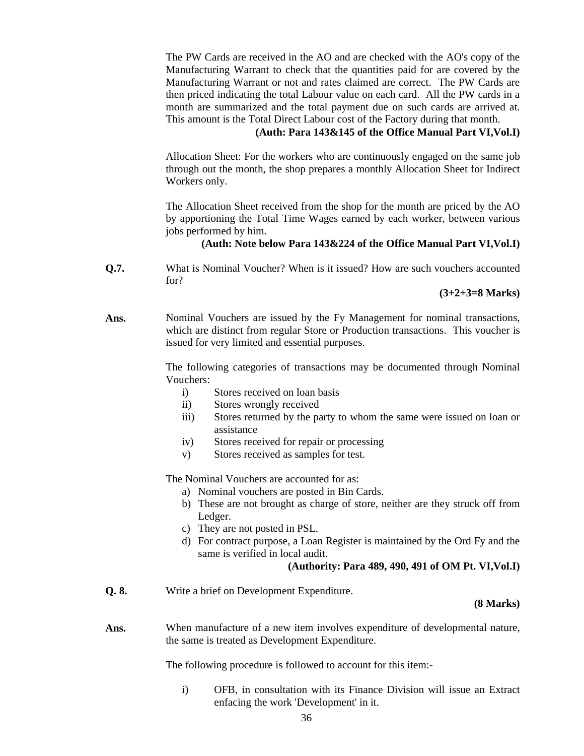The PW Cards are received in the AO and are checked with the AO's copy of the Manufacturing Warrant to check that the quantities paid for are covered by the Manufacturing Warrant or not and rates claimed are correct. The PW Cards are then priced indicating the total Labour value on each card. All the PW cards in a month are summarized and the total payment due on such cards are arrived at. This amount is the Total Direct Labour cost of the Factory during that month.

**(Auth: Para 143&145 of the Office Manual Part VI,Vol.I)**

Allocation Sheet: For the workers who are continuously engaged on the same job through out the month, the shop prepares a monthly Allocation Sheet for Indirect Workers only.

The Allocation Sheet received from the shop for the month are priced by the AO by apportioning the Total Time Wages earned by each worker, between various jobs performed by him.

**(Auth: Note below Para 143&224 of the Office Manual Part VI,Vol.I)**

**Q.7.** What is Nominal Voucher? When is it issued? How are such vouchers accounted for?

**(3+2+3=8 Marks)**

**Ans.** Nominal Vouchers are issued by the Fy Management for nominal transactions, which are distinct from regular Store or Production transactions. This voucher is issued for very limited and essential purposes.

The following categories of transactions may be documented through Nominal Vouchers:

i) Stores received on loan basis
ii) Stores wrongly received
iii) Stores returned by the party to whom the same were issued on loan or assistance
iv) Stores received for repair or processing
v) Stores received as samples for test.

The Nominal Vouchers are accounted for as:

a) Nominal vouchers are posted in Bin Cards.
b) These are not brought as charge of store, neither are they struck off from Ledger.
c) They are not posted in PSL.
d) For contract purpose, a Loan Register is maintained by the Ord Fy and the same is verified in local audit.

**(Authority: Para 489, 490, 491 of OM Pt. VI,Vol.I)**

**Q. 8.** Write a brief on Development Expenditure.

**(8 Marks)**

**Ans.** When manufacture of a new item involves expenditure of developmental nature, the same is treated as Development Expenditure.

The following procedure is followed to account for this item:-

i) OFB, in consultation with its Finance Division will issue an Extract enfacing the work 'Development' in it.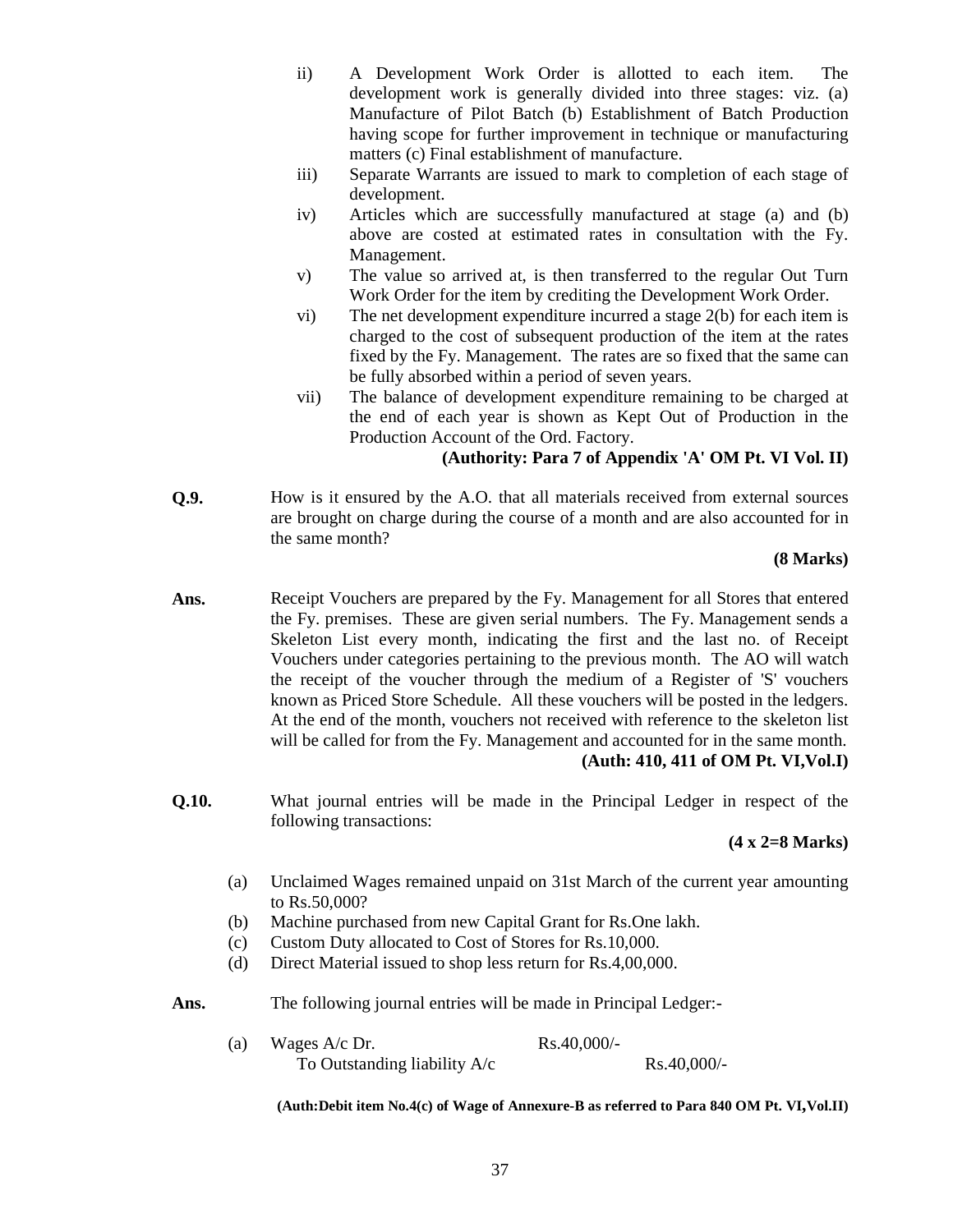ii) A Development Work Order is allotted to each item. The development work is generally divided into three stages: viz. (a) Manufacture of Pilot Batch (b) Establishment of Batch Production having scope for further improvement in technique or manufacturing matters (c) Final establishment of manufacture.

iii) Separate Warrants are issued to mark to completion of each stage of development.

iv) Articles which are successfully manufactured at stage (a) and (b) above are costed at estimated rates in consultation with the Fy. Management.

v) The value so arrived at, is then transferred to the regular Out Turn Work Order for the item by crediting the Development Work Order.

vi) The net development expenditure incurred a stage 2(b) for each item is charged to the cost of subsequent production of the item at the rates fixed by the Fy. Management. The rates are so fixed that the same can be fully absorbed within a period of seven years.

vii) The balance of development expenditure remaining to be charged at the end of each year is shown as Kept Out of Production in the Production Account of the Ord. Factory.

**(Authority: Para 7 of Appendix 'A' OM Pt. VI Vol. II)**

**Q.9.** How is it ensured by the A.O. that all materials received from external sources are brought on charge during the course of a month and are also accounted for in the same month?

**(8 Marks)**

**Ans.** Receipt Vouchers are prepared by the Fy. Management for all Stores that entered the Fy. premises. These are given serial numbers. The Fy. Management sends a Skeleton List every month, indicating the first and the last no. of Receipt Vouchers under categories pertaining to the previous month. The AO will watch the receipt of the voucher through the medium of a Register of 'S' vouchers known as Priced Store Schedule. All these vouchers will be posted in the ledgers. At the end of the month, vouchers not received with reference to the skeleton list will be called for from the Fy. Management and accounted for in the same month.

**(Auth: 410, 411 of OM Pt. VI,Vol.I)**

**Q.10.** What journal entries will be made in the Principal Ledger in respect of the following transactions:

**(4 x 2=8 Marks)**

(a) Unclaimed Wages remained unpaid on 31st March of the current year amounting to Rs.50,000?

(b) Machine purchased from new Capital Grant for Rs.One lakh.

(c) Custom Duty allocated to Cost of Stores for Rs.10,000.

(d) Direct Material issued to shop less return for Rs.4,00,000.

**Ans.** The following journal entries will be made in Principal Ledger:-

(a) Wages A/c Dr. Rs.40,000/-
    To Outstanding liability A/c Rs.40,000/-

**(Auth:Debit item No.4(c) of Wage of Annexure-B as referred to Para 840 OM Pt. VI,Vol.II)**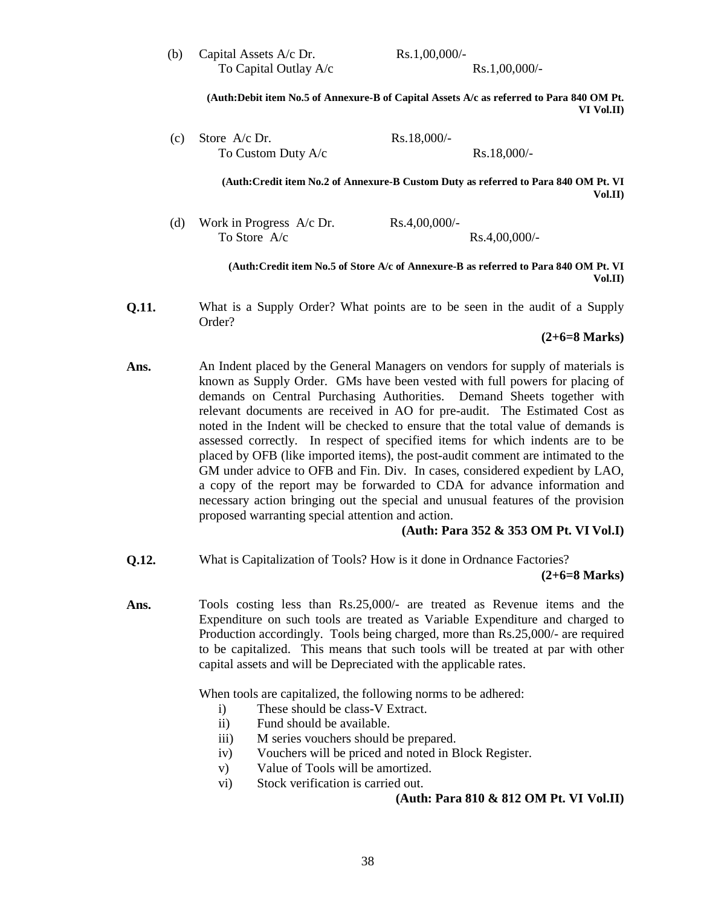(b) Capital Assets A/c Dr. Rs.1,00,000/-
    To Capital Outlay A/c Rs.1,00,000/-

**(Auth:Debit item No.5 of Annexure-B of Capital Assets A/c as referred to Para 840 OM Pt. VI Vol.II)**

(c) Store A/c Dr. Rs.18,000/-
    To Custom Duty A/c Rs.18,000/-

**(Auth:Credit item No.2 of Annexure-B Custom Duty as referred to Para 840 OM Pt. VI Vol.II)**

(d) Work in Progress A/c Dr. Rs.4,00,000/-
    To Store A/c Rs.4,00,000/-

**(Auth:Credit item No.5 of Store A/c of Annexure-B as referred to Para 840 OM Pt. VI Vol.II)**

**Q.11.** What is a Supply Order? What points are to be seen in the audit of a Supply Order?

**(2+6=8 Marks)**

**Ans.** An Indent placed by the General Managers on vendors for supply of materials is known as Supply Order. GMs have been vested with full powers for placing of demands on Central Purchasing Authorities. Demand Sheets together with relevant documents are received in AO for pre-audit. The Estimated Cost as noted in the Indent will be checked to ensure that the total value of demands is assessed correctly. In respect of specified items for which indents are to be placed by OFB (like imported items), the post-audit comment are intimated to the GM under advice to OFB and Fin. Div. In cases, considered expedient by LAO, a copy of the report may be forwarded to CDA for advance information and necessary action bringing out the special and unusual features of the provision proposed warranting special attention and action.

**(Auth: Para 352 & 353 OM Pt. VI Vol.I)**

**Q.12.** What is Capitalization of Tools? How is it done in Ordnance Factories?

**(2+6=8 Marks)**

**Ans.** Tools costing less than Rs.25,000/- are treated as Revenue items and the Expenditure on such tools are treated as Variable Expenditure and charged to Production accordingly. Tools being charged, more than Rs.25,000/- are required to be capitalized. This means that such tools will be treated at par with other capital assets and will be Depreciated with the applicable rates.

When tools are capitalized, the following norms to be adhered:

i) These should be class-V Extract.
ii) Fund should be available.
iii) M series vouchers should be prepared.
iv) Vouchers will be priced and noted in Block Register.
v) Value of Tools will be amortized.
vi) Stock verification is carried out.

**(Auth: Para 810 & 812 OM Pt. VI Vol.II)**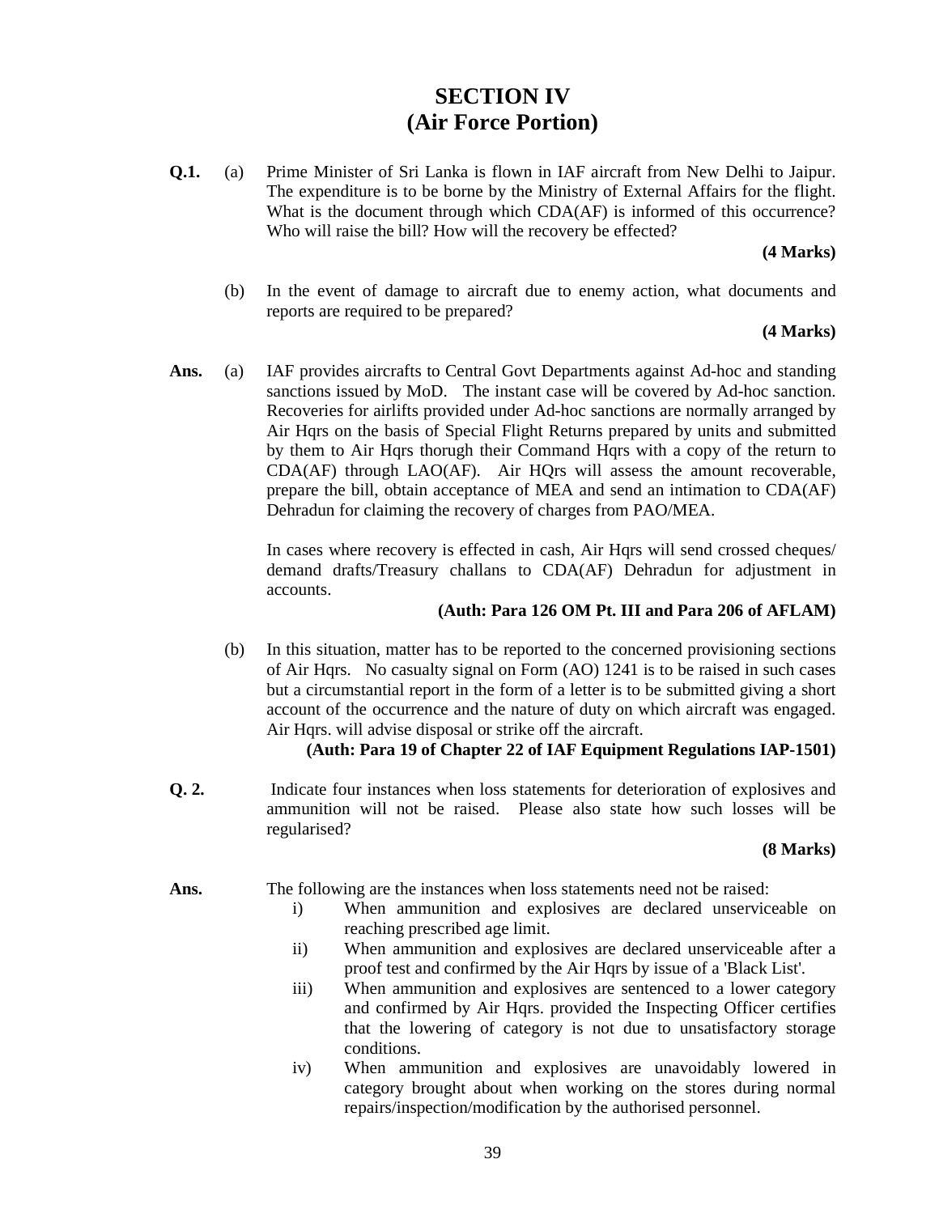# SECTION IV
# (Air Force Portion)

**Q.1.** (a) Prime Minister of Sri Lanka is flown in IAF aircraft from New Delhi to Jaipur. The expenditure is to be borne by the Ministry of External Affairs for the flight. What is the document through which CDA(AF) is informed of this occurrence? Who will raise the bill? How will the recovery be effected?

**(4 Marks)**

(b) In the event of damage to aircraft due to enemy action, what documents and reports are required to be prepared?

**(4 Marks)**

**Ans.** (a) IAF provides aircrafts to Central Govt Departments against Ad-hoc and standing sanctions issued by MoD. The instant case will be covered by Ad-hoc sanction. Recoveries for airlifts provided under Ad-hoc sanctions are normally arranged by Air Hqrs on the basis of Special Flight Returns prepared by units and submitted by them to Air Hqrs thorugh their Command Hqrs with a copy of the return to CDA(AF) through LAO(AF). Air HQrs will assess the amount recoverable, prepare the bill, obtain acceptance of MEA and send an intimation to CDA(AF) Dehradun for claiming the recovery of charges from PAO/MEA.

In cases where recovery is effected in cash, Air Hqrs will send crossed cheques/ demand drafts/Treasury challans to CDA(AF) Dehradun for adjustment in accounts.

**(Auth: Para 126 OM Pt. III and Para 206 of AFLAM)**

(b) In this situation, matter has to be reported to the concerned provisioning sections of Air Hqrs. No casualty signal on Form (AO) 1241 is to be raised in such cases but a circumstantial report in the form of a letter is to be submitted giving a short account of the occurrence and the nature of duty on which aircraft was engaged. Air Hqrs. will advise disposal or strike off the aircraft.

**(Auth: Para 19 of Chapter 22 of IAF Equipment Regulations IAP-1501)**

**Q. 2.** Indicate four instances when loss statements for deterioration of explosives and ammunition will not be raised. Please also state how such losses will be regularised?

**(8 Marks)**

**Ans.** The following are the instances when loss statements need not be raised:

i) When ammunition and explosives are declared unserviceable on reaching prescribed age limit.

ii) When ammunition and explosives are declared unserviceable after a proof test and confirmed by the Air Hqrs by issue of a 'Black List'.

iii) When ammunition and explosives are sentenced to a lower category and confirmed by Air Hqrs. provided the Inspecting Officer certifies that the lowering of category is not due to unsatisfactory storage conditions.

iv) When ammunition and explosives are unavoidably lowered in category brought about when working on the stores during normal repairs/inspection/modification by the authorised personnel.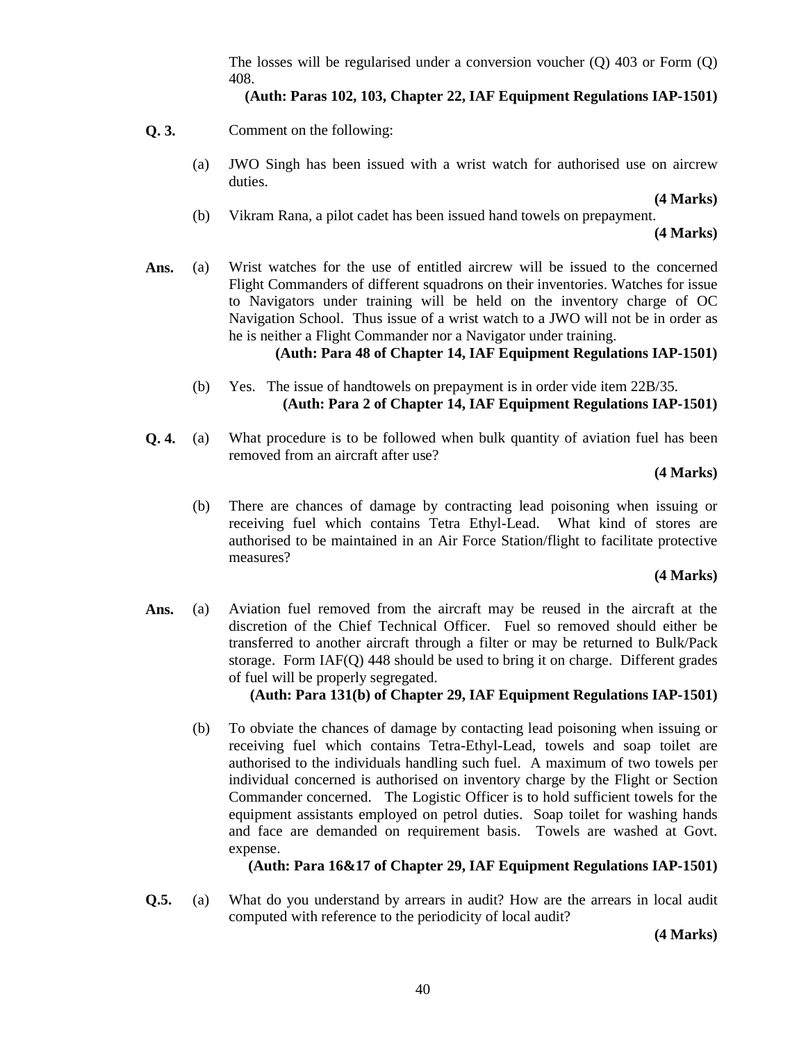The losses will be regularised under a conversion voucher (Q) 403 or Form (Q) 408.

**(Auth: Paras 102, 103, Chapter 22, IAF Equipment Regulations IAP-1501)**

**Q. 3.** Comment on the following:

(a) JWO Singh has been issued with a wrist watch for authorised use on aircrew duties.

**(4 Marks)**

(b) Vikram Rana, a pilot cadet has been issued hand towels on prepayment.

**(4 Marks)**

**Ans.** (a) Wrist watches for the use of entitled aircrew will be issued to the concerned Flight Commanders of different squadrons on their inventories. Watches for issue to Navigators under training will be held on the inventory charge of OC Navigation School. Thus issue of a wrist watch to a JWO will not be in order as he is neither a Flight Commander nor a Navigator under training.

**(Auth: Para 48 of Chapter 14, IAF Equipment Regulations IAP-1501)**

(b) Yes. The issue of handtowels on prepayment is in order vide item 22B/35.

**(Auth: Para 2 of Chapter 14, IAF Equipment Regulations IAP-1501)**

**Q. 4.** (a) What procedure is to be followed when bulk quantity of aviation fuel has been removed from an aircraft after use?

**(4 Marks)**

(b) There are chances of damage by contracting lead poisoning when issuing or receiving fuel which contains Tetra Ethyl-Lead. What kind of stores are authorised to be maintained in an Air Force Station/flight to facilitate protective measures?

**(4 Marks)**

**Ans.** (a) Aviation fuel removed from the aircraft may be reused in the aircraft at the discretion of the Chief Technical Officer. Fuel so removed should either be transferred to another aircraft through a filter or may be returned to Bulk/Pack storage. Form IAF(Q) 448 should be used to bring it on charge. Different grades of fuel will be properly segregated.

**(Auth: Para 131(b) of Chapter 29, IAF Equipment Regulations IAP-1501)**

(b) To obviate the chances of damage by contacting lead poisoning when issuing or receiving fuel which contains Tetra-Ethyl-Lead, towels and soap toilet are authorised to the individuals handling such fuel. A maximum of two towels per individual concerned is authorised on inventory charge by the Flight or Section Commander concerned. The Logistic Officer is to hold sufficient towels for the equipment assistants employed on petrol duties. Soap toilet for washing hands and face are demanded on requirement basis. Towels are washed at Govt. expense.

**(Auth: Para 16&17 of Chapter 29, IAF Equipment Regulations IAP-1501)**

**Q.5.** (a) What do you understand by arrears in audit? How are the arrears in local audit computed with reference to the periodicity of local audit?

**(4 Marks)**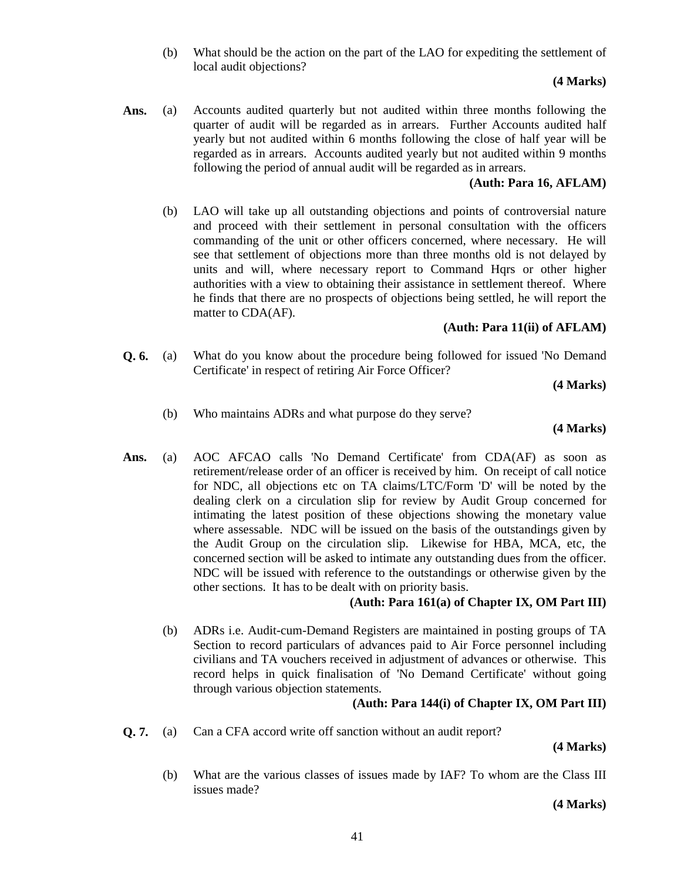(b) What should be the action on the part of the LAO for expediting the settlement of local audit objections?

**(4 Marks)**

**Ans.** (a) Accounts audited quarterly but not audited within three months following the quarter of audit will be regarded as in arrears. Further Accounts audited half yearly but not audited within 6 months following the close of half year will be regarded as in arrears. Accounts audited yearly but not audited within 9 months following the period of annual audit will be regarded as in arrears.

**(Auth: Para 16, AFLAM)**

(b) LAO will take up all outstanding objections and points of controversial nature and proceed with their settlement in personal consultation with the officers commanding of the unit or other officers concerned, where necessary. He will see that settlement of objections more than three months old is not delayed by units and will, where necessary report to Command Hqrs or other higher authorities with a view to obtaining their assistance in settlement thereof. Where he finds that there are no prospects of objections being settled, he will report the matter to CDA(AF).

**(Auth: Para 11(ii) of AFLAM)**

**Q. 6.** (a) What do you know about the procedure being followed for issued 'No Demand Certificate' in respect of retiring Air Force Officer?

**(4 Marks)**

(b) Who maintains ADRs and what purpose do they serve?

**(4 Marks)**

**Ans.** (a) AOC AFCAO calls 'No Demand Certificate' from CDA(AF) as soon as retirement/release order of an officer is received by him. On receipt of call notice for NDC, all objections etc on TA claims/LTC/Form 'D' will be noted by the dealing clerk on a circulation slip for review by Audit Group concerned for intimating the latest position of these objections showing the monetary value where assessable. NDC will be issued on the basis of the outstandings given by the Audit Group on the circulation slip. Likewise for HBA, MCA, etc, the concerned section will be asked to intimate any outstanding dues from the officer. NDC will be issued with reference to the outstandings or otherwise given by the other sections. It has to be dealt with on priority basis.

**(Auth: Para 161(a) of Chapter IX, OM Part III)**

(b) ADRs i.e. Audit-cum-Demand Registers are maintained in posting groups of TA Section to record particulars of advances paid to Air Force personnel including civilians and TA vouchers received in adjustment of advances or otherwise. This record helps in quick finalisation of 'No Demand Certificate' without going through various objection statements.

**(Auth: Para 144(i) of Chapter IX, OM Part III)**

**Q. 7.** (a) Can a CFA accord write off sanction without an audit report?

**(4 Marks)**

(b) What are the various classes of issues made by IAF? To whom are the Class III issues made?

**(4 Marks)**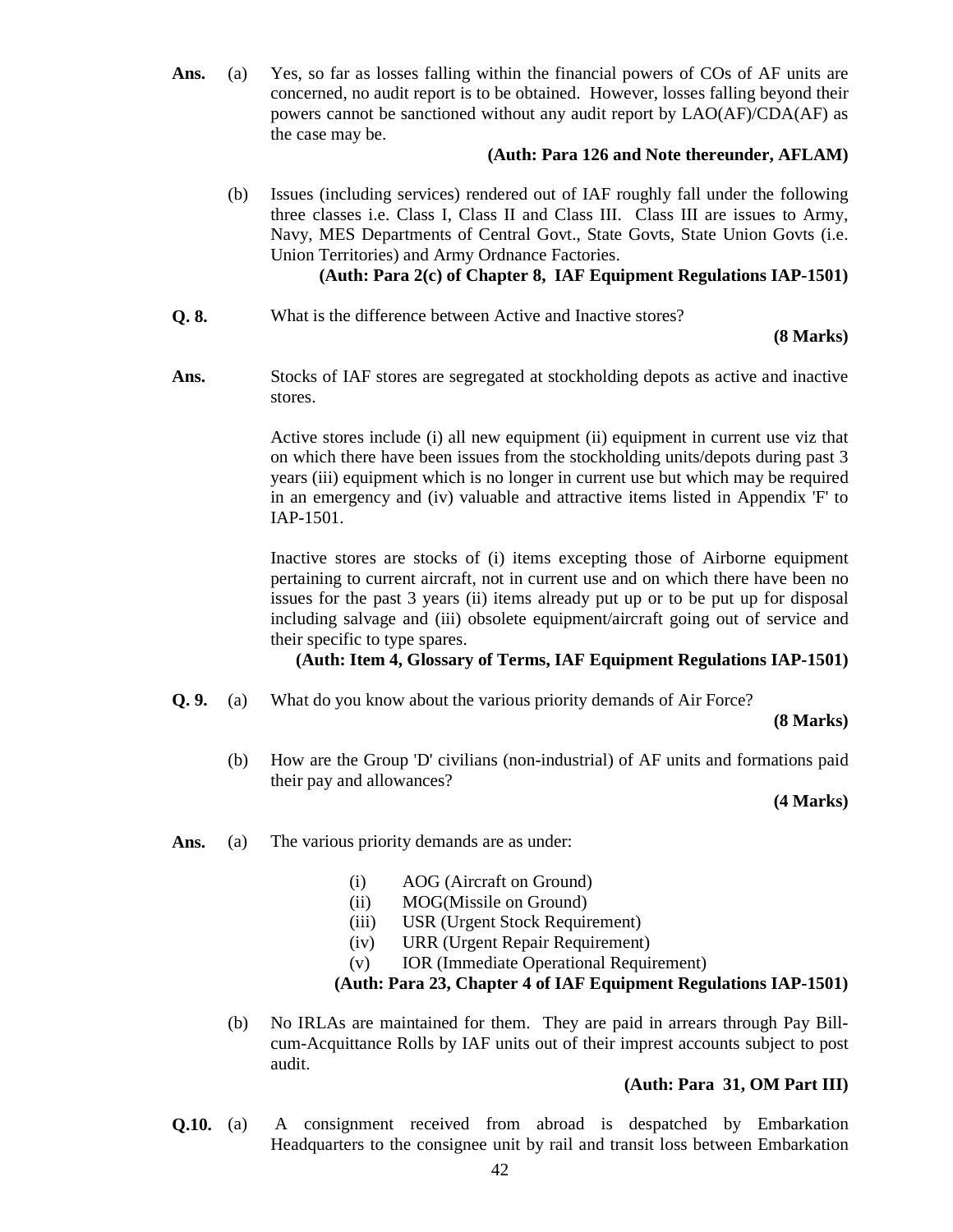**Ans.** (a) Yes, so far as losses falling within the financial powers of COs of AF units are concerned, no audit report is to be obtained. However, losses falling beyond their powers cannot be sanctioned without any audit report by LAO(AF)/CDA(AF) as the case may be.

**(Auth: Para 126 and Note thereunder, AFLAM)**

(b) Issues (including services) rendered out of IAF roughly fall under the following three classes i.e. Class I, Class II and Class III. Class III are issues to Army, Navy, MES Departments of Central Govt., State Govts, State Union Govts (i.e. Union Territories) and Army Ordnance Factories.

**(Auth: Para 2(c) of Chapter 8, IAF Equipment Regulations IAP-1501)**

**Q. 8.** What is the difference between Active and Inactive stores?

**(8 Marks)**

**Ans.** Stocks of IAF stores are segregated at stockholding depots as active and inactive stores.

Active stores include (i) all new equipment (ii) equipment in current use viz that on which there have been issues from the stockholding units/depots during past 3 years (iii) equipment which is no longer in current use but which may be required in an emergency and (iv) valuable and attractive items listed in Appendix 'F' to IAP-1501.

Inactive stores are stocks of (i) items excepting those of Airborne equipment pertaining to current aircraft, not in current use and on which there have been no issues for the past 3 years (ii) items already put up or to be put up for disposal including salvage and (iii) obsolete equipment/aircraft going out of service and their specific to type spares.

**(Auth: Item 4, Glossary of Terms, IAF Equipment Regulations IAP-1501)**

**Q. 9.** (a) What do you know about the various priority demands of Air Force?

**(8 Marks)**

(b) How are the Group 'D' civilians (non-industrial) of AF units and formations paid their pay and allowances?

**(4 Marks)**

**Ans.** (a) The various priority demands are as under:

(i) AOG (Aircraft on Ground)
(ii) MOG(Missile on Ground)
(iii) USR (Urgent Stock Requirement)
(iv) URR (Urgent Repair Requirement)
(v) IOR (Immediate Operational Requirement)

**(Auth: Para 23, Chapter 4 of IAF Equipment Regulations IAP-1501)**

(b) No IRLAs are maintained for them. They are paid in arrears through Pay Bill-cum-Acquittance Rolls by IAF units out of their imprest accounts subject to post audit.

**(Auth: Para 31, OM Part III)**

**Q.10.** (a) A consignment received from abroad is despatched by Embarkation Headquarters to the consignee unit by rail and transit loss between Embarkation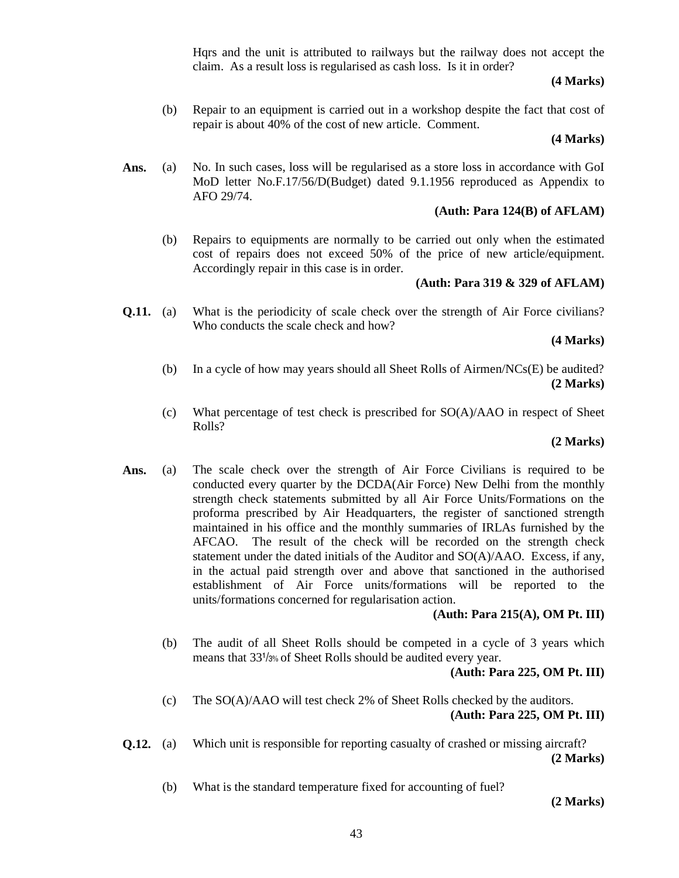Hqrs and the unit is attributed to railways but the railway does not accept the claim. As a result loss is regularised as cash loss. Is it in order?

**(4 Marks)**

(b) Repair to an equipment is carried out in a workshop despite the fact that cost of repair is about 40% of the cost of new article. Comment.

**(4 Marks)**

**Ans.** (a) No. In such cases, loss will be regularised as a store loss in accordance with GoI MoD letter No.F.17/56/D(Budget) dated 9.1.1956 reproduced as Appendix to AFO 29/74.

**(Auth: Para 124(B) of AFLAM)**

(b) Repairs to equipments are normally to be carried out only when the estimated cost of repairs does not exceed 50% of the price of new article/equipment. Accordingly repair in this case is in order.

**(Auth: Para 319 & 329 of AFLAM)**

**Q.11.** (a) What is the periodicity of scale check over the strength of Air Force civilians? Who conducts the scale check and how?

**(4 Marks)**

(b) In a cycle of how may years should all Sheet Rolls of Airmen/NCs(E) be audited?
**(2 Marks)**

(c) What percentage of test check is prescribed for SO(A)/AAO in respect of Sheet Rolls?

**(2 Marks)**

**Ans.** (a) The scale check over the strength of Air Force Civilians is required to be conducted every quarter by the DCDA(Air Force) New Delhi from the monthly strength check statements submitted by all Air Force Units/Formations on the proforma prescribed by Air Headquarters, the register of sanctioned strength maintained in his office and the monthly summaries of IRLAs furnished by the AFCAO. The result of the check will be recorded on the strength check statement under the dated initials of the Auditor and SO(A)/AAO. Excess, if any, in the actual paid strength over and above that sanctioned in the authorised establishment of Air Force units/formations will be reported to the units/formations concerned for regularisation action.

**(Auth: Para 215(A), OM Pt. III)**

(b) The audit of all Sheet Rolls should be competed in a cycle of 3 years which means that 33¹/₃% of Sheet Rolls should be audited every year.

**(Auth: Para 225, OM Pt. III)**

(c) The SO(A)/AAO will test check 2% of Sheet Rolls checked by the auditors.
**(Auth: Para 225, OM Pt. III)**

**Q.12.** (a) Which unit is responsible for reporting casualty of crashed or missing aircraft?
**(2 Marks)**

(b) What is the standard temperature fixed for accounting of fuel?

**(2 Marks)**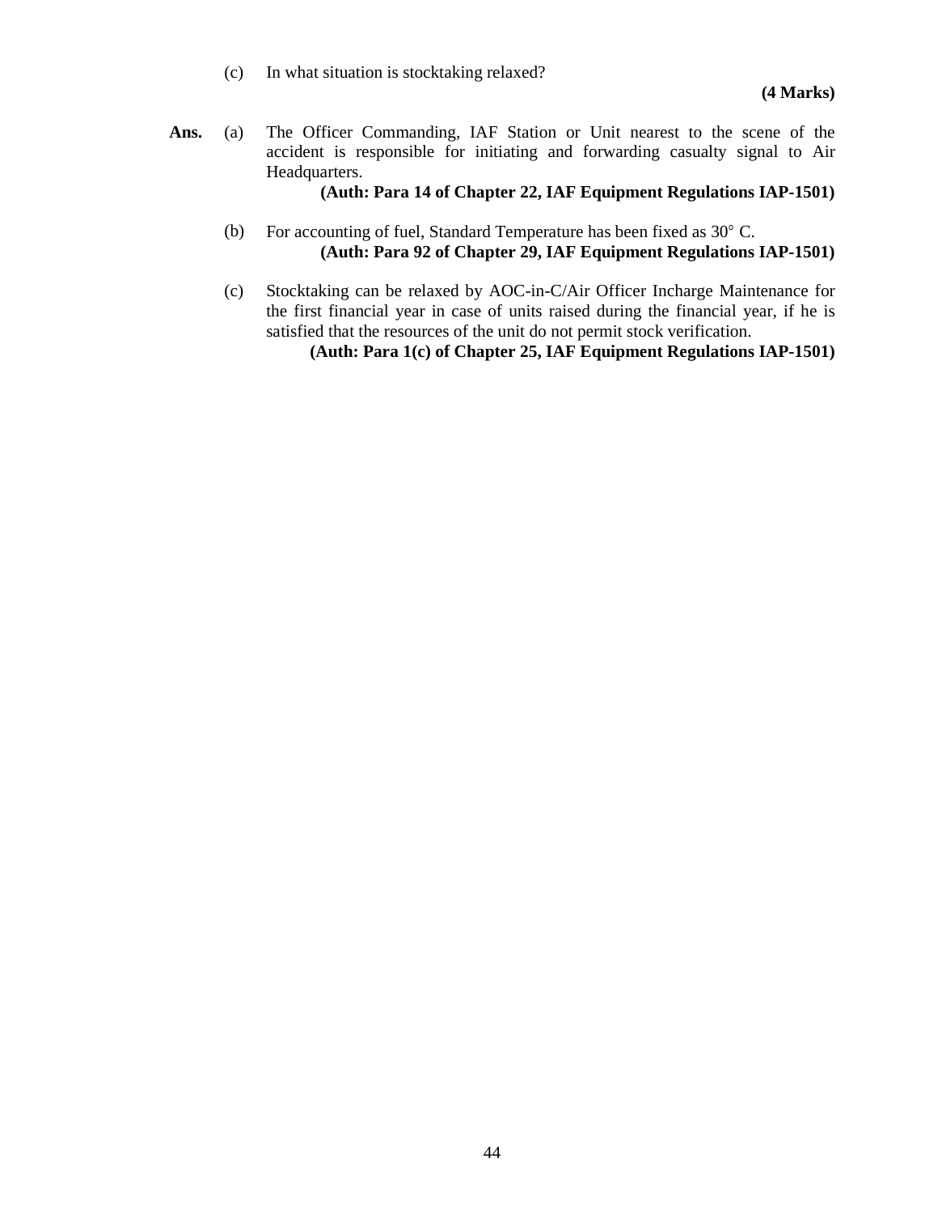(c) In what situation is stocktaking relaxed?

**(4 Marks)**

**Ans.** (a) The Officer Commanding, IAF Station or Unit nearest to the scene of the accident is responsible for initiating and forwarding casualty signal to Air Headquarters.

**(Auth: Para 14 of Chapter 22, IAF Equipment Regulations IAP-1501)**

(b) For accounting of fuel, Standard Temperature has been fixed as 30° C.

**(Auth: Para 92 of Chapter 29, IAF Equipment Regulations IAP-1501)**

(c) Stocktaking can be relaxed by AOC-in-C/Air Officer Incharge Maintenance for the first financial year in case of units raised during the financial year, if he is satisfied that the resources of the unit do not permit stock verification.

**(Auth: Para 1(c) of Chapter 25, IAF Equipment Regulations IAP-1501)**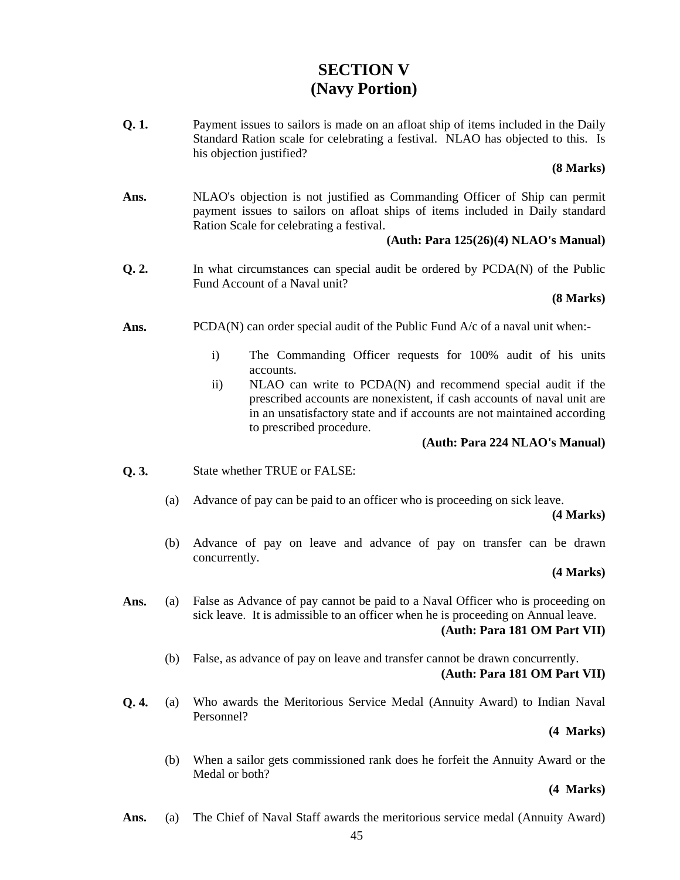# SECTION V
# (Navy Portion)

**Q. 1.** Payment issues to sailors is made on an afloat ship of items included in the Daily Standard Ration scale for celebrating a festival. NLAO has objected to this. Is his objection justified?

**(8 Marks)**

**Ans.** NLAO's objection is not justified as Commanding Officer of Ship can permit payment issues to sailors on afloat ships of items included in Daily standard Ration Scale for celebrating a festival.

**(Auth: Para 125(26)(4) NLAO's Manual)**

**Q. 2.** In what circumstances can special audit be ordered by PCDA(N) of the Public Fund Account of a Naval unit?

**(8 Marks)**

**Ans.** PCDA(N) can order special audit of the Public Fund A/c of a naval unit when:-

i) The Commanding Officer requests for 100% audit of his units accounts.

ii) NLAO can write to PCDA(N) and recommend special audit if the prescribed accounts are nonexistent, if cash accounts of naval unit are in an unsatisfactory state and if accounts are not maintained according to prescribed procedure.

**(Auth: Para 224 NLAO's Manual)**

**Q. 3.** State whether TRUE or FALSE:

(a) Advance of pay can be paid to an officer who is proceeding on sick leave.

**(4 Marks)**

(b) Advance of pay on leave and advance of pay on transfer can be drawn concurrently.

**(4 Marks)**

**Ans.** (a) False as Advance of pay cannot be paid to a Naval Officer who is proceeding on sick leave. It is admissible to an officer when he is proceeding on Annual leave.

**(Auth: Para 181 OM Part VII)**

(b) False, as advance of pay on leave and transfer cannot be drawn concurrently.

**(Auth: Para 181 OM Part VII)**

**Q. 4.** (a) Who awards the Meritorious Service Medal (Annuity Award) to Indian Naval Personnel?

**(4 Marks)**

(b) When a sailor gets commissioned rank does he forfeit the Annuity Award or the Medal or both?

**(4 Marks)**

**Ans.** (a) The Chief of Naval Staff awards the meritorious service medal (Annuity Award)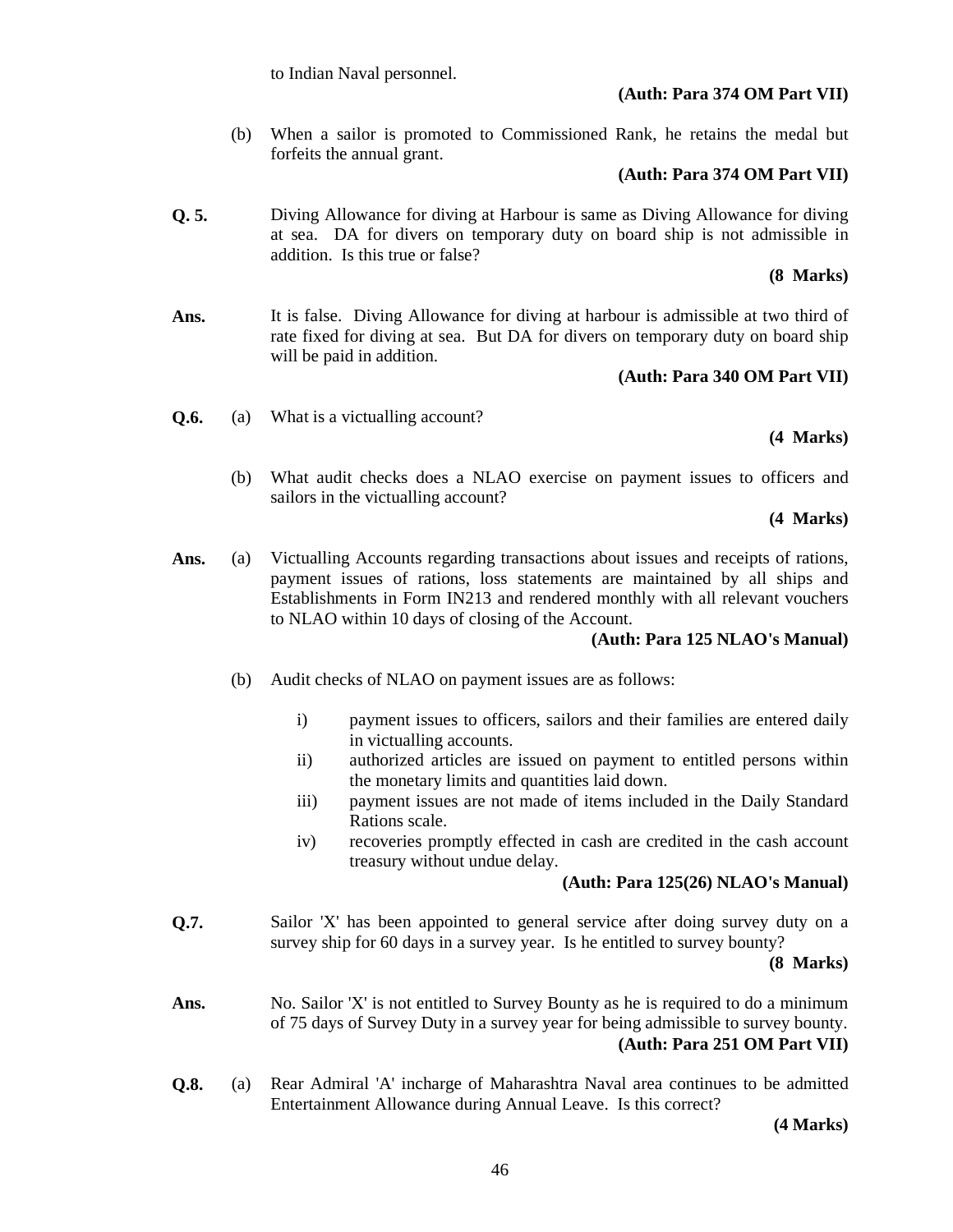to Indian Naval personnel.

**(Auth: Para 374 OM Part VII)**

(b) When a sailor is promoted to Commissioned Rank, he retains the medal but forfeits the annual grant.

**(Auth: Para 374 OM Part VII)**

**Q. 5.** Diving Allowance for diving at Harbour is same as Diving Allowance for diving at sea. DA for divers on temporary duty on board ship is not admissible in addition. Is this true or false?

**(8 Marks)**

**Ans.** It is false. Diving Allowance for diving at harbour is admissible at two third of rate fixed for diving at sea. But DA for divers on temporary duty on board ship will be paid in addition.

**(Auth: Para 340 OM Part VII)**

**Q.6.** (a) What is a victualling account?

**(4 Marks)**

(b) What audit checks does a NLAO exercise on payment issues to officers and sailors in the victualling account?

**(4 Marks)**

**Ans.** (a) Victualling Accounts regarding transactions about issues and receipts of rations, payment issues of rations, loss statements are maintained by all ships and Establishments in Form IN213 and rendered monthly with all relevant vouchers to NLAO within 10 days of closing of the Account.

**(Auth: Para 125 NLAO's Manual)**

(b) Audit checks of NLAO on payment issues are as follows:

i) payment issues to officers, sailors and their families are entered daily in victualling accounts.

ii) authorized articles are issued on payment to entitled persons within the monetary limits and quantities laid down.

iii) payment issues are not made of items included in the Daily Standard Rations scale.

iv) recoveries promptly effected in cash are credited in the cash account treasury without undue delay.

**(Auth: Para 125(26) NLAO's Manual)**

**Q.7.** Sailor 'X' has been appointed to general service after doing survey duty on a survey ship for 60 days in a survey year. Is he entitled to survey bounty?

**(8 Marks)**

**Ans.** No. Sailor 'X' is not entitled to Survey Bounty as he is required to do a minimum of 75 days of Survey Duty in a survey year for being admissible to survey bounty.

**(Auth: Para 251 OM Part VII)**

**Q.8.** (a) Rear Admiral 'A' incharge of Maharashtra Naval area continues to be admitted Entertainment Allowance during Annual Leave. Is this correct?

**(4 Marks)**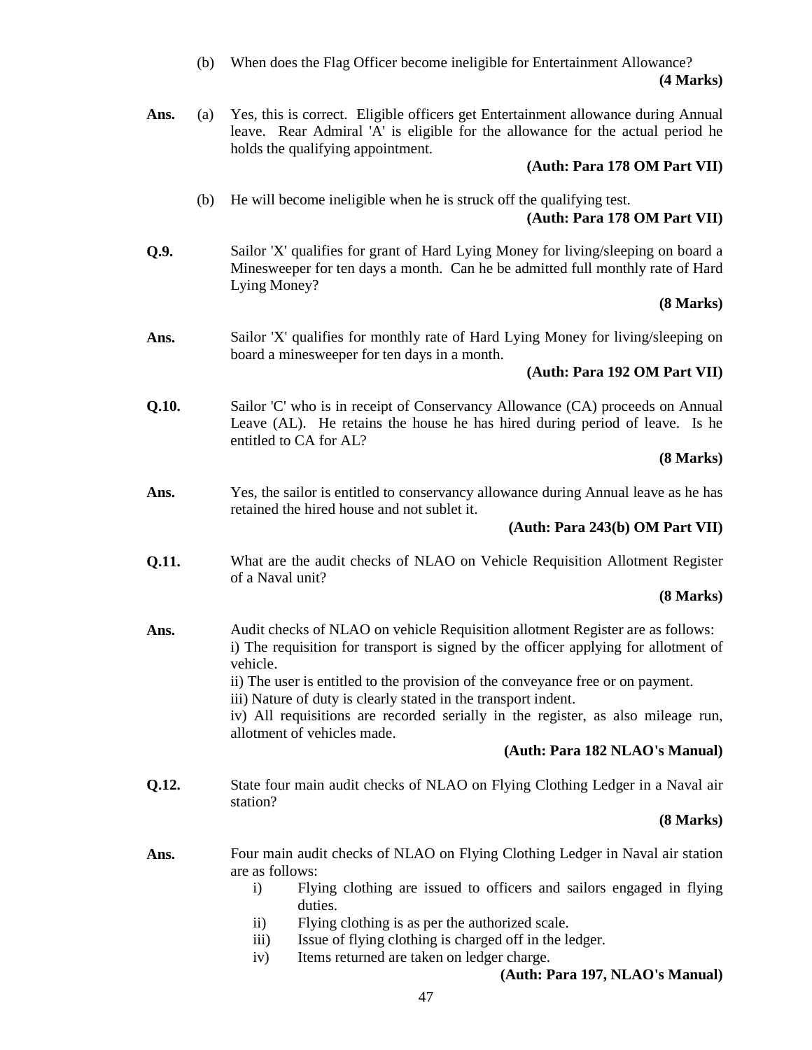(b) When does the Flag Officer become ineligible for Entertainment Allowance?

**(4 Marks)**

**Ans.** (a) Yes, this is correct. Eligible officers get Entertainment allowance during Annual leave. Rear Admiral 'A' is eligible for the allowance for the actual period he holds the qualifying appointment.

**(Auth: Para 178 OM Part VII)**

(b) He will become ineligible when he is struck off the qualifying test.

**(Auth: Para 178 OM Part VII)**

**Q.9.** Sailor 'X' qualifies for grant of Hard Lying Money for living/sleeping on board a Minesweeper for ten days a month. Can he be admitted full monthly rate of Hard Lying Money?

**(8 Marks)**

**Ans.** Sailor 'X' qualifies for monthly rate of Hard Lying Money for living/sleeping on board a minesweeper for ten days in a month.

**(Auth: Para 192 OM Part VII)**

**Q.10.** Sailor 'C' who is in receipt of Conservancy Allowance (CA) proceeds on Annual Leave (AL). He retains the house he has hired during period of leave. Is he entitled to CA for AL?

**(8 Marks)**

**Ans.** Yes, the sailor is entitled to conservancy allowance during Annual leave as he has retained the hired house and not sublet it.

**(Auth: Para 243(b) OM Part VII)**

**Q.11.** What are the audit checks of NLAO on Vehicle Requisition Allotment Register of a Naval unit?

**(8 Marks)**

**Ans.** Audit checks of NLAO on vehicle Requisition allotment Register are as follows:

i) The requisition for transport is signed by the officer applying for allotment of vehicle.

ii) The user is entitled to the provision of the conveyance free or on payment.

iii) Nature of duty is clearly stated in the transport indent.

iv) All requisitions are recorded serially in the register, as also mileage run, allotment of vehicles made.

**(Auth: Para 182 NLAO's Manual)**

**Q.12.** State four main audit checks of NLAO on Flying Clothing Ledger in a Naval air station?

**(8 Marks)**

**Ans.** Four main audit checks of NLAO on Flying Clothing Ledger in Naval air station are as follows:

i) Flying clothing are issued to officers and sailors engaged in flying duties.

ii) Flying clothing is as per the authorized scale.

iii) Issue of flying clothing is charged off in the ledger.

iv) Items returned are taken on ledger charge.

**(Auth: Para 197, NLAO's Manual)**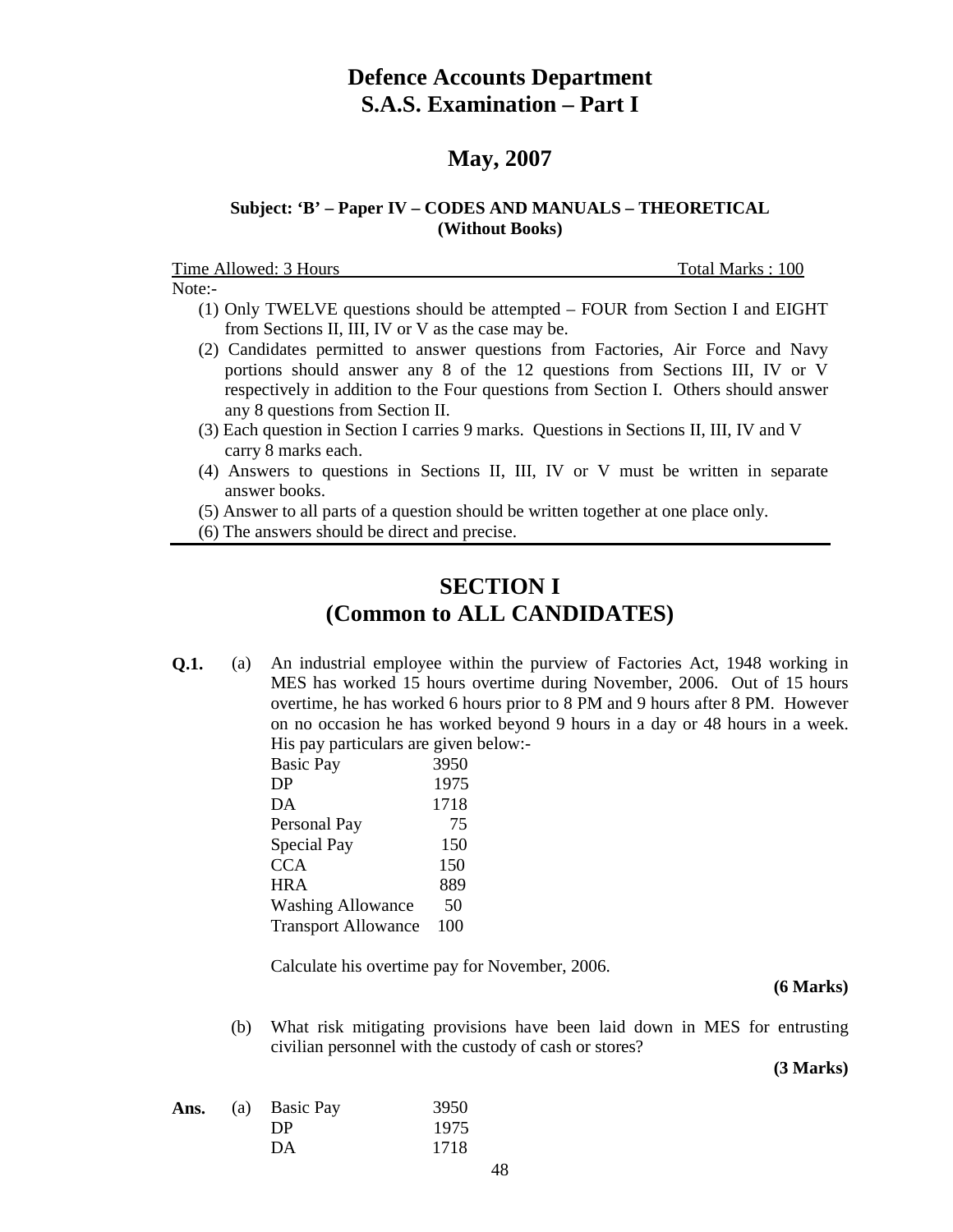# Defence Accounts Department
# S.A.S. Examination – Part I

## May, 2007

**Subject: 'B' – Paper IV – CODES AND MANUALS – THEORETICAL**
**(Without Books)**

Time Allowed: 3 Hours — Total Marks : 100

Note:-

(1) Only TWELVE questions should be attempted – FOUR from Section I and EIGHT from Sections II, III, IV or V as the case may be.

(2) Candidates permitted to answer questions from Factories, Air Force and Navy portions should answer any 8 of the 12 questions from Sections III, IV or V respectively in addition to the Four questions from Section I. Others should answer any 8 questions from Section II.

(3) Each question in Section I carries 9 marks. Questions in Sections II, III, IV and V carry 8 marks each.

(4) Answers to questions in Sections II, III, IV or V must be written in separate answer books.

(5) Answer to all parts of a question should be written together at one place only.

(6) The answers should be direct and precise.

---

## SECTION I
## (Common to ALL CANDIDATES)

**Q.1.** (a) An industrial employee within the purview of Factories Act, 1948 working in MES has worked 15 hours overtime during November, 2006. Out of 15 hours overtime, he has worked 6 hours prior to 8 PM and 9 hours after 8 PM. However on no occasion he has worked beyond 9 hours in a day or 48 hours in a week. His pay particulars are given below:-

| | |
|---|---|
| Basic Pay | 3950 |
| DP | 1975 |
| DA | 1718 |
| Personal Pay | 75 |
| Special Pay | 150 |
| CCA | 150 |
| HRA | 889 |
| Washing Allowance | 50 |
| Transport Allowance | 100 |

Calculate his overtime pay for November, 2006.

**(6 Marks)**

(b) What risk mitigating provisions have been laid down in MES for entrusting civilian personnel with the custody of cash or stores?

**(3 Marks)**

**Ans.** (a)

| | |
|---|---|
| Basic Pay | 3950 |
| DP | 1975 |
| DA | 1718 |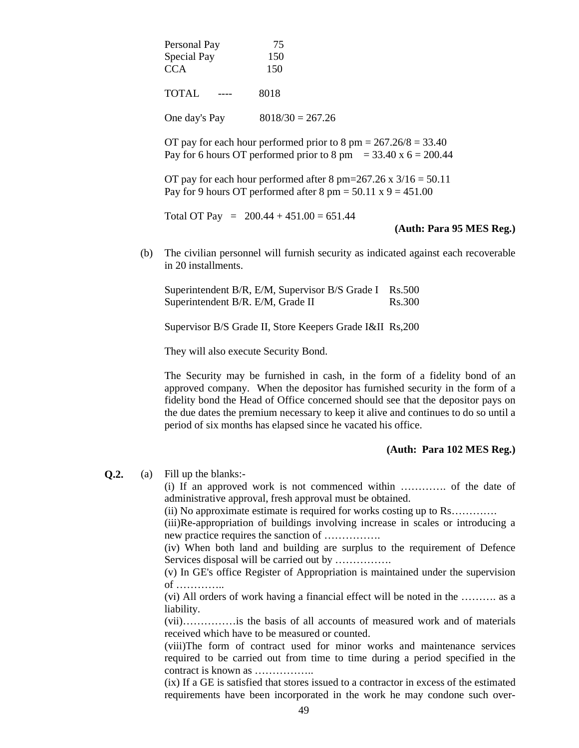| | |
|---|---|
| Personal Pay | 75 |
| Special Pay | 150 |
| CCA | 150 |
| TOTAL ---- | 8018 |

One day's Pay $8018/30 = 267.26$

OT pay for each hour performed prior to 8 pm = $267.26/8 = 33.40$
Pay for 6 hours OT performed prior to 8 pm = $33.40 \times 6 = 200.44$

OT pay for each hour performed after 8 pm = $267.26 \times 3/16 = 50.11$
Pay for 9 hours OT performed after 8 pm = $50.11 \times 9 = 451.00$

Total OT Pay = $200.44 + 451.00 = 651.44$

**(Auth: Para 95 MES Reg.)**

(b) The civilian personnel will furnish security as indicated against each recoverable in 20 installments.

| | |
|---|---|
| Superintendent B/R, E/M, Supervisor B/S Grade I | Rs.500 |
| Superintendent B/R. E/M, Grade II | Rs.300 |
| Supervisor B/S Grade II, Store Keepers Grade I&II | Rs,200 |

They will also execute Security Bond.

The Security may be furnished in cash, in the form of a fidelity bond of an approved company. When the depositor has furnished security in the form of a fidelity bond the Head of Office concerned should see that the depositor pays on the due dates the premium necessary to keep it alive and continues to do so until a period of six months has elapsed since he vacated his office.

**(Auth: Para 102 MES Reg.)**

**Q.2.** (a) Fill up the blanks:-

(i) If an approved work is not commenced within …………. of the date of administrative approval, fresh approval must be obtained.
(ii) No approximate estimate is required for works costing up to Rs…………
(iii)Re-appropriation of buildings involving increase in scales or introducing a new practice requires the sanction of …………….
(iv) When both land and building are surplus to the requirement of Defence Services disposal will be carried out by …………….
(v) In GE's office Register of Appropriation is maintained under the supervision of …………..
(vi) All orders of work having a financial effect will be noted in the ………. as a liability.
(vii)……………is the basis of all accounts of measured work and of materials received which have to be measured or counted.
(viii)The form of contract used for minor works and maintenance services required to be carried out from time to time during a period specified in the contract is known as ……………..
(ix) If a GE is satisfied that stores issued to a contractor in excess of the estimated requirements have been incorporated in the work he may condone such over-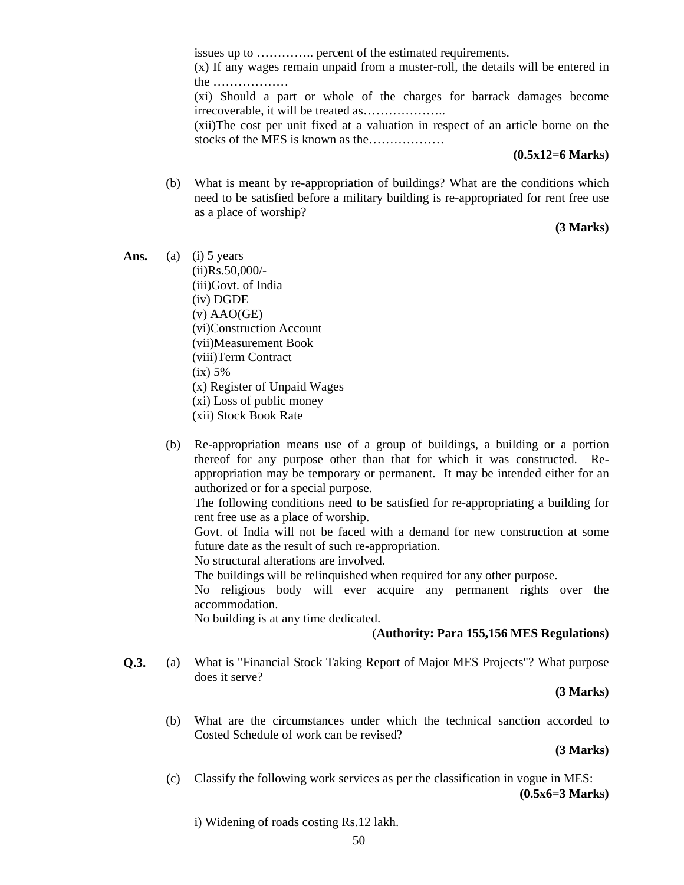issues up to ………….. percent of the estimated requirements.

(x) If any wages remain unpaid from a muster-roll, the details will be entered in the ………………

(xi) Should a part or whole of the charges for barrack damages become irrecoverable, it will be treated as………………..

(xii)The cost per unit fixed at a valuation in respect of an article borne on the stocks of the MES is known as the………………

**(0.5x12=6 Marks)**

(b) What is meant by re-appropriation of buildings? What are the conditions which need to be satisfied before a military building is re-appropriated for rent free use as a place of worship?

**(3 Marks)**

**Ans.** (a) (i) 5 years

(ii)Rs.50,000/-

(iii)Govt. of India

(iv) DGDE

(v) AAO(GE)

(vi)Construction Account

(vii)Measurement Book

(viii)Term Contract

(ix) 5%

(x) Register of Unpaid Wages

(xi) Loss of public money

(xii) Stock Book Rate

(b) Re-appropriation means use of a group of buildings, a building or a portion thereof for any purpose other than that for which it was constructed. Re-appropriation may be temporary or permanent. It may be intended either for an authorized or for a special purpose.

The following conditions need to be satisfied for re-appropriating a building for rent free use as a place of worship.

Govt. of India will not be faced with a demand for new construction at some future date as the result of such re-appropriation.

No structural alterations are involved.

The buildings will be relinquished when required for any other purpose.

No religious body will ever acquire any permanent rights over the accommodation.

No building is at any time dedicated.

(**Authority: Para 155,156 MES Regulations)**

**Q.3.** (a) What is "Financial Stock Taking Report of Major MES Projects"? What purpose does it serve?

**(3 Marks)**

(b) What are the circumstances under which the technical sanction accorded to Costed Schedule of work can be revised?

**(3 Marks)**

(c) Classify the following work services as per the classification in vogue in MES:

**(0.5x6=3 Marks)**

i) Widening of roads costing Rs.12 lakh.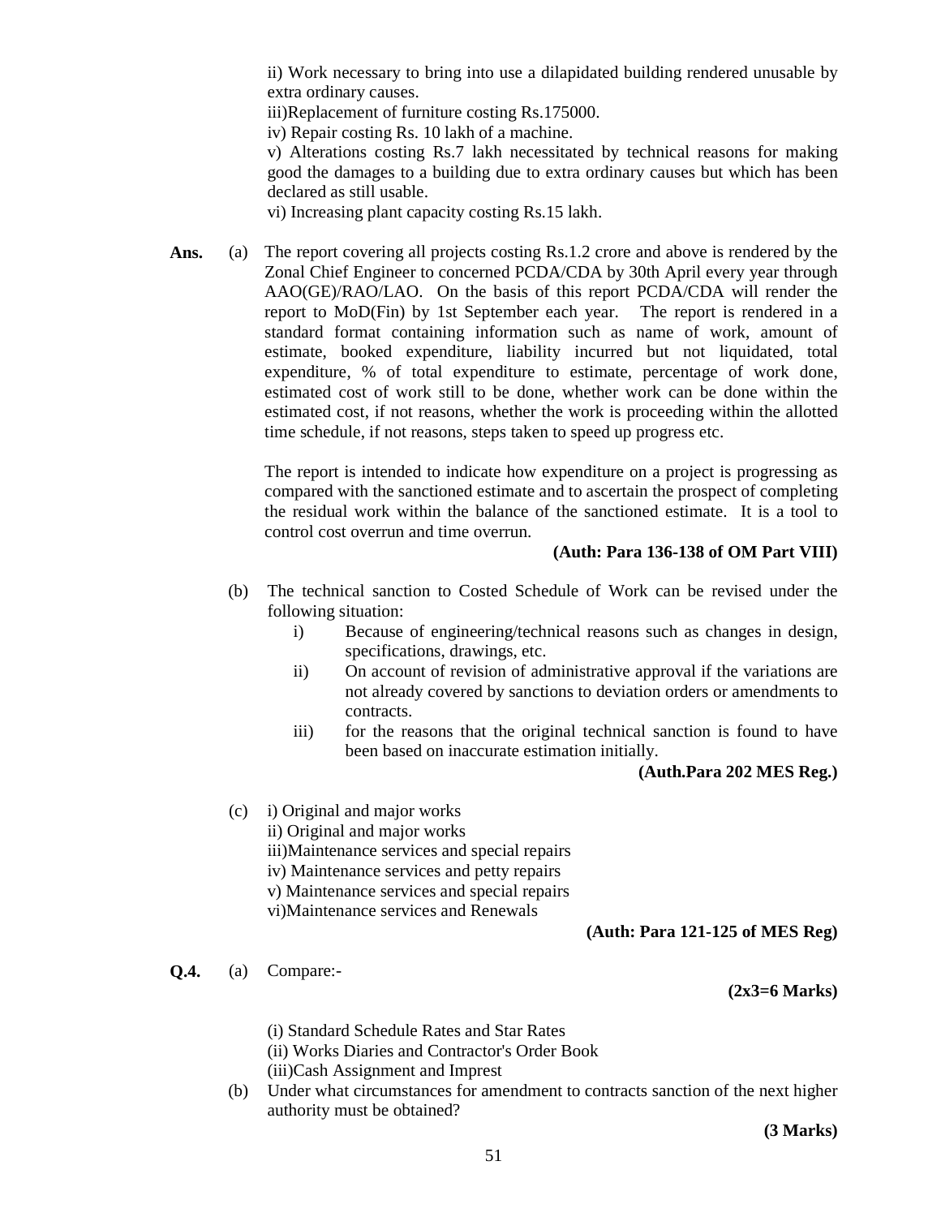ii) Work necessary to bring into use a dilapidated building rendered unusable by extra ordinary causes.
iii)Replacement of furniture costing Rs.175000.
iv) Repair costing Rs. 10 lakh of a machine.
v) Alterations costing Rs.7 lakh necessitated by technical reasons for making good the damages to a building due to extra ordinary causes but which has been declared as still usable.
vi) Increasing plant capacity costing Rs.15 lakh.

**Ans.** (a) The report covering all projects costing Rs.1.2 crore and above is rendered by the Zonal Chief Engineer to concerned PCDA/CDA by 30th April every year through AAO(GE)/RAO/LAO. On the basis of this report PCDA/CDA will render the report to MoD(Fin) by 1st September each year. The report is rendered in a standard format containing information such as name of work, amount of estimate, booked expenditure, liability incurred but not liquidated, total expenditure, % of total expenditure to estimate, percentage of work done, estimated cost of work still to be done, whether work can be done within the estimated cost, if not reasons, whether the work is proceeding within the allotted time schedule, if not reasons, steps taken to speed up progress etc.

The report is intended to indicate how expenditure on a project is progressing as compared with the sanctioned estimate and to ascertain the prospect of completing the residual work within the balance of the sanctioned estimate. It is a tool to control cost overrun and time overrun.

**(Auth: Para 136-138 of OM Part VIII)**

(b) The technical sanction to Costed Schedule of Work can be revised under the following situation:

i) Because of engineering/technical reasons such as changes in design, specifications, drawings, etc.
ii) On account of revision of administrative approval if the variations are not already covered by sanctions to deviation orders or amendments to contracts.
iii) for the reasons that the original technical sanction is found to have been based on inaccurate estimation initially.

**(Auth.Para 202 MES Reg.)**

(c) i) Original and major works
ii) Original and major works
iii)Maintenance services and special repairs
iv) Maintenance services and petty repairs
v) Maintenance services and special repairs
vi)Maintenance services and Renewals

**(Auth: Para 121-125 of MES Reg)**

**Q.4.** (a) Compare:-

**(2x3=6 Marks)**

(i) Standard Schedule Rates and Star Rates
(ii) Works Diaries and Contractor's Order Book
(iii)Cash Assignment and Impress

(b) Under what circumstances for amendment to contracts sanction of the next higher authority must be obtained?

**(3 Marks)**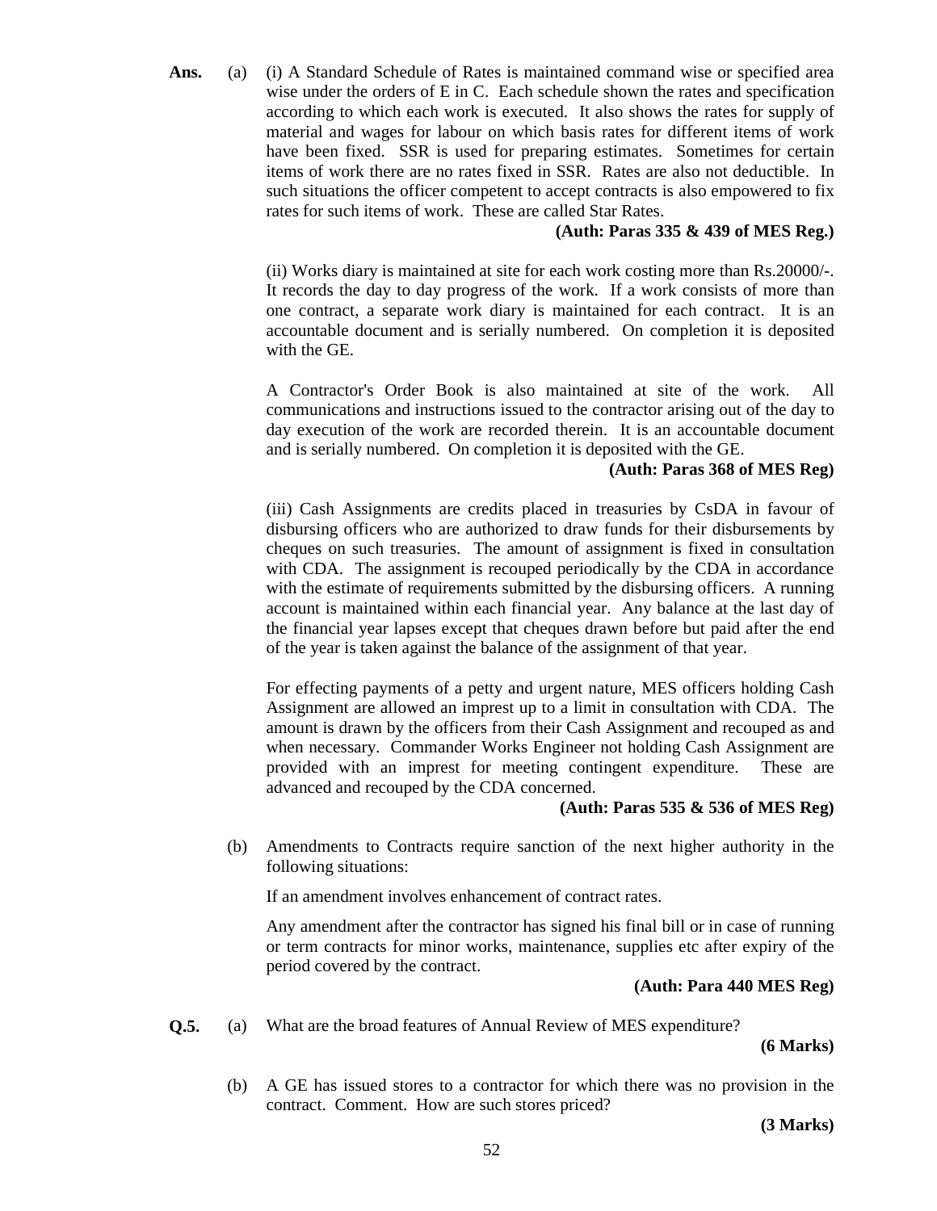**Ans.** (a) (i) A Standard Schedule of Rates is maintained command wise or specified area wise under the orders of E in C. Each schedule shown the rates and specification according to which each work is executed. It also shows the rates for supply of material and wages for labour on which basis rates for different items of work have been fixed. SSR is used for preparing estimates. Sometimes for certain items of work there are no rates fixed in SSR. Rates are also not deductible. In such situations the officer competent to accept contracts is also empowered to fix rates for such items of work. These are called Star Rates.

**(Auth: Paras 335 & 439 of MES Reg.)**

(ii) Works diary is maintained at site for each work costing more than Rs.20000/-. It records the day to day progress of the work. If a work consists of more than one contract, a separate work diary is maintained for each contract. It is an accountable document and is serially numbered. On completion it is deposited with the GE.

A Contractor's Order Book is also maintained at site of the work. All communications and instructions issued to the contractor arising out of the day to day execution of the work are recorded therein. It is an accountable document and is serially numbered. On completion it is deposited with the GE.

**(Auth: Paras 368 of MES Reg)**

(iii) Cash Assignments are credits placed in treasuries by CsDA in favour of disbursing officers who are authorized to draw funds for their disbursements by cheques on such treasuries. The amount of assignment is fixed in consultation with CDA. The assignment is recouped periodically by the CDA in accordance with the estimate of requirements submitted by the disbursing officers. A running account is maintained within each financial year. Any balance at the last day of the financial year lapses except that cheques drawn before but paid after the end of the year is taken against the balance of the assignment of that year.

For effecting payments of a petty and urgent nature, MES officers holding Cash Assignment are allowed an imprest up to a limit in consultation with CDA. The amount is drawn by the officers from their Cash Assignment and recouped as and when necessary. Commander Works Engineer not holding Cash Assignment are provided with an imprest for meeting contingent expenditure. These are advanced and recouped by the CDA concerned.

**(Auth: Paras 535 & 536 of MES Reg)**

(b) Amendments to Contracts require sanction of the next higher authority in the following situations:

If an amendment involves enhancement of contract rates.

Any amendment after the contractor has signed his final bill or in case of running or term contracts for minor works, maintenance, supplies etc after expiry of the period covered by the contract.

**(Auth: Para 440 MES Reg)**

**Q.5.** (a) What are the broad features of Annual Review of MES expenditure?

**(6 Marks)**

(b) A GE has issued stores to a contractor for which there was no provision in the contract. Comment. How are such stores priced?

**(3 Marks)**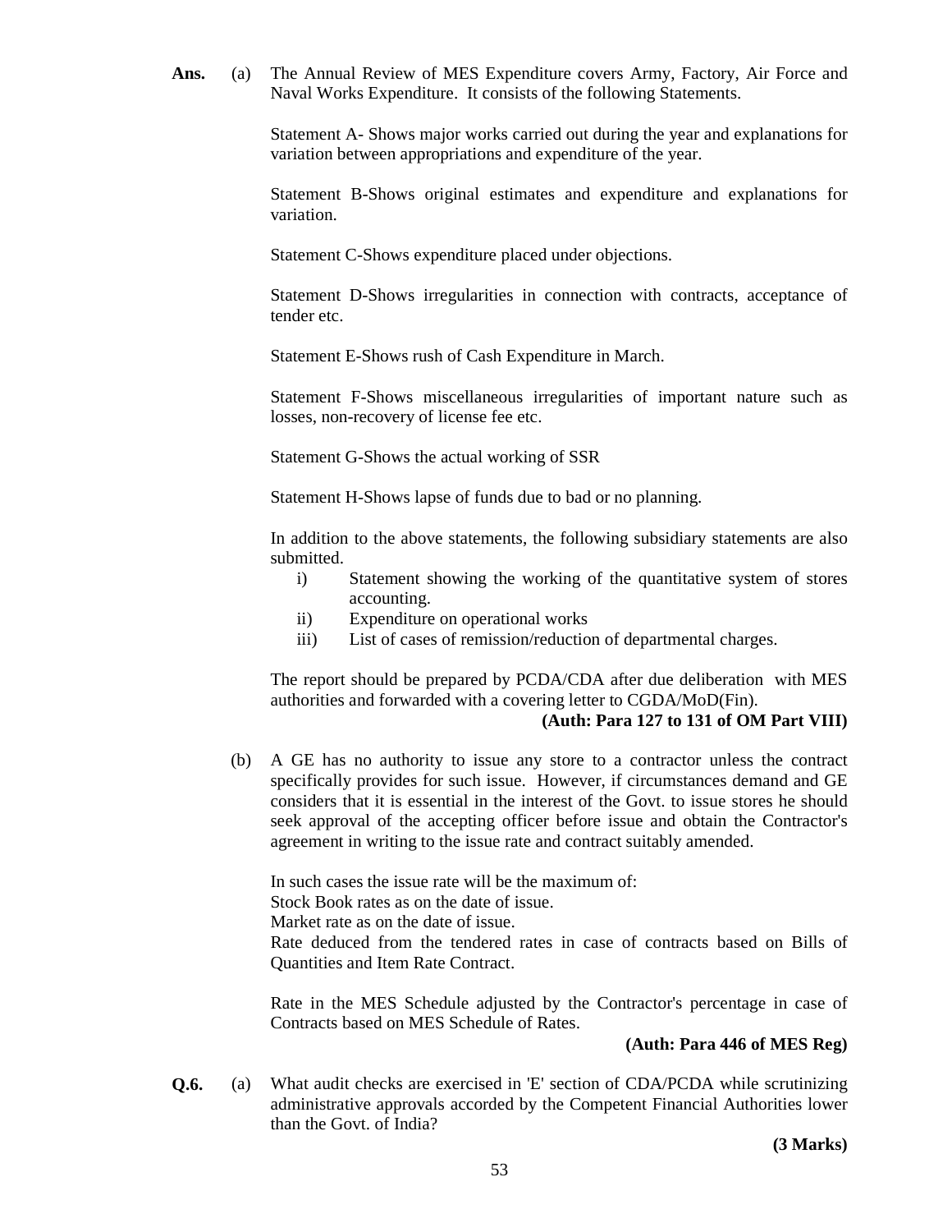**Ans.** (a) The Annual Review of MES Expenditure covers Army, Factory, Air Force and Naval Works Expenditure. It consists of the following Statements.

Statement A- Shows major works carried out during the year and explanations for variation between appropriations and expenditure of the year.

Statement B-Shows original estimates and expenditure and explanations for variation.

Statement C-Shows expenditure placed under objections.

Statement D-Shows irregularities in connection with contracts, acceptance of tender etc.

Statement E-Shows rush of Cash Expenditure in March.

Statement F-Shows miscellaneous irregularities of important nature such as losses, non-recovery of license fee etc.

Statement G-Shows the actual working of SSR

Statement H-Shows lapse of funds due to bad or no planning.

In addition to the above statements, the following subsidiary statements are also submitted.

i) Statement showing the working of the quantitative system of stores accounting.
ii) Expenditure on operational works
iii) List of cases of remission/reduction of departmental charges.

The report should be prepared by PCDA/CDA after due deliberation with MES authorities and forwarded with a covering letter to CGDA/MoD(Fin).

**(Auth: Para 127 to 131 of OM Part VIII)**

(b) A GE has no authority to issue any store to a contractor unless the contract specifically provides for such issue. However, if circumstances demand and GE considers that it is essential in the interest of the Govt. to issue stores he should seek approval of the accepting officer before issue and obtain the Contractor's agreement in writing to the issue rate and contract suitably amended.

In such cases the issue rate will be the maximum of:
Stock Book rates as on the date of issue.
Market rate as on the date of issue.
Rate deduced from the tendered rates in case of contracts based on Bills of Quantities and Item Rate Contract.

Rate in the MES Schedule adjusted by the Contractor's percentage in case of Contracts based on MES Schedule of Rates.

**(Auth: Para 446 of MES Reg)**

**Q.6.** (a) What audit checks are exercised in 'E' section of CDA/PCDA while scrutinizing administrative approvals accorded by the Competent Financial Authorities lower than the Govt. of India?

**(3 Marks)**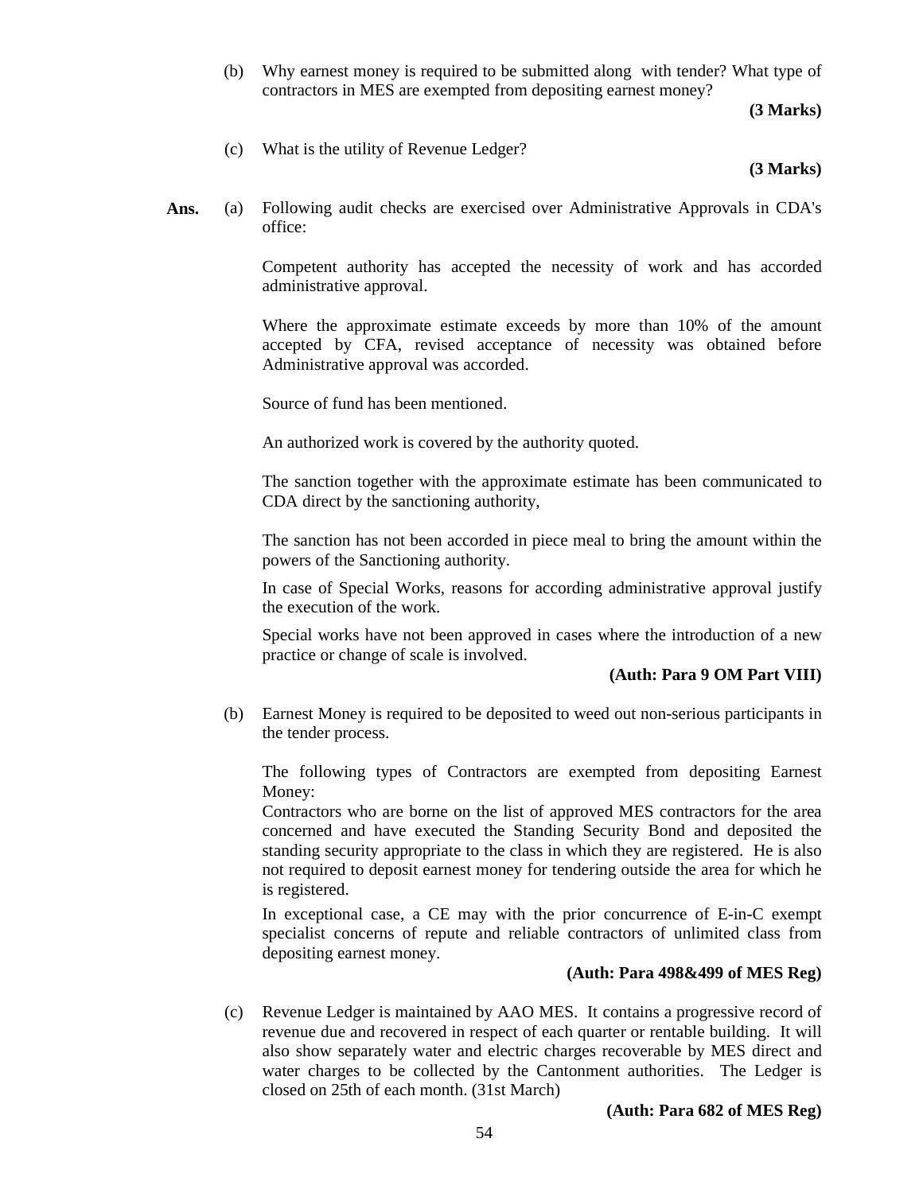(b) Why earnest money is required to be submitted along with tender? What type of contractors in MES are exempted from depositing earnest money?

**(3 Marks)**

(c) What is the utility of Revenue Ledger?

**(3 Marks)**

**Ans.** (a) Following audit checks are exercised over Administrative Approvals in CDA's office:

Competent authority has accepted the necessity of work and has accorded administrative approval.

Where the approximate estimate exceeds by more than 10% of the amount accepted by CFA, revised acceptance of necessity was obtained before Administrative approval was accorded.

Source of fund has been mentioned.

An authorized work is covered by the authority quoted.

The sanction together with the approximate estimate has been communicated to CDA direct by the sanctioning authority,

The sanction has not been accorded in piece meal to bring the amount within the powers of the Sanctioning authority.

In case of Special Works, reasons for according administrative approval justify the execution of the work.

Special works have not been approved in cases where the introduction of a new practice or change of scale is involved.

**(Auth: Para 9 OM Part VIII)**

(b) Earnest Money is required to be deposited to weed out non-serious participants in the tender process.

The following types of Contractors are exempted from depositing Earnest Money:

Contractors who are borne on the list of approved MES contractors for the area concerned and have executed the Standing Security Bond and deposited the standing security appropriate to the class in which they are registered. He is also not required to deposit earnest money for tendering outside the area for which he is registered.

In exceptional case, a CE may with the prior concurrence of E-in-C exempt specialist concerns of repute and reliable contractors of unlimited class from depositing earnest money.

**(Auth: Para 498&499 of MES Reg)**

(c) Revenue Ledger is maintained by AAO MES. It contains a progressive record of revenue due and recovered in respect of each quarter or rentable building. It will also show separately water and electric charges recoverable by MES direct and water charges to be collected by the Cantonment authorities. The Ledger is closed on 25th of each month. (31st March)

**(Auth: Para 682 of MES Reg)**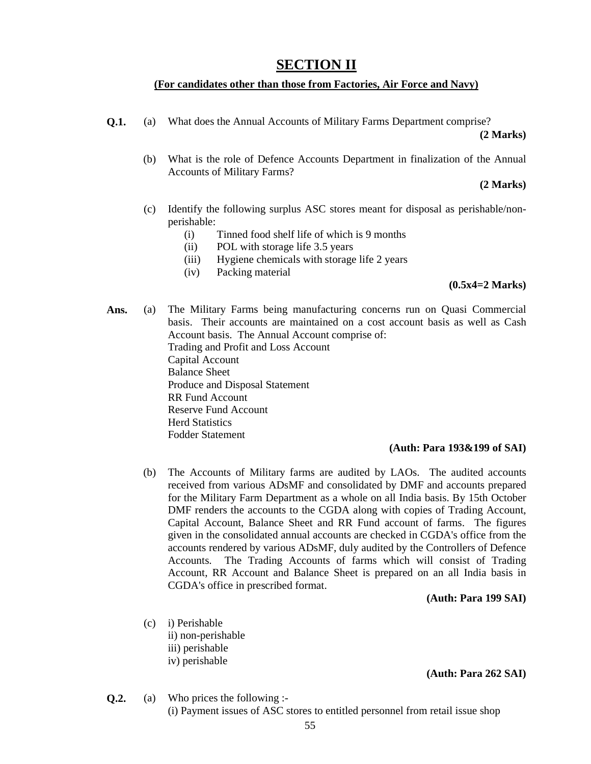# SECTION II

**(For candidates other than those from Factories, Air Force and Navy)**

**Q.1.** (a) What does the Annual Accounts of Military Farms Department comprise?

**(2 Marks)**

(b) What is the role of Defence Accounts Department in finalization of the Annual Accounts of Military Farms?

**(2 Marks)**

(c) Identify the following surplus ASC stores meant for disposal as perishable/non-perishable:

- (i) Tinned food shelf life of which is 9 months
- (ii) POL with storage life 3.5 years
- (iii) Hygiene chemicals with storage life 2 years
- (iv) Packing material

**(0.5x4=2 Marks)**

**Ans.** (a) The Military Farms being manufacturing concerns run on Quasi Commercial basis. Their accounts are maintained on a cost account basis as well as Cash Account basis. The Annual Account comprise of:

Trading and Profit and Loss Account
Capital Account
Balance Sheet
Produce and Disposal Statement
RR Fund Account
Reserve Fund Account
Herd Statistics
Fodder Statement

**(Auth: Para 193&199 of SAI)**

(b) The Accounts of Military farms are audited by LAOs. The audited accounts received from various ADsMF and consolidated by DMF and accounts prepared for the Military Farm Department as a whole on all India basis. By 15th October DMF renders the accounts to the CGDA along with copies of Trading Account, Capital Account, Balance Sheet and RR Fund account of farms. The figures given in the consolidated annual accounts are checked in CGDA's office from the accounts rendered by various ADsMF, duly audited by the Controllers of Defence Accounts. The Trading Accounts of farms which will consist of Trading Account, RR Account and Balance Sheet is prepared on an all India basis in CGDA's office in prescribed format.

**(Auth: Para 199 SAI)**

(c) i) Perishable
ii) non-perishable
iii) perishable
iv) perishable

**(Auth: Para 262 SAI)**

**Q.2.** (a) Who prices the following :-

(i) Payment issues of ASC stores to entitled personnel from retail issue shop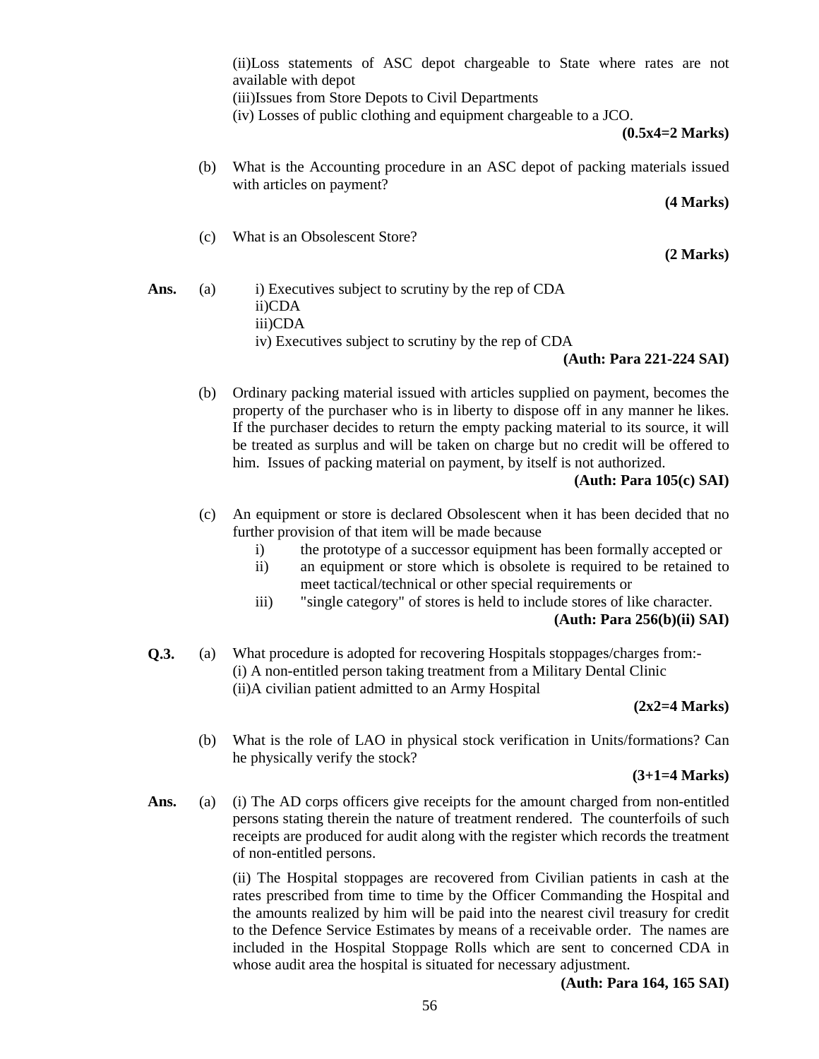(ii)Loss statements of ASC depot chargeable to State where rates are not available with depot
(iii)Issues from Store Depots to Civil Departments
(iv) Losses of public clothing and equipment chargeable to a JCO.

**(0.5x4=2 Marks)**

(b) What is the Accounting procedure in an ASC depot of packing materials issued with articles on payment?

**(4 Marks)**

(c) What is an Obsolescent Store?

**(2 Marks)**

**Ans.** (a) i) Executives subject to scrutiny by the rep of CDA
ii)CDA
iii)CDA
iv) Executives subject to scrutiny by the rep of CDA

**(Auth: Para 221-224 SAI)**

(b) Ordinary packing material issued with articles supplied on payment, becomes the property of the purchaser who is in liberty to dispose off in any manner he likes. If the purchaser decides to return the empty packing material to its source, it will be treated as surplus and will be taken on charge but no credit will be offered to him. Issues of packing material on payment, by itself is not authorized.

**(Auth: Para 105(c) SAI)**

(c) An equipment or store is declared Obsolescent when it has been decided that no further provision of that item will be made because

i) the prototype of a successor equipment has been formally accepted or
ii) an equipment or store which is obsolete is required to be retained to meet tactical/technical or other special requirements or
iii) "single category" of stores is held to include stores of like character.

**(Auth: Para 256(b)(ii) SAI)**

**Q.3.** (a) What procedure is adopted for recovering Hospitals stoppages/charges from:-
(i) A non-entitled person taking treatment from a Military Dental Clinic
(ii)A civilian patient admitted to an Army Hospital

**(2x2=4 Marks)**

(b) What is the role of LAO in physical stock verification in Units/formations? Can he physically verify the stock?

**(3+1=4 Marks)**

**Ans.** (a) (i) The AD corps officers give receipts for the amount charged from non-entitled persons stating therein the nature of treatment rendered. The counterfoils of such receipts are produced for audit along with the register which records the treatment of non-entitled persons.

(ii) The Hospital stoppages are recovered from Civilian patients in cash at the rates prescribed from time to time by the Officer Commanding the Hospital and the amounts realized by him will be paid into the nearest civil treasury for credit to the Defence Service Estimates by means of a receivable order. The names are included in the Hospital Stoppage Rolls which are sent to concerned CDA in whose audit area the hospital is situated for necessary adjustment.

**(Auth: Para 164, 165 SAI)**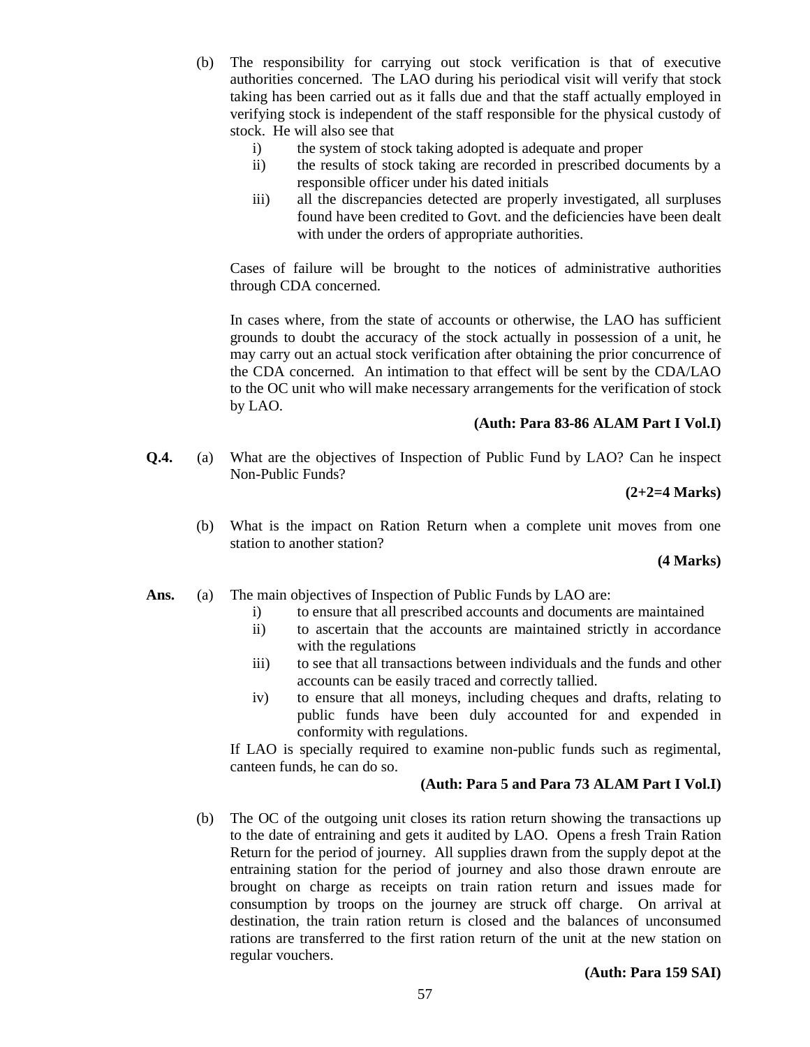(b) The responsibility for carrying out stock verification is that of executive authorities concerned. The LAO during his periodical visit will verify that stock taking has been carried out as it falls due and that the staff actually employed in verifying stock is independent of the staff responsible for the physical custody of stock. He will also see that

i) the system of stock taking adopted is adequate and proper
ii) the results of stock taking are recorded in prescribed documents by a responsible officer under his dated initials
iii) all the discrepancies detected are properly investigated, all surpluses found have been credited to Govt. and the deficiencies have been dealt with under the orders of appropriate authorities.

Cases of failure will be brought to the notices of administrative authorities through CDA concerned.

In cases where, from the state of accounts or otherwise, the LAO has sufficient grounds to doubt the accuracy of the stock actually in possession of a unit, he may carry out an actual stock verification after obtaining the prior concurrence of the CDA concerned. An intimation to that effect will be sent by the CDA/LAO to the OC unit who will make necessary arrangements for the verification of stock by LAO.

**(Auth: Para 83-86 ALAM Part I Vol.I)**

**Q.4.** (a) What are the objectives of Inspection of Public Fund by LAO? Can he inspect Non-Public Funds?

**(2+2=4 Marks)**

(b) What is the impact on Ration Return when a complete unit moves from one station to another station?

**(4 Marks)**

**Ans.** (a) The main objectives of Inspection of Public Funds by LAO are:

i) to ensure that all prescribed accounts and documents are maintained
ii) to ascertain that the accounts are maintained strictly in accordance with the regulations
iii) to see that all transactions between individuals and the funds and other accounts can be easily traced and correctly tallied.
iv) to ensure that all moneys, including cheques and drafts, relating to public funds have been duly accounted for and expended in conformity with regulations.

If LAO is specially required to examine non-public funds such as regimental, canteen funds, he can do so.

**(Auth: Para 5 and Para 73 ALAM Part I Vol.I)**

(b) The OC of the outgoing unit closes its ration return showing the transactions up to the date of entraining and gets it audited by LAO. Opens a fresh Train Ration Return for the period of journey. All supplies drawn from the supply depot at the entraining station for the period of journey and also those drawn enroute are brought on charge as receipts on train ration return and issues made for consumption by troops on the journey are struck off charge. On arrival at destination, the train ration return is closed and the balances of unconsumed rations are transferred to the first ration return of the unit at the new station on regular vouchers.

**(Auth: Para 159 SAI)**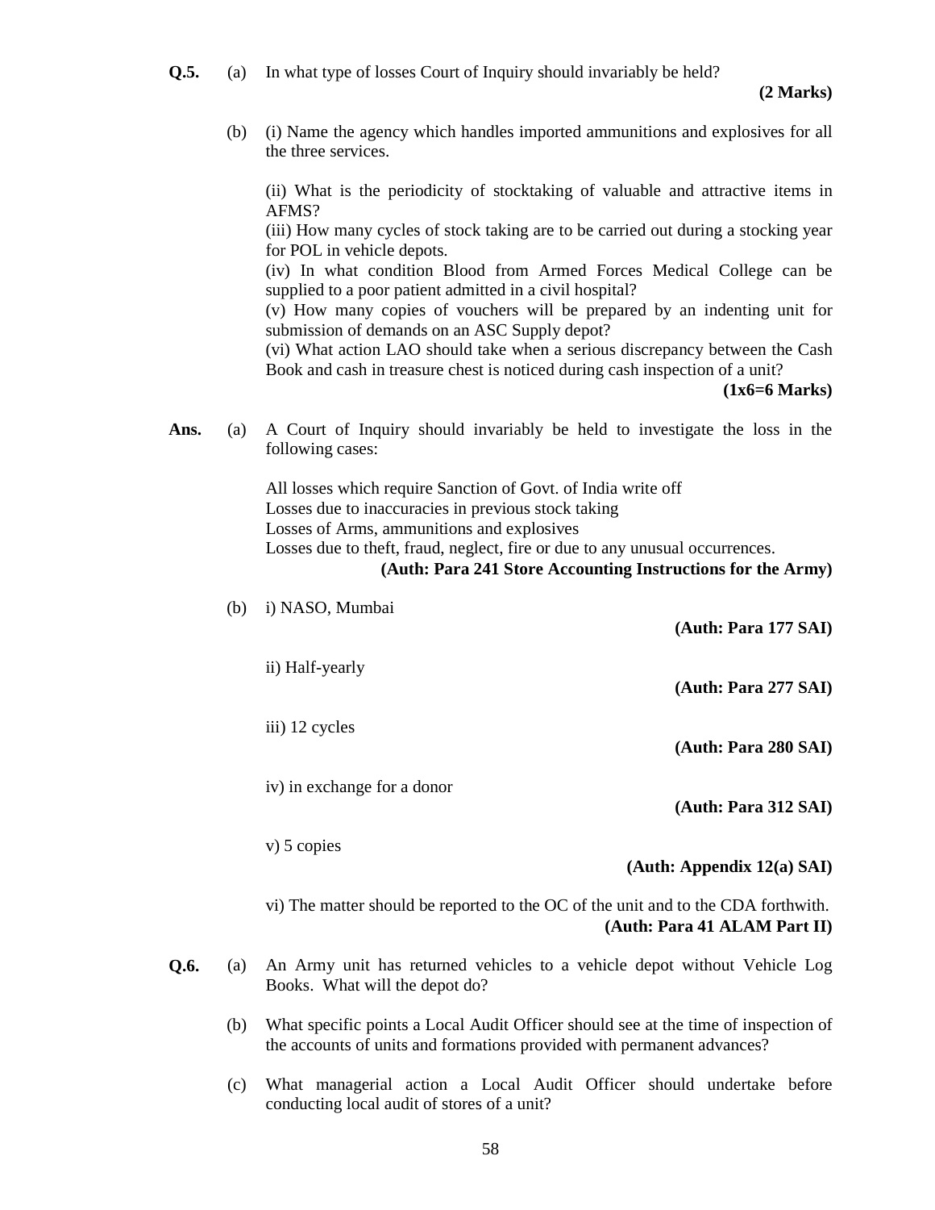**Q.5.** (a) In what type of losses Court of Inquiry should invariably be held?

**(2 Marks)**

(b) (i) Name the agency which handles imported ammunitions and explosives for all the three services.

(ii) What is the periodicity of stocktaking of valuable and attractive items in AFMS?

(iii) How many cycles of stock taking are to be carried out during a stocking year for POL in vehicle depots.

(iv) In what condition Blood from Armed Forces Medical College can be supplied to a poor patient admitted in a civil hospital?

(v) How many copies of vouchers will be prepared by an indenting unit for submission of demands on an ASC Supply depot?

(vi) What action LAO should take when a serious discrepancy between the Cash Book and cash in treasure chest is noticed during cash inspection of a unit?

**(1x6=6 Marks)**

**Ans.** (a) A Court of Inquiry should invariably be held to investigate the loss in the following cases:

All losses which require Sanction of Govt. of India write off
Losses due to inaccuracies in previous stock taking
Losses of Arms, ammunitions and explosives
Losses due to theft, fraud, neglect, fire or due to any unusual occurrences.

**(Auth: Para 241 Store Accounting Instructions for the Army)**

(b) i) NASO, Mumbai

**(Auth: Para 177 SAI)**

ii) Half-yearly

**(Auth: Para 277 SAI)**

iii) 12 cycles

**(Auth: Para 280 SAI)**

iv) in exchange for a donor

**(Auth: Para 312 SAI)**

v) 5 copies

**(Auth: Appendix 12(a) SAI)**

vi) The matter should be reported to the OC of the unit and to the CDA forthwith.

**(Auth: Para 41 ALAM Part II)**

**Q.6.** (a) An Army unit has returned vehicles to a vehicle depot without Vehicle Log Books. What will the depot do?

(b) What specific points a Local Audit Officer should see at the time of inspection of the accounts of units and formations provided with permanent advances?

(c) What managerial action a Local Audit Officer should undertake before conducting local audit of stores of a unit?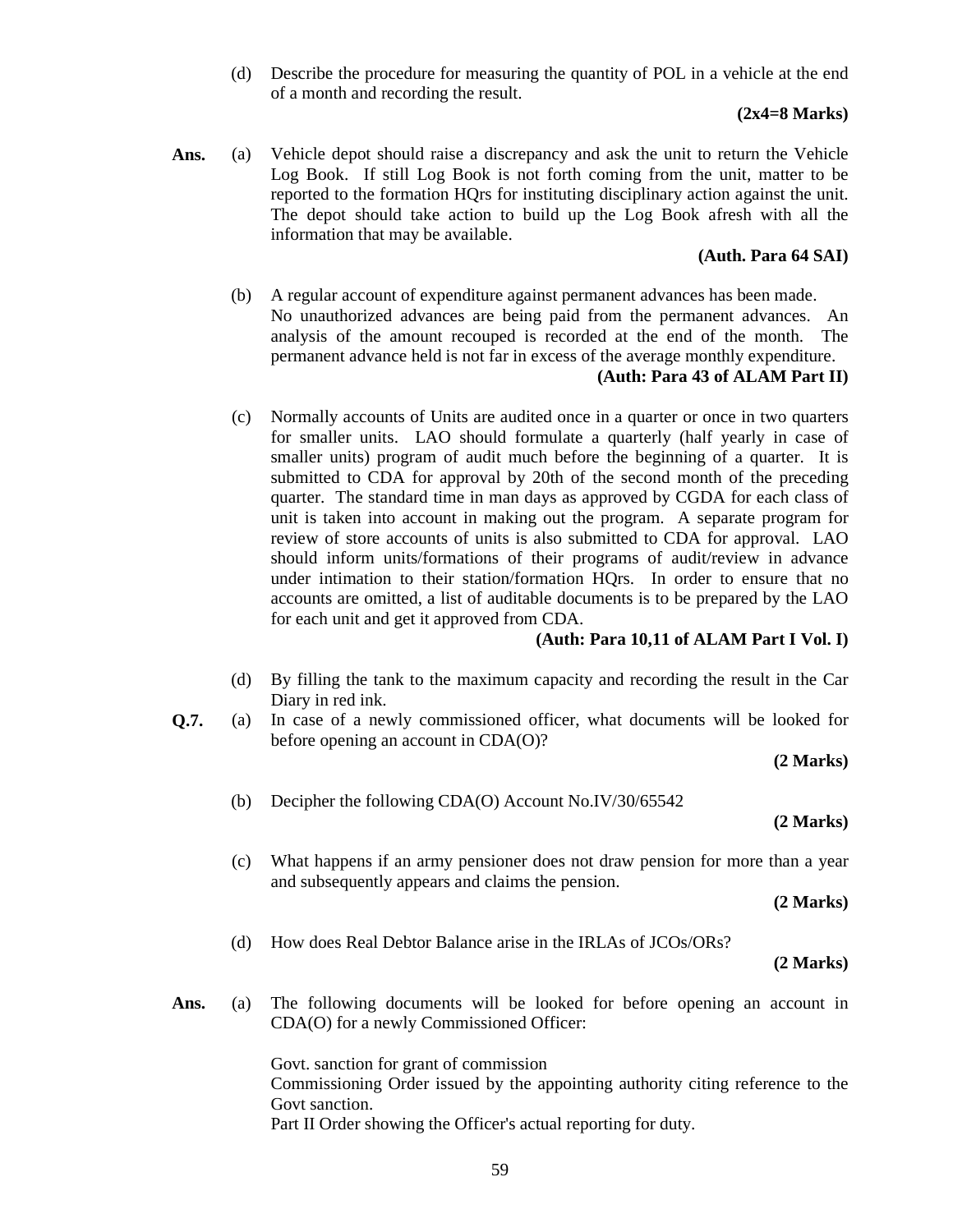(d) Describe the procedure for measuring the quantity of POL in a vehicle at the end of a month and recording the result.

**(2x4=8 Marks)**

**Ans.** (a) Vehicle depot should raise a discrepancy and ask the unit to return the Vehicle Log Book. If still Log Book is not forth coming from the unit, matter to be reported to the formation HQrs for instituting disciplinary action against the unit. The depot should take action to build up the Log Book afresh with all the information that may be available.

**(Auth. Para 64 SAI)**

(b) A regular account of expenditure against permanent advances has been made. No unauthorized advances are being paid from the permanent advances. An analysis of the amount recouped is recorded at the end of the month. The permanent advance held is not far in excess of the average monthly expenditure.

**(Auth: Para 43 of ALAM Part II)**

(c) Normally accounts of Units are audited once in a quarter or once in two quarters for smaller units. LAO should formulate a quarterly (half yearly in case of smaller units) program of audit much before the beginning of a quarter. It is submitted to CDA for approval by 20th of the second month of the preceding quarter. The standard time in man days as approved by CGDA for each class of unit is taken into account in making out the program. A separate program for review of store accounts of units is also submitted to CDA for approval. LAO should inform units/formations of their programs of audit/review in advance under intimation to their station/formation HQrs. In order to ensure that no accounts are omitted, a list of auditable documents is to be prepared by the LAO for each unit and get it approved from CDA.

**(Auth: Para 10,11 of ALAM Part I Vol. I)**

(d) By filling the tank to the maximum capacity and recording the result in the Car Diary in red ink.

**Q.7.** (a) In case of a newly commissioned officer, what documents will be looked for before opening an account in CDA(O)?

**(2 Marks)**

(b) Decipher the following CDA(O) Account No.IV/30/65542

**(2 Marks)**

(c) What happens if an army pensioner does not draw pension for more than a year and subsequently appears and claims the pension.

**(2 Marks)**

(d) How does Real Debtor Balance arise in the IRLAs of JCOs/ORs?

**(2 Marks)**

**Ans.** (a) The following documents will be looked for before opening an account in CDA(O) for a newly Commissioned Officer:

Govt. sanction for grant of commission
Commissioning Order issued by the appointing authority citing reference to the Govt sanction.
Part II Order showing the Officer's actual reporting for duty.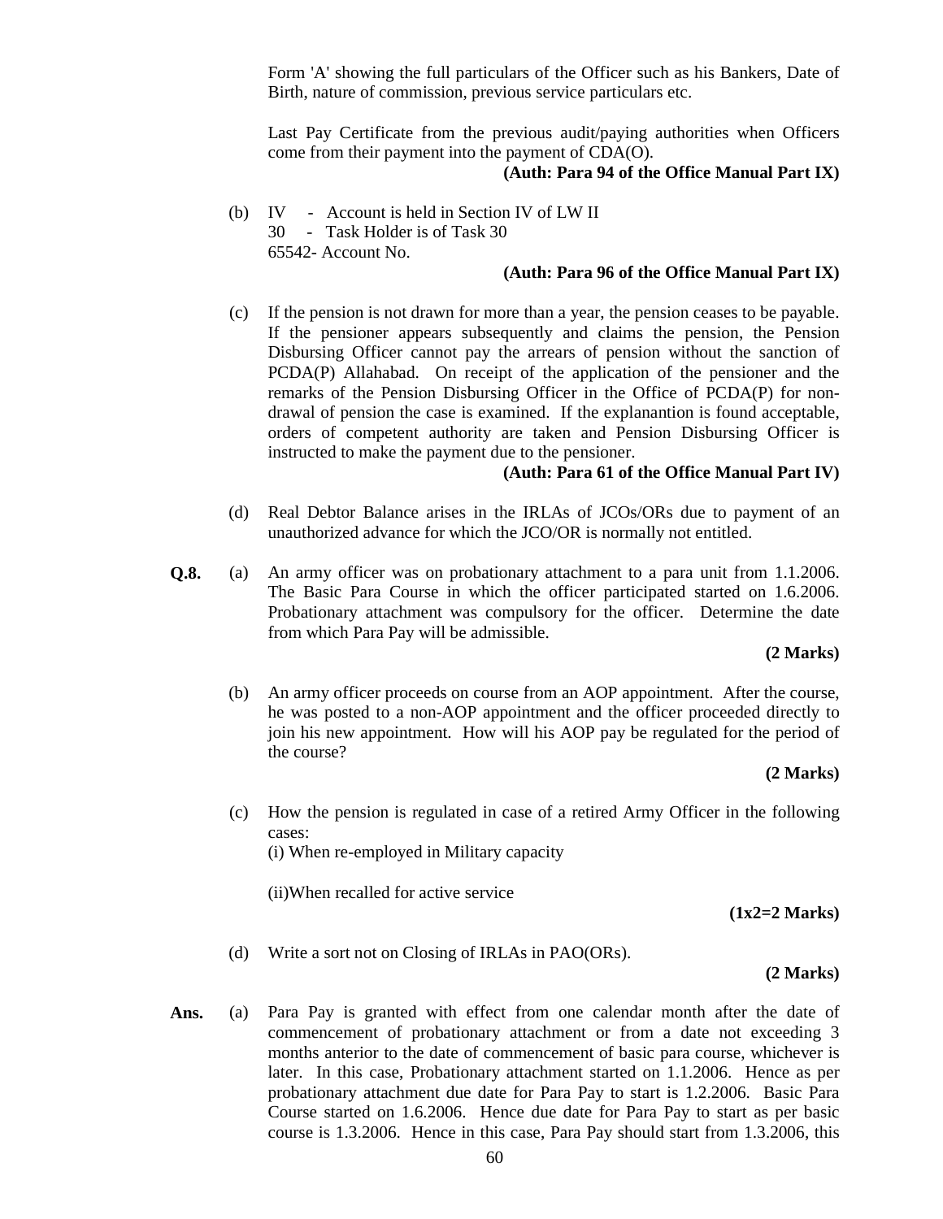Form 'A' showing the full particulars of the Officer such as his Bankers, Date of Birth, nature of commission, previous service particulars etc.

Last Pay Certificate from the previous audit/paying authorities when Officers come from their payment into the payment of CDA(O).

**(Auth: Para 94 of the Office Manual Part IX)**

(b) IV - Account is held in Section IV of LW II
30 - Task Holder is of Task 30
65542- Account No.

**(Auth: Para 96 of the Office Manual Part IX)**

(c) If the pension is not drawn for more than a year, the pension ceases to be payable. If the pensioner appears subsequently and claims the pension, the Pension Disbursing Officer cannot pay the arrears of pension without the sanction of PCDA(P) Allahabad. On receipt of the application of the pensioner and the remarks of the Pension Disbursing Officer in the Office of PCDA(P) for non-drawal of pension the case is examined. If the explanantion is found acceptable, orders of competent authority are taken and Pension Disbursing Officer is instructed to make the payment due to the pensioner.

**(Auth: Para 61 of the Office Manual Part IV)**

(d) Real Debtor Balance arises in the IRLAs of JCOs/ORs due to payment of an unauthorized advance for which the JCO/OR is normally not entitled.

**Q.8.** (a) An army officer was on probationary attachment to a para unit from 1.1.2006. The Basic Para Course in which the officer participated started on 1.6.2006. Probationary attachment was compulsory for the officer. Determine the date from which Para Pay will be admissible.

**(2 Marks)**

(b) An army officer proceeds on course from an AOP appointment. After the course, he was posted to a non-AOP appointment and the officer proceeded directly to join his new appointment. How will his AOP pay be regulated for the period of the course?

**(2 Marks)**

(c) How the pension is regulated in case of a retired Army Officer in the following cases:
(i) When re-employed in Military capacity

(ii)When recalled for active service

**(1x2=2 Marks)**

(d) Write a sort not on Closing of IRLAs in PAO(ORs).

**(2 Marks)**

**Ans.** (a) Para Pay is granted with effect from one calendar month after the date of commencement of probationary attachment or from a date not exceeding 3 months anterior to the date of commencement of basic para course, whichever is later. In this case, Probationary attachment started on 1.1.2006. Hence as per probationary attachment due date for Para Pay to start is 1.2.2006. Basic Para Course started on 1.6.2006. Hence due date for Para Pay to start as per basic course is 1.3.2006. Hence in this case, Para Pay should start from 1.3.2006, this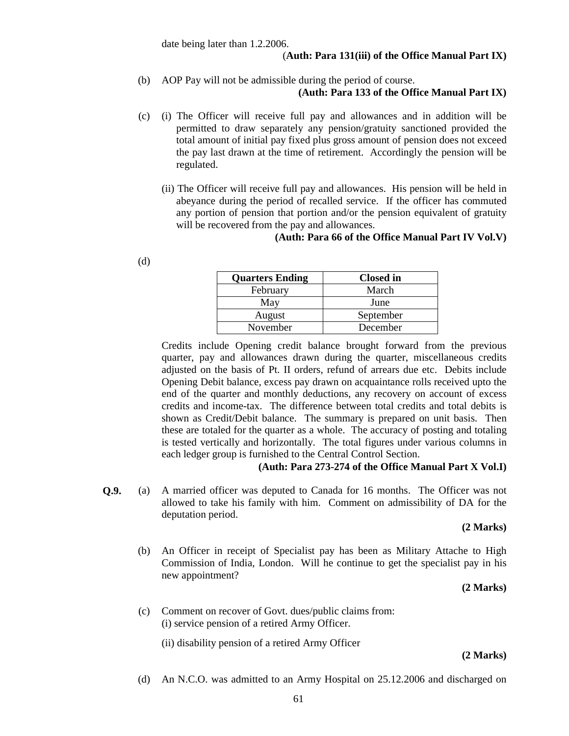date being later than 1.2.2006.

(**Auth: Para 131(iii) of the Office Manual Part IX)**

(b) AOP Pay will not be admissible during the period of course.

**(Auth: Para 133 of the Office Manual Part IX)**

(c) (i) The Officer will receive full pay and allowances and in addition will be permitted to draw separately any pension/gratuity sanctioned provided the total amount of initial pay fixed plus gross amount of pension does not exceed the pay last drawn at the time of retirement. Accordingly the pension will be regulated.

(ii) The Officer will receive full pay and allowances. His pension will be held in abeyance during the period of recalled service. If the officer has commuted any portion of pension that portion and/or the pension equivalent of gratuity will be recovered from the pay and allowances.

**(Auth: Para 66 of the Office Manual Part IV Vol.V)**

(d)

| Quarters Ending | Closed in |
|---|---|
| February | March |
| May | June |
| August | September |
| November | December |

Credits include Opening credit balance brought forward from the previous quarter, pay and allowances drawn during the quarter, miscellaneous credits adjusted on the basis of Pt. II orders, refund of arrears due etc. Debits include Opening Debit balance, excess pay drawn on acquaintance rolls received upto the end of the quarter and monthly deductions, any recovery on account of excess credits and income-tax. The difference between total credits and total debits is shown as Credit/Debit balance. The summary is prepared on unit basis. Then these are totaled for the quarter as a whole. The accuracy of posting and totaling is tested vertically and horizontally. The total figures under various columns in each ledger group is furnished to the Central Control Section.

**(Auth: Para 273-274 of the Office Manual Part X Vol.I)**

**Q.9.** (a) A married officer was deputed to Canada for 16 months. The Officer was not allowed to take his family with him. Comment on admissibility of DA for the deputation period.

**(2 Marks)**

(b) An Officer in receipt of Specialist pay has been as Military Attache to High Commission of India, London. Will he continue to get the specialist pay in his new appointment?

**(2 Marks)**

(c) Comment on recover of Govt. dues/public claims from:
(i) service pension of a retired Army Officer.

(ii) disability pension of a retired Army Officer

**(2 Marks)**

(d) An N.C.O. was admitted to an Army Hospital on 25.12.2006 and discharged on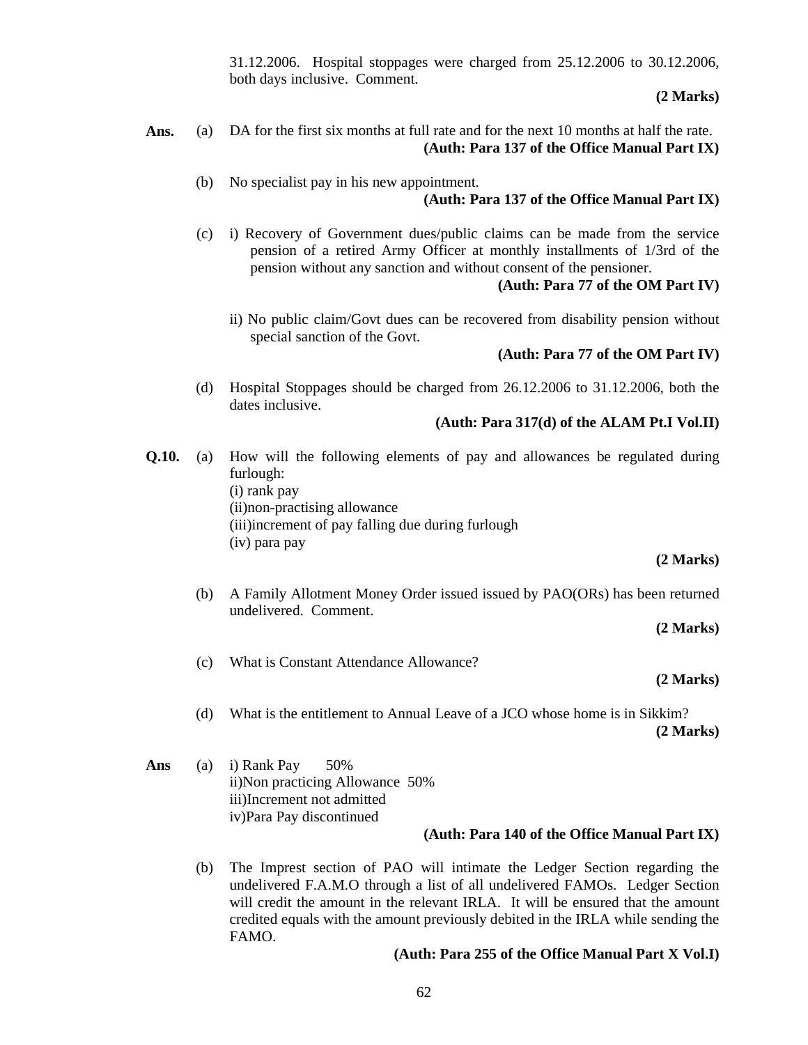31.12.2006. Hospital stoppages were charged from 25.12.2006 to 30.12.2006, both days inclusive. Comment.

**(2 Marks)**

**Ans.** (a) DA for the first six months at full rate and for the next 10 months at half the rate.

**(Auth: Para 137 of the Office Manual Part IX)**

(b) No specialist pay in his new appointment.

**(Auth: Para 137 of the Office Manual Part IX)**

(c) i) Recovery of Government dues/public claims can be made from the service pension of a retired Army Officer at monthly installments of 1/3rd of the pension without any sanction and without consent of the pensioner.

**(Auth: Para 77 of the OM Part IV)**

ii) No public claim/Govt dues can be recovered from disability pension without special sanction of the Govt.

**(Auth: Para 77 of the OM Part IV)**

(d) Hospital Stoppages should be charged from 26.12.2006 to 31.12.2006, both the dates inclusive.

**(Auth: Para 317(d) of the ALAM Pt.I Vol.II)**

**Q.10.** (a) How will the following elements of pay and allowances be regulated during furlough:
(i) rank pay
(ii)non-practising allowance
(iii)increment of pay falling due during furlough
(iv) para pay

**(2 Marks)**

(b) A Family Allotment Money Order issued issued by PAO(ORs) has been returned undelivered. Comment.

**(2 Marks)**

(c) What is Constant Attendance Allowance?

**(2 Marks)**

(d) What is the entitlement to Annual Leave of a JCO whose home is in Sikkim?

**(2 Marks)**

**Ans** (a) i) Rank Pay 50%
ii)Non practicing Allowance 50%
iii)Increment not admitted
iv)Para Pay discontinued

**(Auth: Para 140 of the Office Manual Part IX)**

(b) The Imprest section of PAO will intimate the Ledger Section regarding the undelivered F.A.M.O through a list of all undelivered FAMOs. Ledger Section will credit the amount in the relevant IRLA. It will be ensured that the amount credited equals with the amount previously debited in the IRLA while sending the FAMO.

**(Auth: Para 255 of the Office Manual Part X Vol.I)**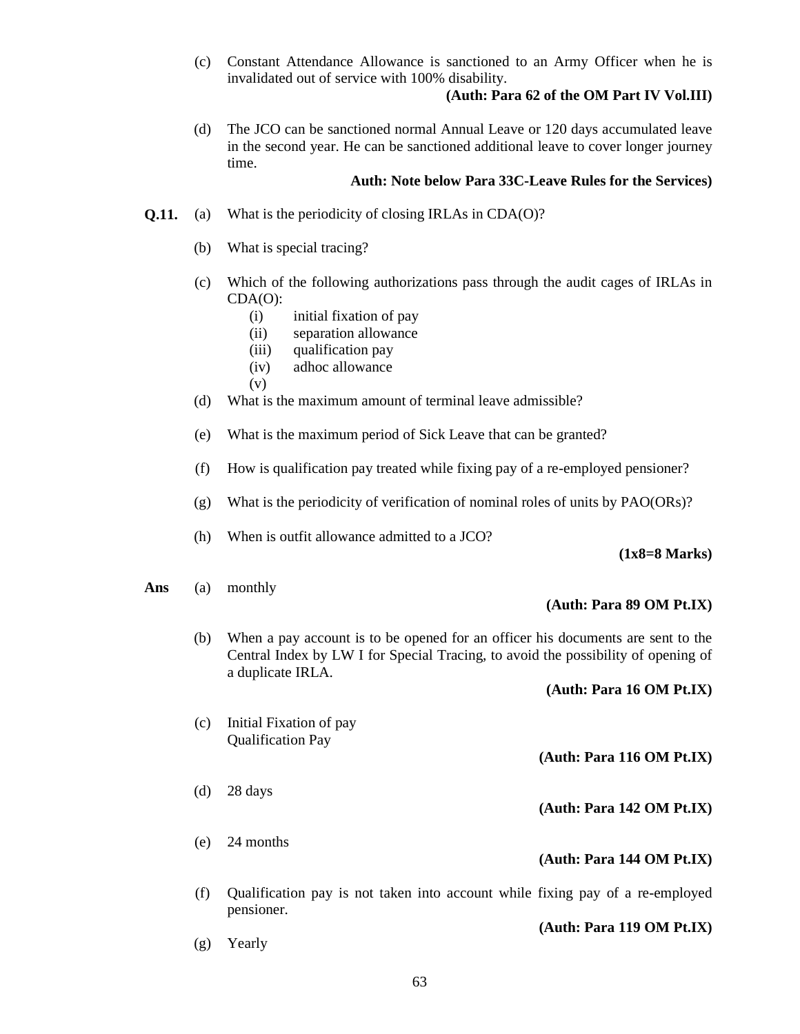(c) Constant Attendance Allowance is sanctioned to an Army Officer when he is invalidated out of service with 100% disability.

**(Auth: Para 62 of the OM Part IV Vol.III)**

(d) The JCO can be sanctioned normal Annual Leave or 120 days accumulated leave in the second year. He can be sanctioned additional leave to cover longer journey time.

**Auth: Note below Para 33C-Leave Rules for the Services)**

**Q.11.** (a) What is the periodicity of closing IRLAs in CDA(O)?

(b) What is special tracing?

(c) Which of the following authorizations pass through the audit cages of IRLAs in CDA(O):

(i) initial fixation of pay
(ii) separation allowance
(iii) qualification pay
(iv) adhoc allowance
(v)

(d) What is the maximum amount of terminal leave admissible?

(e) What is the maximum period of Sick Leave that can be granted?

(f) How is qualification pay treated while fixing pay of a re-employed pensioner?

(g) What is the periodicity of verification of nominal roles of units by PAO(ORs)?

(h) When is outfit allowance admitted to a JCO?

**(1x8=8 Marks)**

**Ans** (a) monthly

**(Auth: Para 89 OM Pt.IX)**

(b) When a pay account is to be opened for an officer his documents are sent to the Central Index by LW I for Special Tracing, to avoid the possibility of opening of a duplicate IRLA.

**(Auth: Para 16 OM Pt.IX)**

(c) Initial Fixation of pay
Qualification Pay

**(Auth: Para 116 OM Pt.IX)**

(d) 28 days

**(Auth: Para 142 OM Pt.IX)**

(e) 24 months

**(Auth: Para 144 OM Pt.IX)**

(f) Qualification pay is not taken into account while fixing pay of a re-employed pensioner.

**(Auth: Para 119 OM Pt.IX)**

(g) Yearly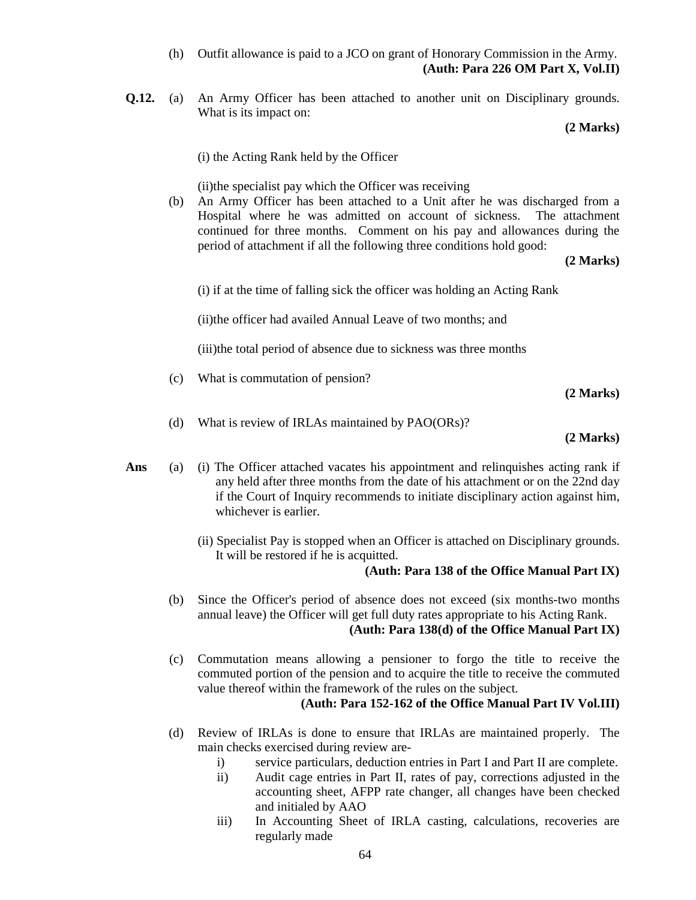(h) Outfit allowance is paid to a JCO on grant of Honorary Commission in the Army.
**(Auth: Para 226 OM Part X, Vol.II)**

**Q.12.** (a) An Army Officer has been attached to another unit on Disciplinary grounds. What is its impact on:
**(2 Marks)**

(i) the Acting Rank held by the Officer

(ii)the specialist pay which the Officer was receiving

(b) An Army Officer has been attached to a Unit after he was discharged from a Hospital where he was admitted on account of sickness. The attachment continued for three months. Comment on his pay and allowances during the period of attachment if all the following three conditions hold good:
**(2 Marks)**

(i) if at the time of falling sick the officer was holding an Acting Rank

(ii)the officer had availed Annual Leave of two months; and

(iii)the total period of absence due to sickness was three months

(c) What is commutation of pension?
**(2 Marks)**

(d) What is review of IRLAs maintained by PAO(ORs)?
**(2 Marks)**

**Ans** (a) (i) The Officer attached vacates his appointment and relinquishes acting rank if any held after three months from the date of his attachment or on the 22nd day if the Court of Inquiry recommends to initiate disciplinary action against him, whichever is earlier.

(ii) Specialist Pay is stopped when an Officer is attached on Disciplinary grounds. It will be restored if he is acquitted.
**(Auth: Para 138 of the Office Manual Part IX)**

(b) Since the Officer's period of absence does not exceed (six months-two months annual leave) the Officer will get full duty rates appropriate to his Acting Rank.
**(Auth: Para 138(d) of the Office Manual Part IX)**

(c) Commutation means allowing a pensioner to forgo the title to receive the commuted portion of the pension and to acquire the title to receive the commuted value thereof within the framework of the rules on the subject.
**(Auth: Para 152-162 of the Office Manual Part IV Vol.III)**

(d) Review of IRLAs is done to ensure that IRLAs are maintained properly. The main checks exercised during review are-

i) service particulars, deduction entries in Part I and Part II are complete.
ii) Audit cage entries in Part II, rates of pay, corrections adjusted in the accounting sheet, AFPP rate changer, all changes have been checked and initialed by AAO
iii) In Accounting Sheet of IRLA casting, calculations, recoveries are regularly made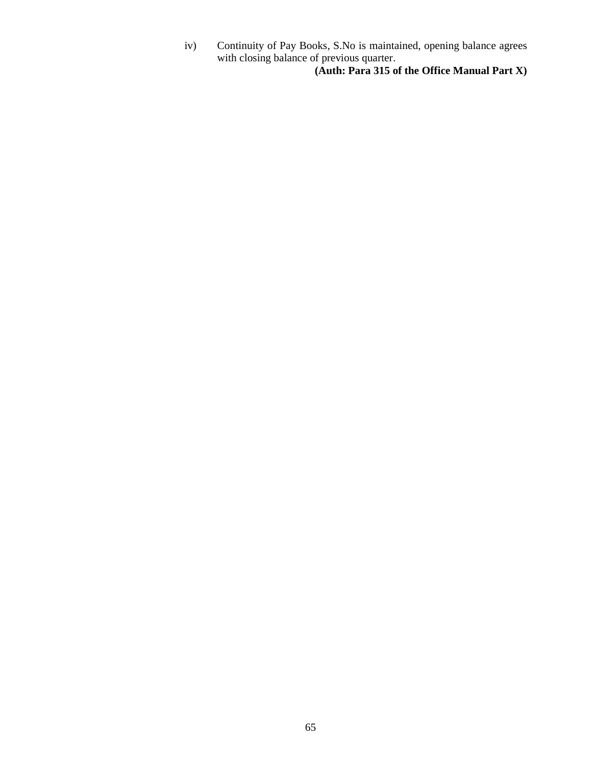iv) Continuity of Pay Books, S.No is maintained, opening balance agrees with closing balance of previous quarter.

**(Auth: Para 315 of the Office Manual Part X)**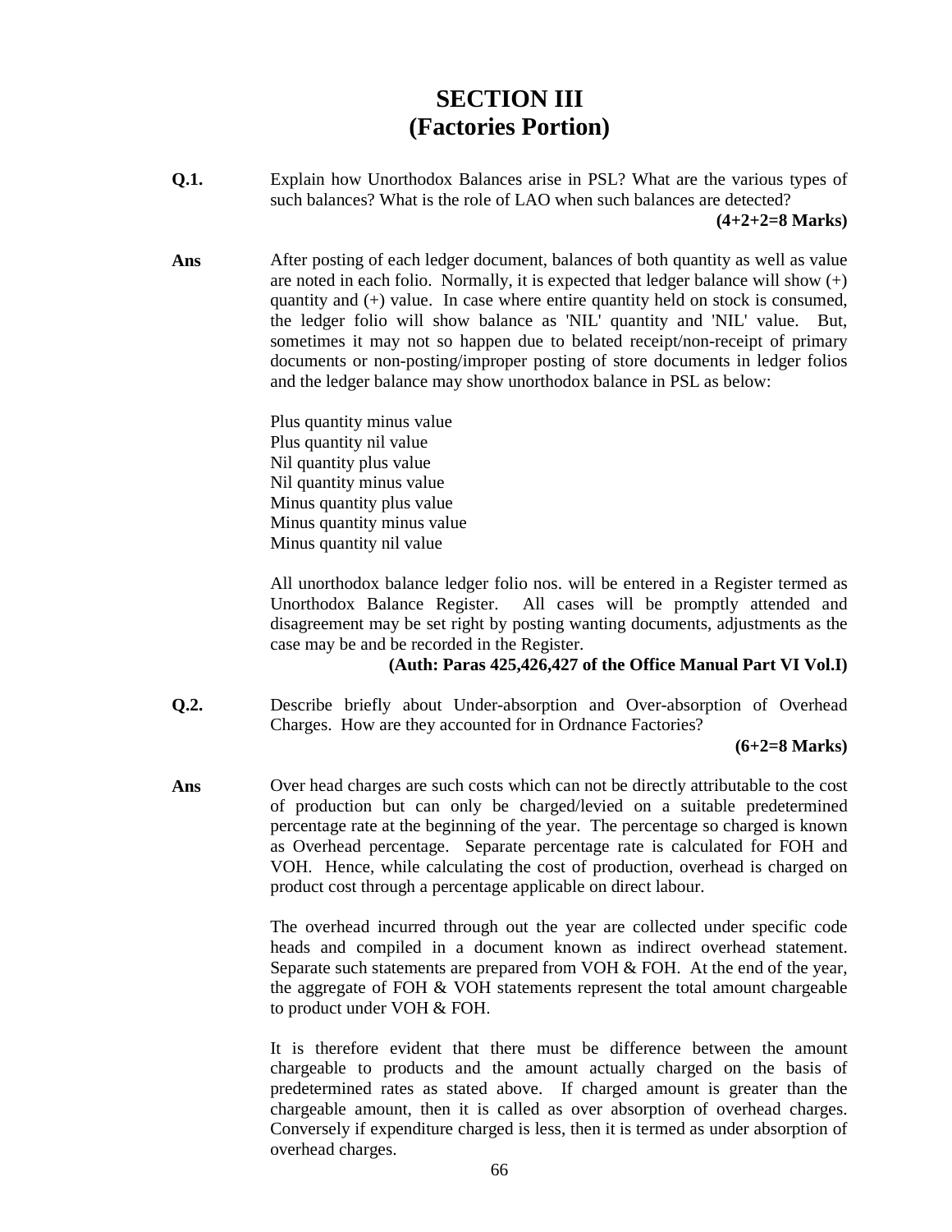# SECTION III
# (Factories Portion)

**Q.1.** Explain how Unorthodox Balances arise in PSL? What are the various types of such balances? What is the role of LAO when such balances are detected?

**(4+2+2=8 Marks)**

**Ans** After posting of each ledger document, balances of both quantity as well as value are noted in each folio. Normally, it is expected that ledger balance will show (+) quantity and (+) value. In case where entire quantity held on stock is consumed, the ledger folio will show balance as 'NIL' quantity and 'NIL' value. But, sometimes it may not so happen due to belated receipt/non-receipt of primary documents or non-posting/improper posting of store documents in ledger folios and the ledger balance may show unorthodox balance in PSL as below:

Plus quantity minus value
Plus quantity nil value
Nil quantity plus value
Nil quantity minus value
Minus quantity plus value
Minus quantity minus value
Minus quantity nil value

All unorthodox balance ledger folio nos. will be entered in a Register termed as Unorthodox Balance Register. All cases will be promptly attended and disagreement may be set right by posting wanting documents, adjustments as the case may be and be recorded in the Register.

**(Auth: Paras 425,426,427 of the Office Manual Part VI Vol.I)**

**Q.2.** Describe briefly about Under-absorption and Over-absorption of Overhead Charges. How are they accounted for in Ordnance Factories?

**(6+2=8 Marks)**

**Ans** Over head charges are such costs which can not be directly attributable to the cost of production but can only be charged/levied on a suitable predetermined percentage rate at the beginning of the year. The percentage so charged is known as Overhead percentage. Separate percentage rate is calculated for FOH and VOH. Hence, while calculating the cost of production, overhead is charged on product cost through a percentage applicable on direct labour.

The overhead incurred through out the year are collected under specific code heads and compiled in a document known as indirect overhead statement. Separate such statements are prepared from VOH & FOH. At the end of the year, the aggregate of FOH & VOH statements represent the total amount chargeable to product under VOH & FOH.

It is therefore evident that there must be difference between the amount chargeable to products and the amount actually charged on the basis of predetermined rates as stated above. If charged amount is greater than the chargeable amount, then it is called as over absorption of overhead charges. Conversely if expenditure charged is less, then it is termed as under absorption of overhead charges.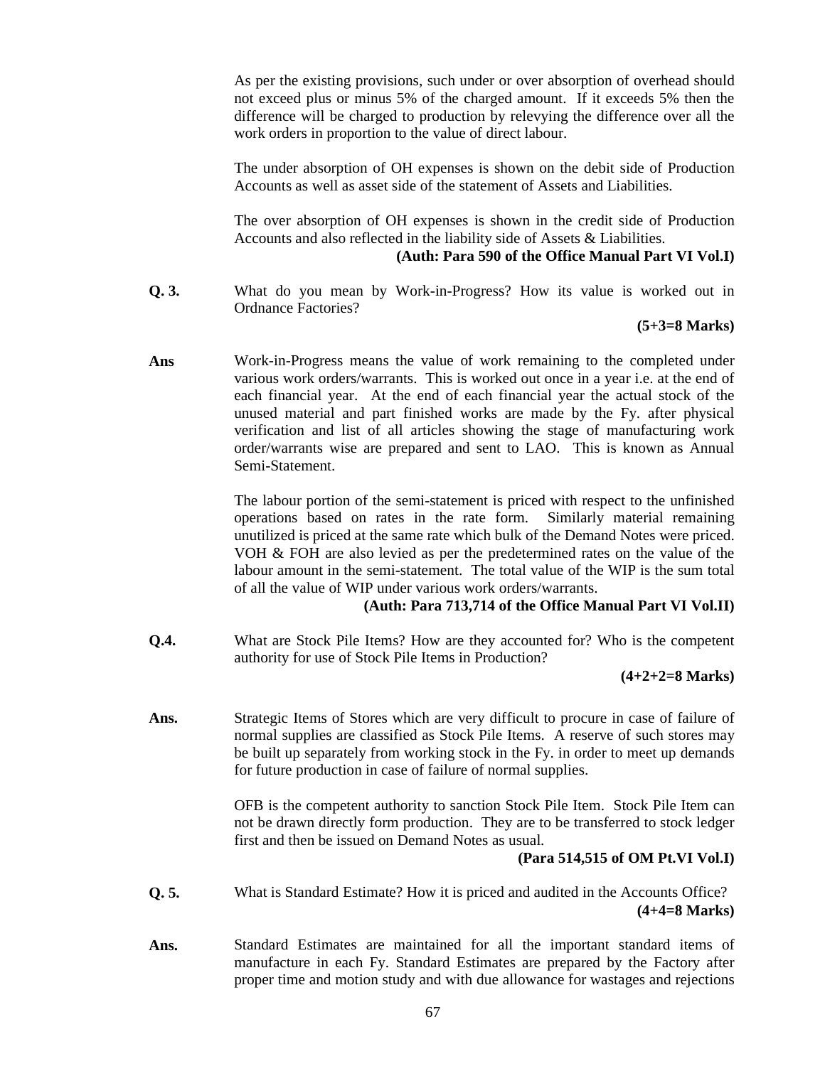As per the existing provisions, such under or over absorption of overhead should not exceed plus or minus 5% of the charged amount. If it exceeds 5% then the difference will be charged to production by relevying the difference over all the work orders in proportion to the value of direct labour.

The under absorption of OH expenses is shown on the debit side of Production Accounts as well as asset side of the statement of Assets and Liabilities.

The over absorption of OH expenses is shown in the credit side of Production Accounts and also reflected in the liability side of Assets & Liabilities.

**(Auth: Para 590 of the Office Manual Part VI Vol.I)**

**Q. 3.** What do you mean by Work-in-Progress? How its value is worked out in Ordnance Factories?

**(5+3=8 Marks)**

**Ans** Work-in-Progress means the value of work remaining to the completed under various work orders/warrants. This is worked out once in a year i.e. at the end of each financial year. At the end of each financial year the actual stock of the unused material and part finished works are made by the Fy. after physical verification and list of all articles showing the stage of manufacturing work order/warrants wise are prepared and sent to LAO. This is known as Annual Semi-Statement.

The labour portion of the semi-statement is priced with respect to the unfinished operations based on rates in the rate form. Similarly material remaining unutilized is priced at the same rate which bulk of the Demand Notes were priced. VOH & FOH are also levied as per the predetermined rates on the value of the labour amount in the semi-statement. The total value of the WIP is the sum total of all the value of WIP under various work orders/warrants.

**(Auth: Para 713,714 of the Office Manual Part VI Vol.II)**

**Q.4.** What are Stock Pile Items? How are they accounted for? Who is the competent authority for use of Stock Pile Items in Production?

**(4+2+2=8 Marks)**

**Ans.** Strategic Items of Stores which are very difficult to procure in case of failure of normal supplies are classified as Stock Pile Items. A reserve of such stores may be built up separately from working stock in the Fy. in order to meet up demands for future production in case of failure of normal supplies.

OFB is the competent authority to sanction Stock Pile Item. Stock Pile Item can not be drawn directly form production. They are to be transferred to stock ledger first and then be issued on Demand Notes as usual.

**(Para 514,515 of OM Pt.VI Vol.I)**

**Q. 5.** What is Standard Estimate? How it is priced and audited in the Accounts Office?

**(4+4=8 Marks)**

**Ans.** Standard Estimates are maintained for all the important standard items of manufacture in each Fy. Standard Estimates are prepared by the Factory after proper time and motion study and with due allowance for wastages and rejections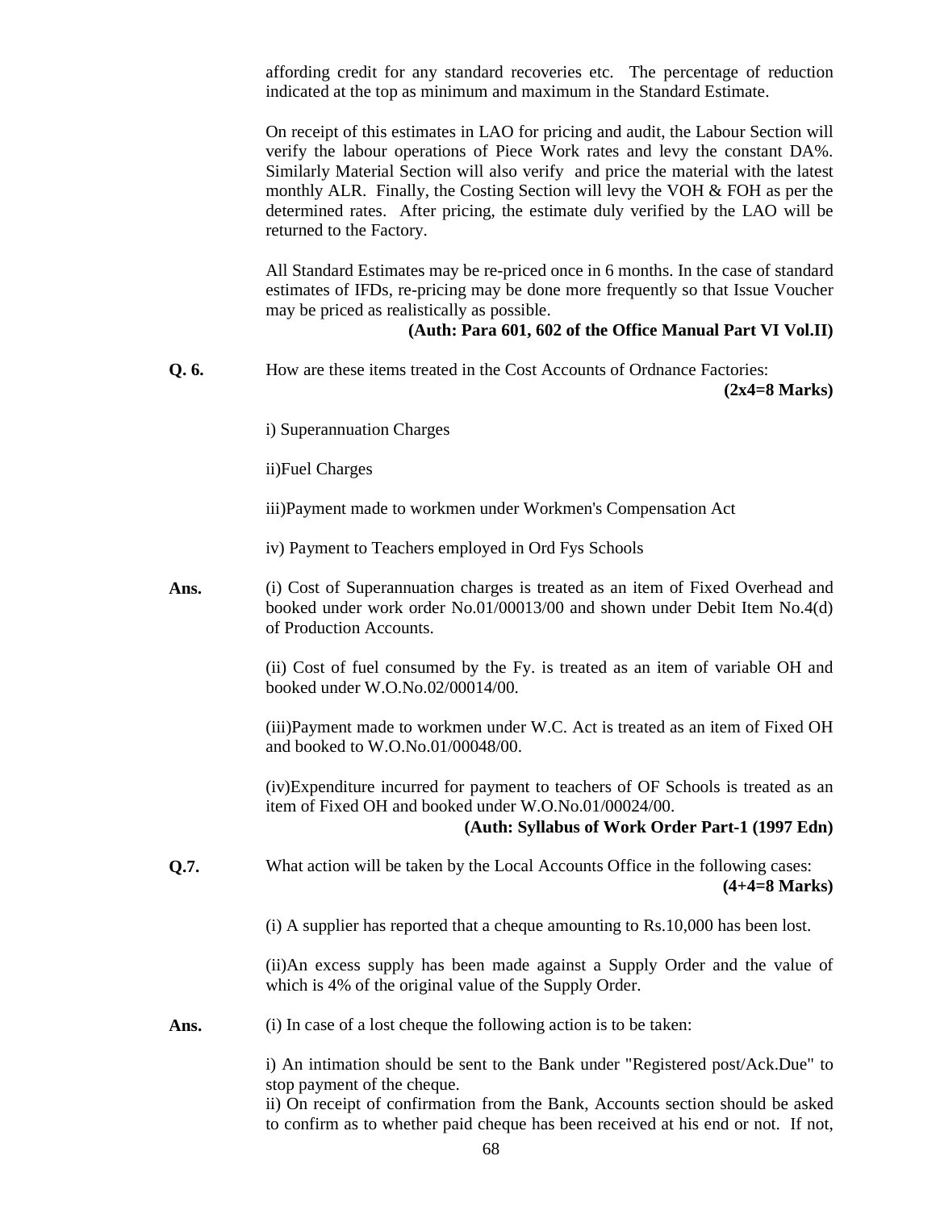affording credit for any standard recoveries etc. The percentage of reduction indicated at the top as minimum and maximum in the Standard Estimate.

On receipt of this estimates in LAO for pricing and audit, the Labour Section will verify the labour operations of Piece Work rates and levy the constant DA%. Similarly Material Section will also verify and price the material with the latest monthly ALR. Finally, the Costing Section will levy the VOH & FOH as per the determined rates. After pricing, the estimate duly verified by the LAO will be returned to the Factory.

All Standard Estimates may be re-priced once in 6 months. In the case of standard estimates of IFDs, re-pricing may be done more frequently so that Issue Voucher may be priced as realistically as possible.

**(Auth: Para 601, 602 of the Office Manual Part VI Vol.II)**

**Q. 6.** How are these items treated in the Cost Accounts of Ordnance Factories: **(2x4=8 Marks)**

i) Superannuation Charges

ii)Fuel Charges

iii)Payment made to workmen under Workmen's Compensation Act

iv) Payment to Teachers employed in Ord Fys Schools

**Ans.** (i) Cost of Superannuation charges is treated as an item of Fixed Overhead and booked under work order No.01/00013/00 and shown under Debit Item No.4(d) of Production Accounts.

(ii) Cost of fuel consumed by the Fy. is treated as an item of variable OH and booked under W.O.No.02/00014/00.

(iii)Payment made to workmen under W.C. Act is treated as an item of Fixed OH and booked to W.O.No.01/00048/00.

(iv)Expenditure incurred for payment to teachers of OF Schools is treated as an item of Fixed OH and booked under W.O.No.01/00024/00.

**(Auth: Syllabus of Work Order Part-1 (1997 Edn)**

**Q.7.** What action will be taken by the Local Accounts Office in the following cases: **(4+4=8 Marks)**

(i) A supplier has reported that a cheque amounting to Rs.10,000 has been lost.

(ii)An excess supply has been made against a Supply Order and the value of which is 4% of the original value of the Supply Order.

**Ans.** (i) In case of a lost cheque the following action is to be taken:

i) An intimation should be sent to the Bank under "Registered post/Ack.Due" to stop payment of the cheque.
ii) On receipt of confirmation from the Bank, Accounts section should be asked to confirm as to whether paid cheque has been received at his end or not. If not,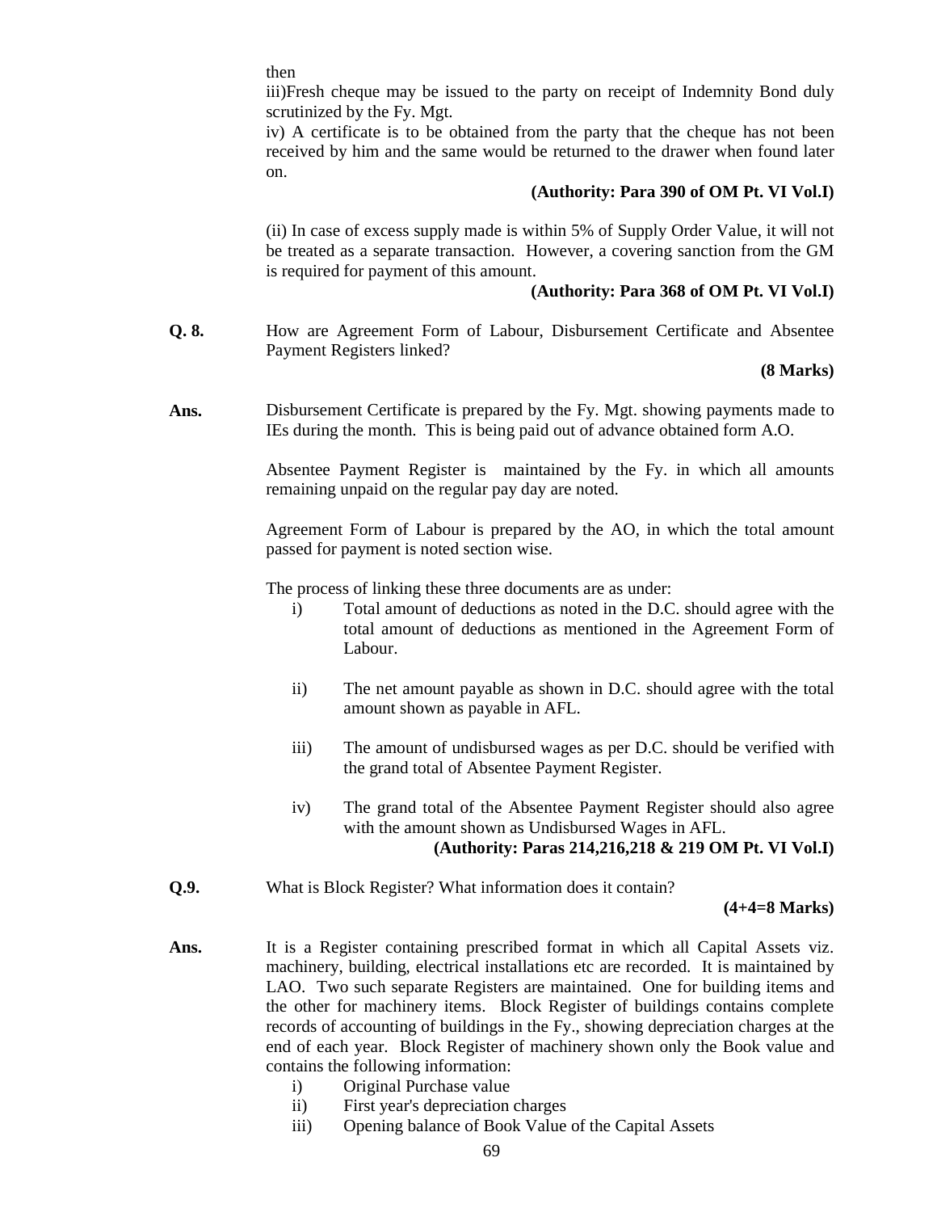then

iii)Fresh cheque may be issued to the party on receipt of Indemnity Bond duly scrutinized by the Fy. Mgt.

iv) A certificate is to be obtained from the party that the cheque has not been received by him and the same would be returned to the drawer when found later on.

**(Authority: Para 390 of OM Pt. VI Vol.I)**

(ii) In case of excess supply made is within 5% of Supply Order Value, it will not be treated as a separate transaction. However, a covering sanction from the GM is required for payment of this amount.

**(Authority: Para 368 of OM Pt. VI Vol.I)**

**Q. 8.** How are Agreement Form of Labour, Disbursement Certificate and Absentee Payment Registers linked?

**(8 Marks)**

**Ans.** Disbursement Certificate is prepared by the Fy. Mgt. showing payments made to IEs during the month. This is being paid out of advance obtained form A.O.

Absentee Payment Register is maintained by the Fy. in which all amounts remaining unpaid on the regular pay day are noted.

Agreement Form of Labour is prepared by the AO, in which the total amount passed for payment is noted section wise.

The process of linking these three documents are as under:

i) Total amount of deductions as noted in the D.C. should agree with the total amount of deductions as mentioned in the Agreement Form of Labour.

ii) The net amount payable as shown in D.C. should agree with the total amount shown as payable in AFL.

iii) The amount of undisbursed wages as per D.C. should be verified with the grand total of Absentee Payment Register.

iv) The grand total of the Absentee Payment Register should also agree with the amount shown as Undisbursed Wages in AFL.

**(Authority: Paras 214,216,218 & 219 OM Pt. VI Vol.I)**

**Q.9.** What is Block Register? What information does it contain?

**(4+4=8 Marks)**

**Ans.** It is a Register containing prescribed format in which all Capital Assets viz. machinery, building, electrical installations etc are recorded. It is maintained by LAO. Two such separate Registers are maintained. One for building items and the other for machinery items. Block Register of buildings contains complete records of accounting of buildings in the Fy., showing depreciation charges at the end of each year. Block Register of machinery shown only the Book value and contains the following information:

i) Original Purchase value
ii) First year's depreciation charges
iii) Opening balance of Book Value of the Capital Assets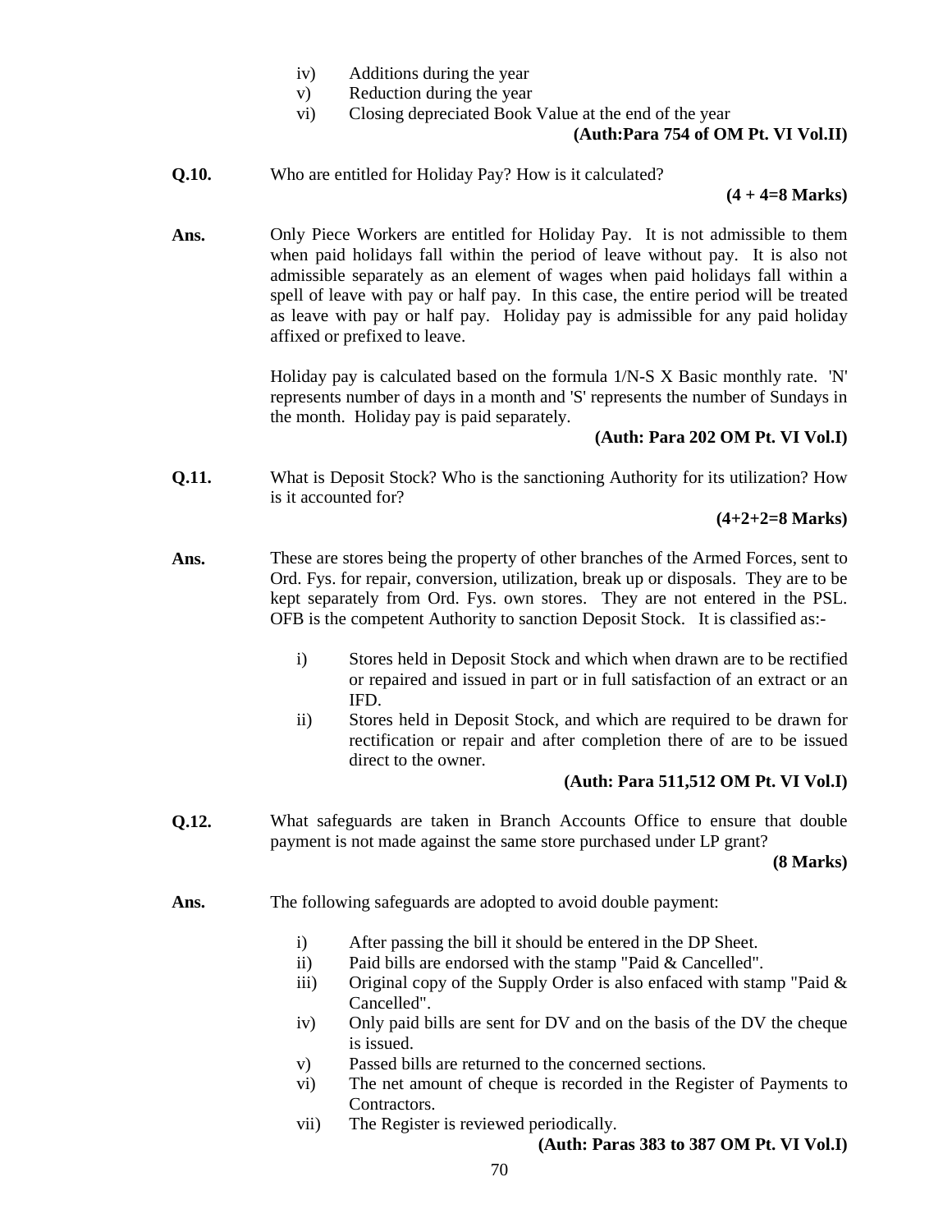iv) Additions during the year
v) Reduction during the year
vi) Closing depreciated Book Value at the end of the year

**(Auth:Para 754 of OM Pt. VI Vol.II)**

**Q.10.** Who are entitled for Holiday Pay? How is it calculated?

**(4 + 4=8 Marks)**

**Ans.** Only Piece Workers are entitled for Holiday Pay. It is not admissible to them when paid holidays fall within the period of leave without pay. It is also not admissible separately as an element of wages when paid holidays fall within a spell of leave with pay or half pay. In this case, the entire period will be treated as leave with pay or half pay. Holiday pay is admissible for any paid holiday affixed or prefixed to leave.

Holiday pay is calculated based on the formula 1/N-S X Basic monthly rate. 'N' represents number of days in a month and 'S' represents the number of Sundays in the month. Holiday pay is paid separately.

**(Auth: Para 202 OM Pt. VI Vol.I)**

**Q.11.** What is Deposit Stock? Who is the sanctioning Authority for its utilization? How is it accounted for?

**(4+2+2=8 Marks)**

**Ans.** These are stores being the property of other branches of the Armed Forces, sent to Ord. Fys. for repair, conversion, utilization, break up or disposals. They are to be kept separately from Ord. Fys. own stores. They are not entered in the PSL. OFB is the competent Authority to sanction Deposit Stock. It is classified as:-

i) Stores held in Deposit Stock and which when drawn are to be rectified or repaired and issued in part or in full satisfaction of an extract or an IFD.
ii) Stores held in Deposit Stock, and which are required to be drawn for rectification or repair and after completion there of are to be issued direct to the owner.

**(Auth: Para 511,512 OM Pt. VI Vol.I)**

**Q.12.** What safeguards are taken in Branch Accounts Office to ensure that double payment is not made against the same store purchased under LP grant?

**(8 Marks)**

**Ans.** The following safeguards are adopted to avoid double payment:

i) After passing the bill it should be entered in the DP Sheet.
ii) Paid bills are endorsed with the stamp "Paid & Cancelled".
iii) Original copy of the Supply Order is also enfaced with stamp "Paid & Cancelled".
iv) Only paid bills are sent for DV and on the basis of the DV the cheque is issued.
v) Passed bills are returned to the concerned sections.
vi) The net amount of cheque is recorded in the Register of Payments to Contractors.
vii) The Register is reviewed periodically.

**(Auth: Paras 383 to 387 OM Pt. VI Vol.I)**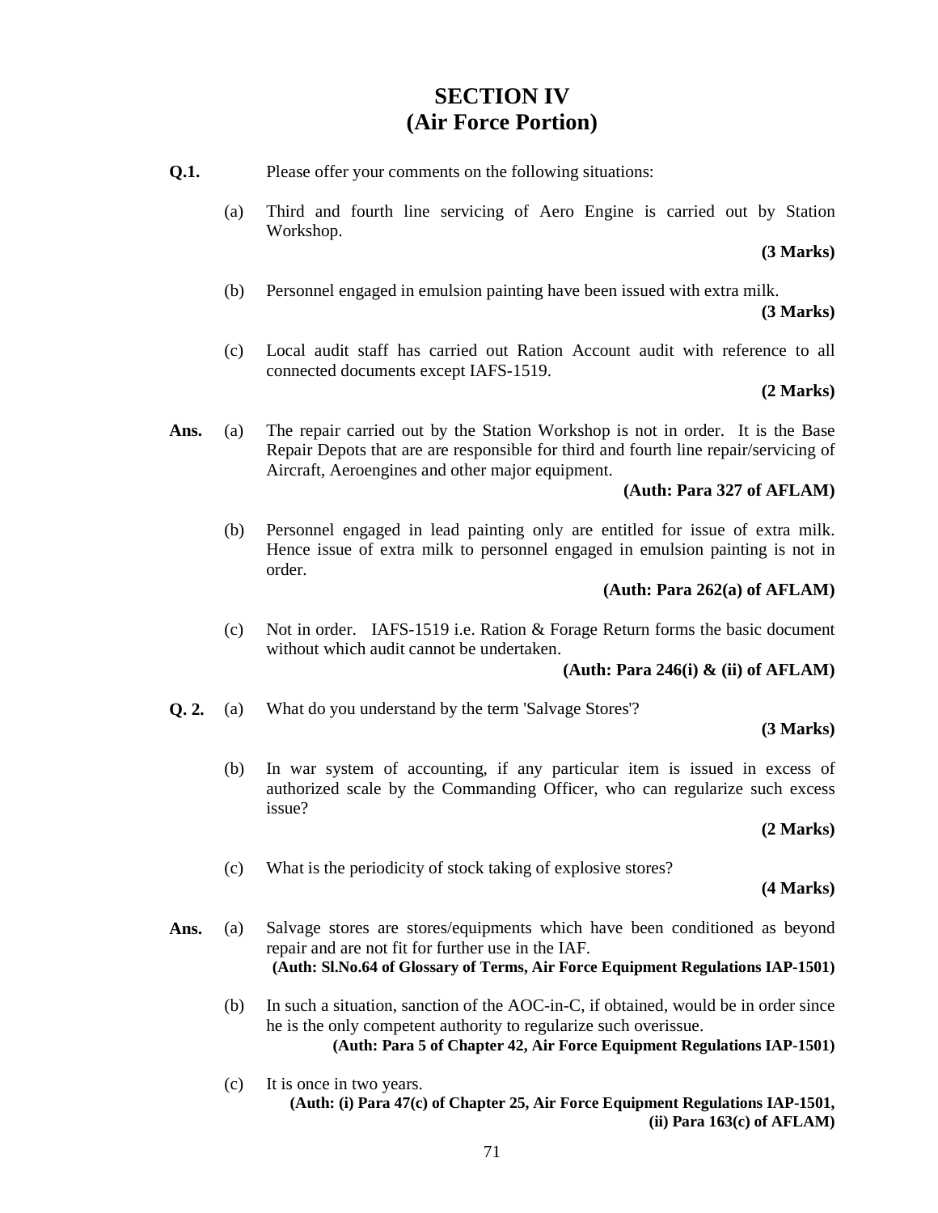# SECTION IV
# (Air Force Portion)

**Q.1.** Please offer your comments on the following situations:

(a) Third and fourth line servicing of Aero Engine is carried out by Station Workshop.

**(3 Marks)**

(b) Personnel engaged in emulsion painting have been issued with extra milk.

**(3 Marks)**

(c) Local audit staff has carried out Ration Account audit with reference to all connected documents except IAFS-1519.

**(2 Marks)**

**Ans.** (a) The repair carried out by the Station Workshop is not in order. It is the Base Repair Depots that are are responsible for third and fourth line repair/servicing of Aircraft, Aeroengines and other major equipment.

**(Auth: Para 327 of AFLAM)**

(b) Personnel engaged in lead painting only are entitled for issue of extra milk. Hence issue of extra milk to personnel engaged in emulsion painting is not in order.

**(Auth: Para 262(a) of AFLAM)**

(c) Not in order. IAFS-1519 i.e. Ration & Forage Return forms the basic document without which audit cannot be undertaken.

**(Auth: Para 246(i) & (ii) of AFLAM)**

**Q. 2.** (a) What do you understand by the term 'Salvage Stores'?

**(3 Marks)**

(b) In war system of accounting, if any particular item is issued in excess of authorized scale by the Commanding Officer, who can regularize such excess issue?

**(2 Marks)**

(c) What is the periodicity of stock taking of explosive stores?

**(4 Marks)**

**Ans.** (a) Salvage stores are stores/equipments which have been conditioned as beyond repair and are not fit for further use in the IAF.

**(Auth: Sl.No.64 of Glossary of Terms, Air Force Equipment Regulations IAP-1501)**

(b) In such a situation, sanction of the AOC-in-C, if obtained, would be in order since he is the only competent authority to regularize such overissue.

**(Auth: Para 5 of Chapter 42, Air Force Equipment Regulations IAP-1501)**

(c) It is once in two years.

**(Auth: (i) Para 47(c) of Chapter 25, Air Force Equipment Regulations IAP-1501, (ii) Para 163(c) of AFLAM)**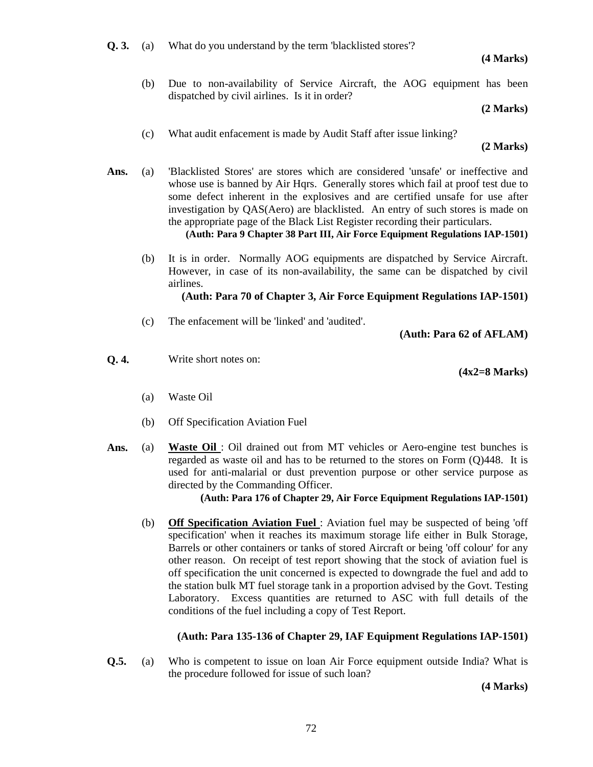**Q. 3.** (a) What do you understand by the term 'blacklisted stores'?

**(4 Marks)**

(b) Due to non-availability of Service Aircraft, the AOG equipment has been dispatched by civil airlines. Is it in order?

**(2 Marks)**

(c) What audit enfacement is made by Audit Staff after issue linking?

**(2 Marks)**

**Ans.** (a) 'Blacklisted Stores' are stores which are considered 'unsafe' or ineffective and whose use is banned by Air Hqrs. Generally stores which fail at proof test due to some defect inherent in the explosives and are certified unsafe for use after investigation by QAS(Aero) are blacklisted. An entry of such stores is made on the appropriate page of the Black List Register recording their particulars.

**(Auth: Para 9 Chapter 38 Part III, Air Force Equipment Regulations IAP-1501)**

(b) It is in order. Normally AOG equipments are dispatched by Service Aircraft. However, in case of its non-availability, the same can be dispatched by civil airlines.

**(Auth: Para 70 of Chapter 3, Air Force Equipment Regulations IAP-1501)**

(c) The enfacement will be 'linked' and 'audited'.

**(Auth: Para 62 of AFLAM)**

**Q. 4.** Write short notes on:

**(4x2=8 Marks)**

(a) Waste Oil

(b) Off Specification Aviation Fuel

**Ans.** (a) **Waste Oil** : Oil drained out from MT vehicles or Aero-engine test bunches is regarded as waste oil and has to be returned to the stores on Form (Q)448. It is used for anti-malarial or dust prevention purpose or other service purpose as directed by the Commanding Officer.

**(Auth: Para 176 of Chapter 29, Air Force Equipment Regulations IAP-1501)**

(b) **Off Specification Aviation Fuel** : Aviation fuel may be suspected of being 'off specification' when it reaches its maximum storage life either in Bulk Storage, Barrels or other containers or tanks of stored Aircraft or being 'off colour' for any other reason. On receipt of test report showing that the stock of aviation fuel is off specification the unit concerned is expected to downgrade the fuel and add to the station bulk MT fuel storage tank in a proportion advised by the Govt. Testing Laboratory. Excess quantities are returned to ASC with full details of the conditions of the fuel including a copy of Test Report.

**(Auth: Para 135-136 of Chapter 29, IAF Equipment Regulations IAP-1501)**

**Q.5.** (a) Who is competent to issue on loan Air Force equipment outside India? What is the procedure followed for issue of such loan?

**(4 Marks)**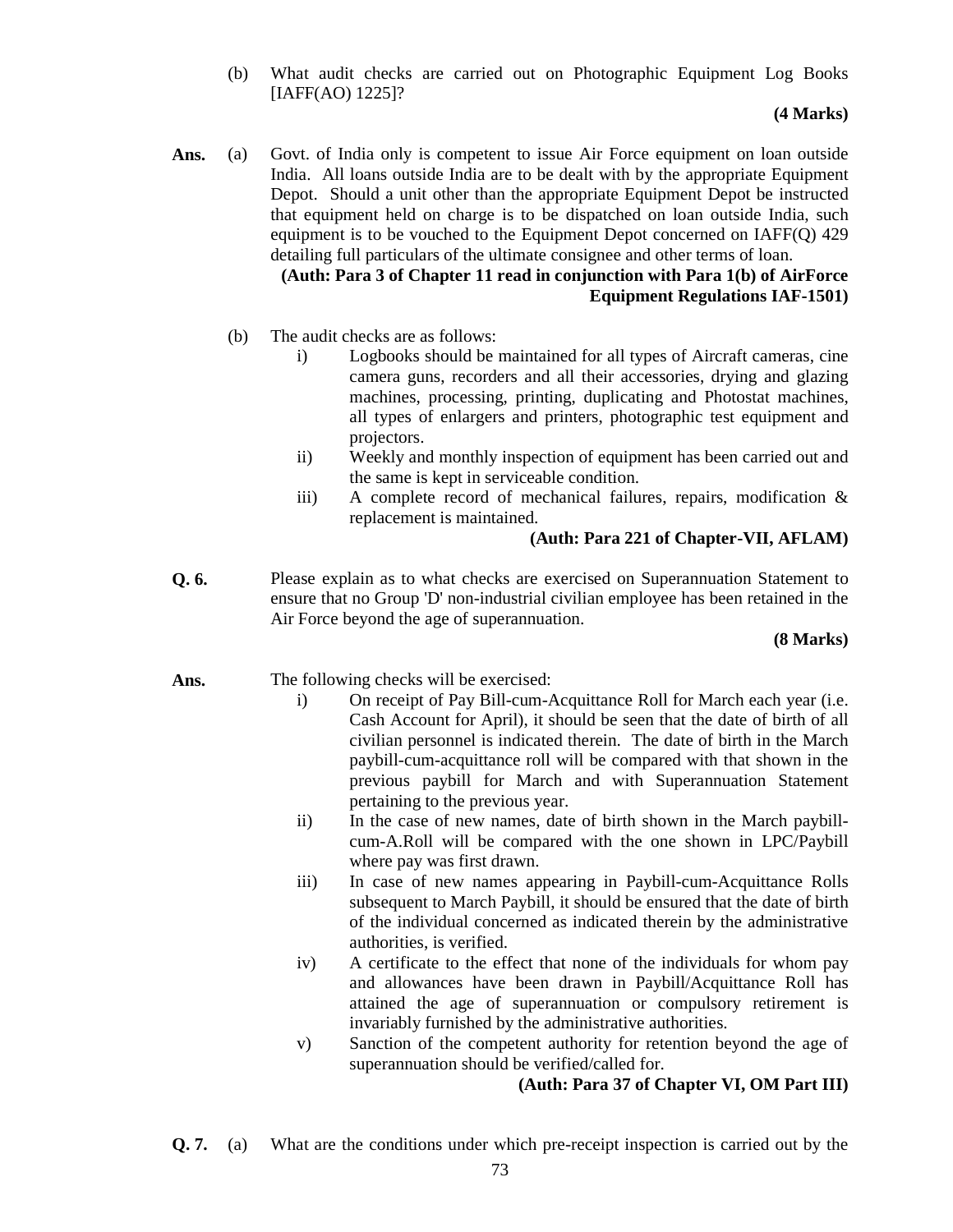(b) What audit checks are carried out on Photographic Equipment Log Books [IAFF(AO) 1225]?

**(4 Marks)**

**Ans.** (a) Govt. of India only is competent to issue Air Force equipment on loan outside India. All loans outside India are to be dealt with by the appropriate Equipment Depot. Should a unit other than the appropriate Equipment Depot be instructed that equipment held on charge is to be dispatched on loan outside India, such equipment is to be vouched to the Equipment Depot concerned on IAFF(Q) 429 detailing full particulars of the ultimate consignee and other terms of loan.

**(Auth: Para 3 of Chapter 11 read in conjunction with Para 1(b) of AirForce Equipment Regulations IAF-1501)**

(b) The audit checks are as follows:

i) Logbooks should be maintained for all types of Aircraft cameras, cine camera guns, recorders and all their accessories, drying and glazing machines, processing, printing, duplicating and Photostat machines, all types of enlargers and printers, photographic test equipment and projectors.

ii) Weekly and monthly inspection of equipment has been carried out and the same is kept in serviceable condition.

iii) A complete record of mechanical failures, repairs, modification & replacement is maintained.

**(Auth: Para 221 of Chapter-VII, AFLAM)**

**Q. 6.** Please explain as to what checks are exercised on Superannuation Statement to ensure that no Group 'D' non-industrial civilian employee has been retained in the Air Force beyond the age of superannuation.

**(8 Marks)**

**Ans.** The following checks will be exercised:

i) On receipt of Pay Bill-cum-Acquittance Roll for March each year (i.e. Cash Account for April), it should be seen that the date of birth of all civilian personnel is indicated therein. The date of birth in the March paybill-cum-acquittance roll will be compared with that shown in the previous paybill for March and with Superannuation Statement pertaining to the previous year.

ii) In the case of new names, date of birth shown in the March paybill-cum-A.Roll will be compared with the one shown in LPC/Paybill where pay was first drawn.

iii) In case of new names appearing in Paybill-cum-Acquittance Rolls subsequent to March Paybill, it should be ensured that the date of birth of the individual concerned as indicated therein by the administrative authorities, is verified.

iv) A certificate to the effect that none of the individuals for whom pay and allowances have been drawn in Paybill/Acquittance Roll has attained the age of superannuation or compulsory retirement is invariably furnished by the administrative authorities.

v) Sanction of the competent authority for retention beyond the age of superannuation should be verified/called for.

**(Auth: Para 37 of Chapter VI, OM Part III)**

**Q. 7.** (a) What are the conditions under which pre-receipt inspection is carried out by the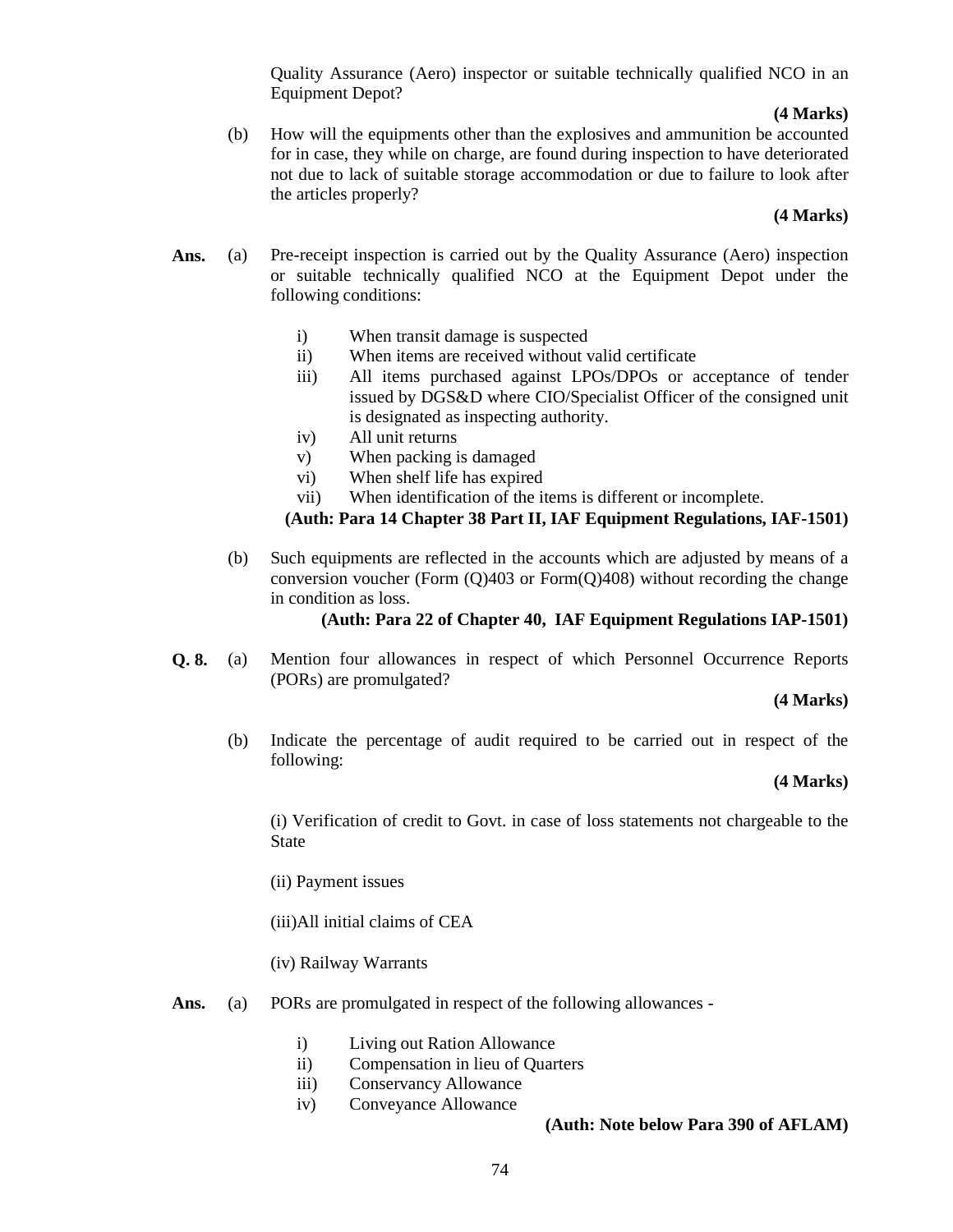Quality Assurance (Aero) inspector or suitable technically qualified NCO in an Equipment Depot?

**(4 Marks)**

(b) How will the equipments other than the explosives and ammunition be accounted for in case, they while on charge, are found during inspection to have deteriorated not due to lack of suitable storage accommodation or due to failure to look after the articles properly?

**(4 Marks)**

**Ans.** (a) Pre-receipt inspection is carried out by the Quality Assurance (Aero) inspection or suitable technically qualified NCO at the Equipment Depot under the following conditions:

- i) When transit damage is suspected
- ii) When items are received without valid certificate
- iii) All items purchased against LPOs/DPOs or acceptance of tender issued by DGS&D where CIO/Specialist Officer of the consigned unit is designated as inspecting authority.
- iv) All unit returns
- v) When packing is damaged
- vi) When shelf life has expired
- vii) When identification of the items is different or incomplete.

**(Auth: Para 14 Chapter 38 Part II, IAF Equipment Regulations, IAF-1501)**

(b) Such equipments are reflected in the accounts which are adjusted by means of a conversion voucher (Form (Q)403 or Form(Q)408) without recording the change in condition as loss.

**(Auth: Para 22 of Chapter 40, IAF Equipment Regulations IAP-1501)**

**Q. 8.** (a) Mention four allowances in respect of which Personnel Occurrence Reports (PORs) are promulgated?

**(4 Marks)**

(b) Indicate the percentage of audit required to be carried out in respect of the following:

**(4 Marks)**

(i) Verification of credit to Govt. in case of loss statements not chargeable to the State

(ii) Payment issues

(iii)All initial claims of CEA

(iv) Railway Warrants

**Ans.** (a) PORs are promulgated in respect of the following allowances -

- i) Living out Ration Allowance
- ii) Compensation in lieu of Quarters
- iii) Conservancy Allowance
- iv) Conveyance Allowance

**(Auth: Note below Para 390 of AFLAM)**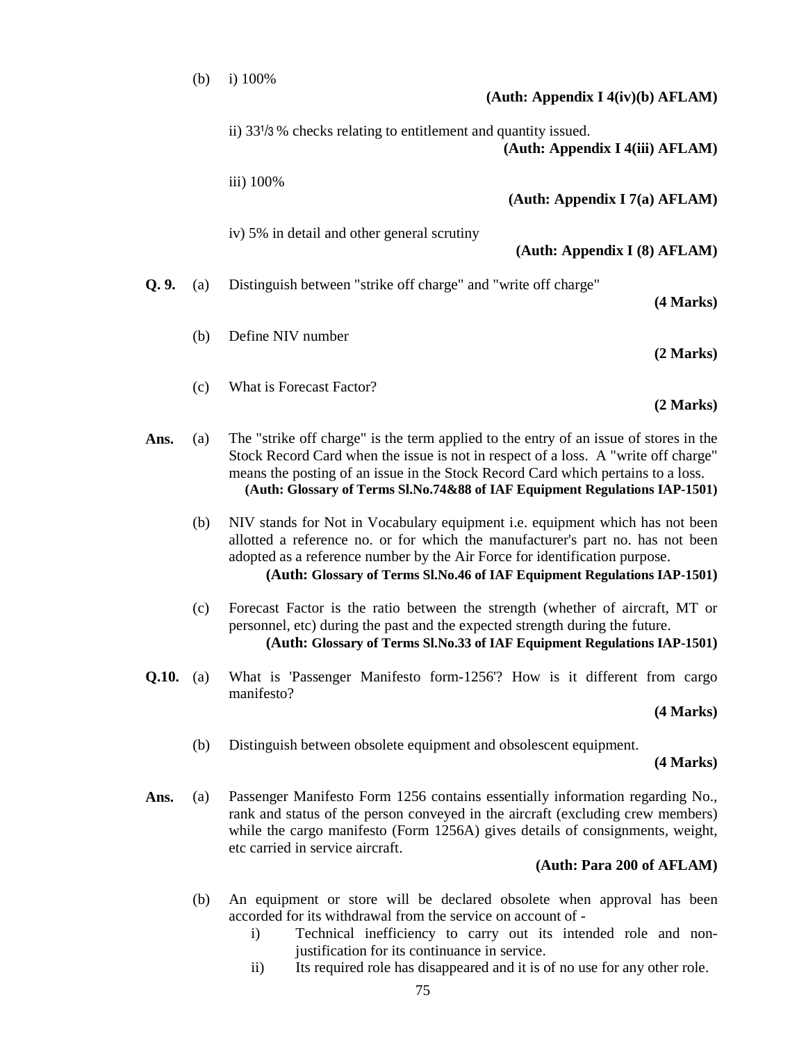(b) i) 100%

**(Auth: Appendix I 4(iv)(b) AFLAM)**

ii) 33⅓ % checks relating to entitlement and quantity issued.

**(Auth: Appendix I 4(iii) AFLAM)**

iii) 100%

**(Auth: Appendix I 7(a) AFLAM)**

iv) 5% in detail and other general scrutiny

**(Auth: Appendix I (8) AFLAM)**

**Q. 9.** (a) Distinguish between "strike off charge" and "write off charge"

**(4 Marks)**

(b) Define NIV number

**(2 Marks)**

(c) What is Forecast Factor?

**(2 Marks)**

**Ans.** (a) The "strike off charge" is the term applied to the entry of an issue of stores in the Stock Record Card when the issue is not in respect of a loss. A "write off charge" means the posting of an issue in the Stock Record Card which pertains to a loss.

**(Auth: Glossary of Terms Sl.No.74&88 of IAF Equipment Regulations IAP-1501)**

(b) NIV stands for Not in Vocabulary equipment i.e. equipment which has not been allotted a reference no. or for which the manufacturer's part no. has not been adopted as a reference number by the Air Force for identification purpose.

**(Auth: Glossary of Terms Sl.No.46 of IAF Equipment Regulations IAP-1501)**

(c) Forecast Factor is the ratio between the strength (whether of aircraft, MT or personnel, etc) during the past and the expected strength during the future.

**(Auth: Glossary of Terms Sl.No.33 of IAF Equipment Regulations IAP-1501)**

**Q.10.** (a) What is 'Passenger Manifesto form-1256'? How is it different from cargo manifesto?

**(4 Marks)**

(b) Distinguish between obsolete equipment and obsolescent equipment.

**(4 Marks)**

**Ans.** (a) Passenger Manifesto Form 1256 contains essentially information regarding No., rank and status of the person conveyed in the aircraft (excluding crew members) while the cargo manifesto (Form 1256A) gives details of consignments, weight, etc carried in service aircraft.

**(Auth: Para 200 of AFLAM)**

(b) An equipment or store will be declared obsolete when approval has been accorded for its withdrawal from the service on account of -

i) Technical inefficiency to carry out its intended role and non-justification for its continuance in service.

ii) Its required role has disappeared and it is of no use for any other role.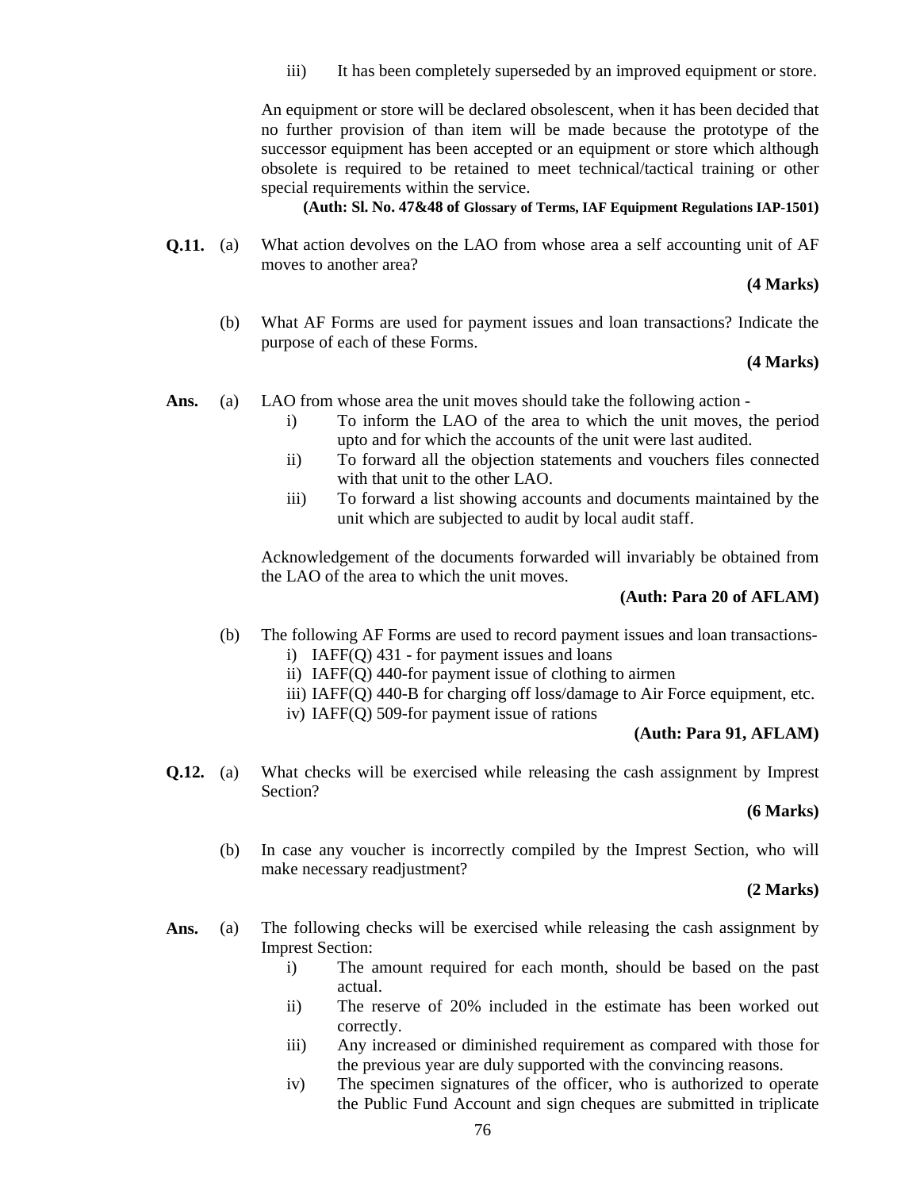iii) It has been completely superseded by an improved equipment or store.

An equipment or store will be declared obsolescent, when it has been decided that no further provision of than item will be made because the prototype of the successor equipment has been accepted or an equipment or store which although obsolete is required to be retained to meet technical/tactical training or other special requirements within the service.

**(Auth: Sl. No. 47&48 of Glossary of Terms, IAF Equipment Regulations IAP-1501)**

**Q.11.** (a) What action devolves on the LAO from whose area a self accounting unit of AF moves to another area?

**(4 Marks)**

(b) What AF Forms are used for payment issues and loan transactions? Indicate the purpose of each of these Forms.

**(4 Marks)**

**Ans.** (a) LAO from whose area the unit moves should take the following action -

i) To inform the LAO of the area to which the unit moves, the period upto and for which the accounts of the unit were last audited.

ii) To forward all the objection statements and vouchers files connected with that unit to the other LAO.

iii) To forward a list showing accounts and documents maintained by the unit which are subjected to audit by local audit staff.

Acknowledgement of the documents forwarded will invariably be obtained from the LAO of the area to which the unit moves.

**(Auth: Para 20 of AFLAM)**

(b) The following AF Forms are used to record payment issues and loan transactions-

i) IAFF(Q) 431 - for payment issues and loans

ii) IAFF(Q) 440-for payment issue of clothing to airmen

iii) IAFF(Q) 440-B for charging off loss/damage to Air Force equipment, etc.

iv) IAFF(Q) 509-for payment issue of rations

**(Auth: Para 91, AFLAM)**

**Q.12.** (a) What checks will be exercised while releasing the cash assignment by Imprest Section?

**(6 Marks)**

(b) In case any voucher is incorrectly compiled by the Imprest Section, who will make necessary readjustment?

**(2 Marks)**

**Ans.** (a) The following checks will be exercised while releasing the cash assignment by Imprest Section:

i) The amount required for each month, should be based on the past actual.

ii) The reserve of 20% included in the estimate has been worked out correctly.

iii) Any increased or diminished requirement as compared with those for the previous year are duly supported with the convincing reasons.

iv) The specimen signatures of the officer, who is authorized to operate the Public Fund Account and sign cheques are submitted in triplicate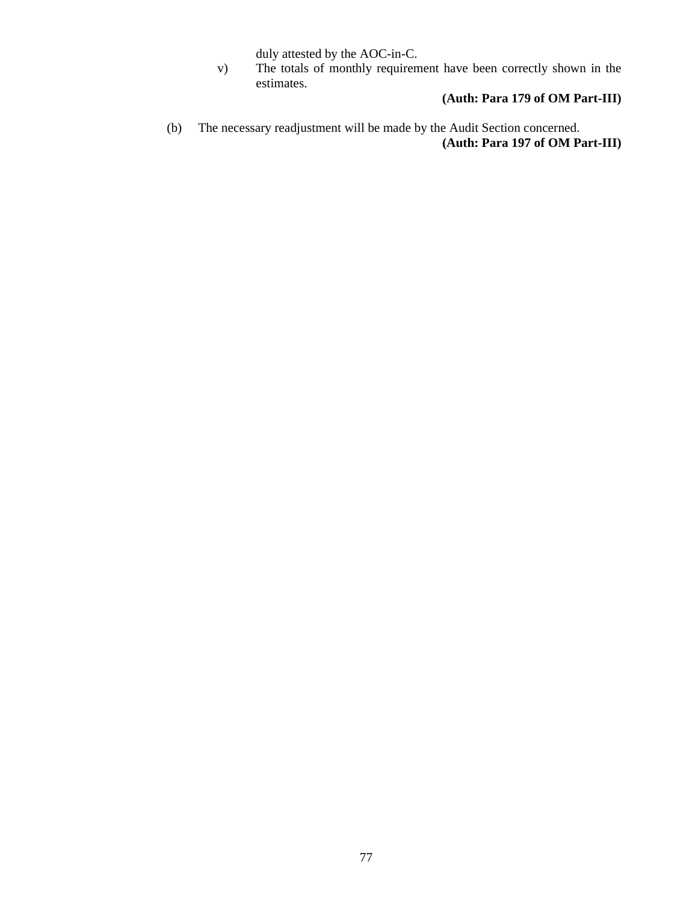duly attested by the AOC-in-C.

v) The totals of monthly requirement have been correctly shown in the estimates.

**(Auth: Para 179 of OM Part-III)**

(b) The necessary readjustment will be made by the Audit Section concerned.

**(Auth: Para 197 of OM Part-III)**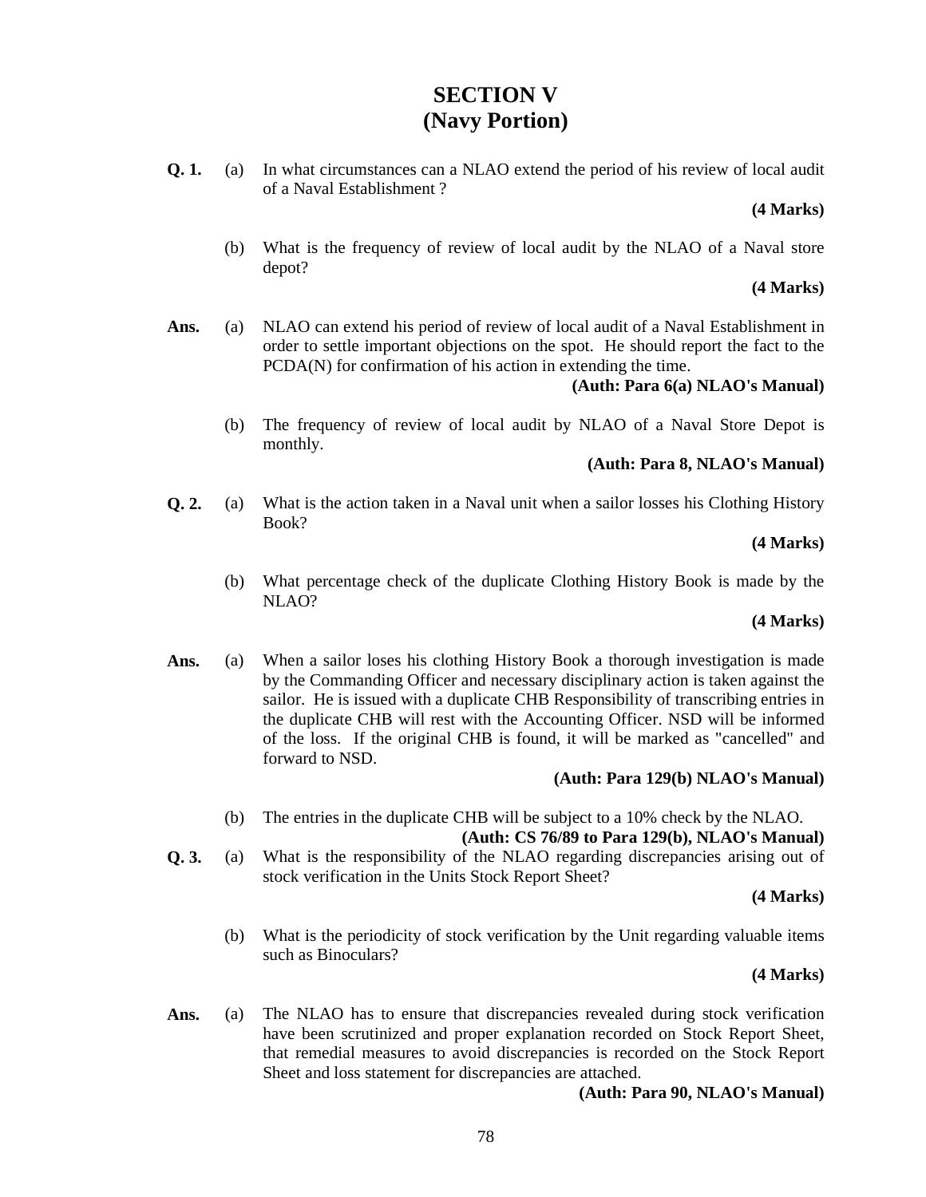# SECTION V
# (Navy Portion)

**Q. 1.** (a) In what circumstances can a NLAO extend the period of his review of local audit of a Naval Establishment ?

**(4 Marks)**

(b) What is the frequency of review of local audit by the NLAO of a Naval store depot?

**(4 Marks)**

**Ans.** (a) NLAO can extend his period of review of local audit of a Naval Establishment in order to settle important objections on the spot. He should report the fact to the PCDA(N) for confirmation of his action in extending the time.

**(Auth: Para 6(a) NLAO's Manual)**

(b) The frequency of review of local audit by NLAO of a Naval Store Depot is monthly.

**(Auth: Para 8, NLAO's Manual)**

**Q. 2.** (a) What is the action taken in a Naval unit when a sailor losses his Clothing History Book?

**(4 Marks)**

(b) What percentage check of the duplicate Clothing History Book is made by the NLAO?

**(4 Marks)**

**Ans.** (a) When a sailor loses his clothing History Book a thorough investigation is made by the Commanding Officer and necessary disciplinary action is taken against the sailor. He is issued with a duplicate CHB Responsibility of transcribing entries in the duplicate CHB will rest with the Accounting Officer. NSD will be informed of the loss. If the original CHB is found, it will be marked as "cancelled" and forward to NSD.

**(Auth: Para 129(b) NLAO's Manual)**

(b) The entries in the duplicate CHB will be subject to a 10% check by the NLAO.

**(Auth: CS 76/89 to Para 129(b), NLAO's Manual)**

**Q. 3.** (a) What is the responsibility of the NLAO regarding discrepancies arising out of stock verification in the Units Stock Report Sheet?

**(4 Marks)**

(b) What is the periodicity of stock verification by the Unit regarding valuable items such as Binoculars?

**(4 Marks)**

**Ans.** (a) The NLAO has to ensure that discrepancies revealed during stock verification have been scrutinized and proper explanation recorded on Stock Report Sheet, that remedial measures to avoid discrepancies is recorded on the Stock Report Sheet and loss statement for discrepancies are attached.

**(Auth: Para 90, NLAO's Manual)**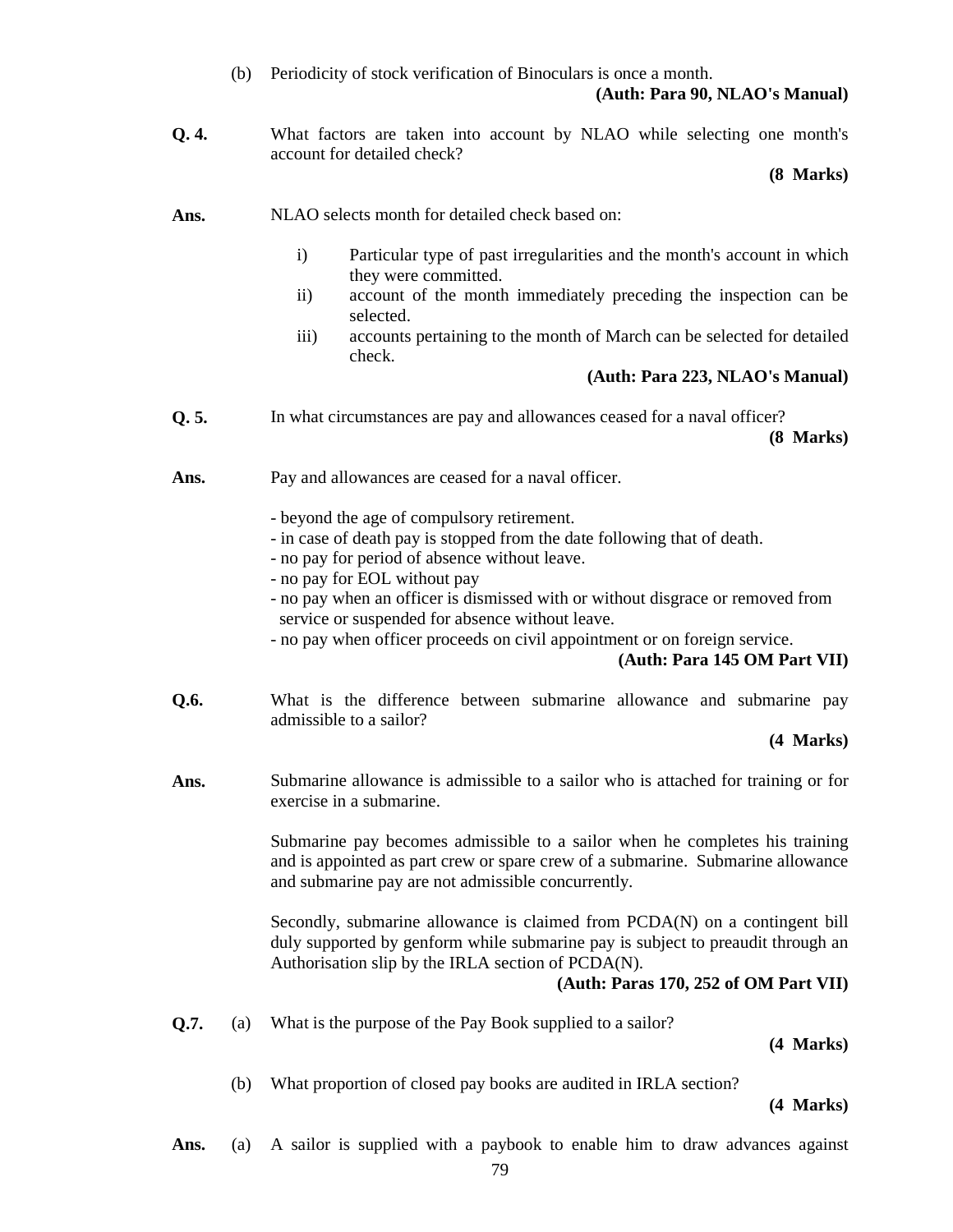(b) Periodicity of stock verification of Binoculars is once a month.

**(Auth: Para 90, NLAO's Manual)**

**Q. 4.** What factors are taken into account by NLAO while selecting one month's account for detailed check?

**(8 Marks)**

**Ans.** NLAO selects month for detailed check based on:

i) Particular type of past irregularities and the month's account in which they were committed.

ii) account of the month immediately preceding the inspection can be selected.

iii) accounts pertaining to the month of March can be selected for detailed check.

**(Auth: Para 223, NLAO's Manual)**

**Q. 5.** In what circumstances are pay and allowances ceased for a naval officer?

**(8 Marks)**

**Ans.** Pay and allowances are ceased for a naval officer.

- beyond the age of compulsory retirement.
- in case of death pay is stopped from the date following that of death.
- no pay for period of absence without leave.
- no pay for EOL without pay
- no pay when an officer is dismissed with or without disgrace or removed from service or suspended for absence without leave.
- no pay when officer proceeds on civil appointment or on foreign service.

**(Auth: Para 145 OM Part VII)**

**Q.6.** What is the difference between submarine allowance and submarine pay admissible to a sailor?

**(4 Marks)**

**Ans.** Submarine allowance is admissible to a sailor who is attached for training or for exercise in a submarine.

Submarine pay becomes admissible to a sailor when he completes his training and is appointed as part crew or spare crew of a submarine. Submarine allowance and submarine pay are not admissible concurrently.

Secondly, submarine allowance is claimed from PCDA(N) on a contingent bill duly supported by genform while submarine pay is subject to preaudit through an Authorisation slip by the IRLA section of PCDA(N).

**(Auth: Paras 170, 252 of OM Part VII)**

**Q.7.** (a) What is the purpose of the Pay Book supplied to a sailor?

**(4 Marks)**

(b) What proportion of closed pay books are audited in IRLA section?

**(4 Marks)**

**Ans.** (a) A sailor is supplied with a paybook to enable him to draw advances against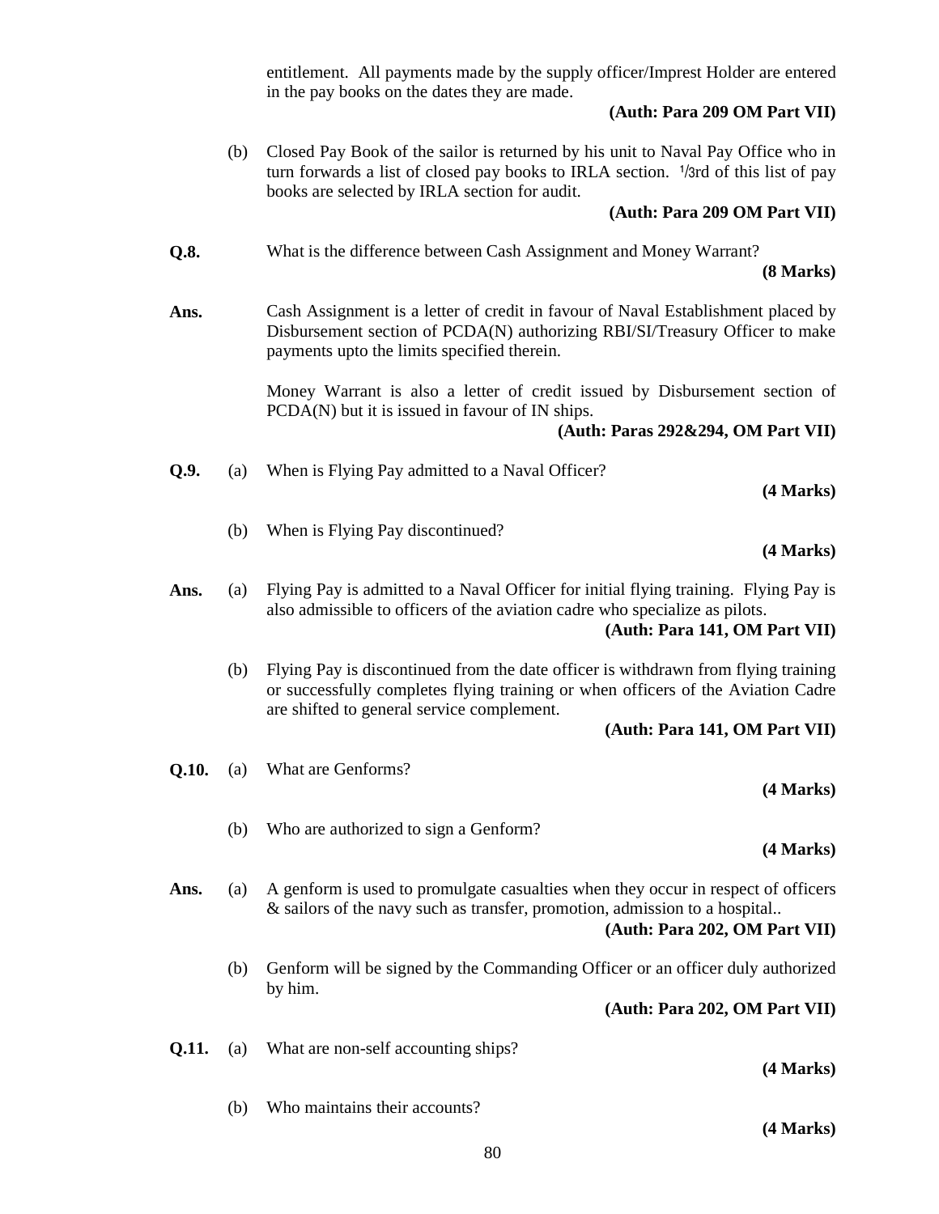entitlement. All payments made by the supply officer/Imprest Holder are entered in the pay books on the dates they are made.

**(Auth: Para 209 OM Part VII)**

(b) Closed Pay Book of the sailor is returned by his unit to Naval Pay Office who in turn forwards a list of closed pay books to IRLA section. 1/3rd of this list of pay books are selected by IRLA section for audit.

**(Auth: Para 209 OM Part VII)**

**Q.8.** What is the difference between Cash Assignment and Money Warrant?

**(8 Marks)**

**Ans.** Cash Assignment is a letter of credit in favour of Naval Establishment placed by Disbursement section of PCDA(N) authorizing RBI/SI/Treasury Officer to make payments upto the limits specified therein.

Money Warrant is also a letter of credit issued by Disbursement section of PCDA(N) but it is issued in favour of IN ships.

**(Auth: Paras 292&294, OM Part VII)**

**Q.9.** (a) When is Flying Pay admitted to a Naval Officer?

**(4 Marks)**

(b) When is Flying Pay discontinued?

**(4 Marks)**

**Ans.** (a) Flying Pay is admitted to a Naval Officer for initial flying training. Flying Pay is also admissible to officers of the aviation cadre who specialize as pilots.

**(Auth: Para 141, OM Part VII)**

(b) Flying Pay is discontinued from the date officer is withdrawn from flying training or successfully completes flying training or when officers of the Aviation Cadre are shifted to general service complement.

**(Auth: Para 141, OM Part VII)**

**Q.10.** (a) What are Genforms?

**(4 Marks)**

(b) Who are authorized to sign a Genform?

**(4 Marks)**

**Ans.** (a) A genform is used to promulgate casualties when they occur in respect of officers & sailors of the navy such as transfer, promotion, admission to a hospital..

**(Auth: Para 202, OM Part VII)**

(b) Genform will be signed by the Commanding Officer or an officer duly authorized by him.

**(Auth: Para 202, OM Part VII)**

**Q.11.** (a) What are non-self accounting ships?

**(4 Marks)**

(b) Who maintains their accounts?

**(4 Marks)**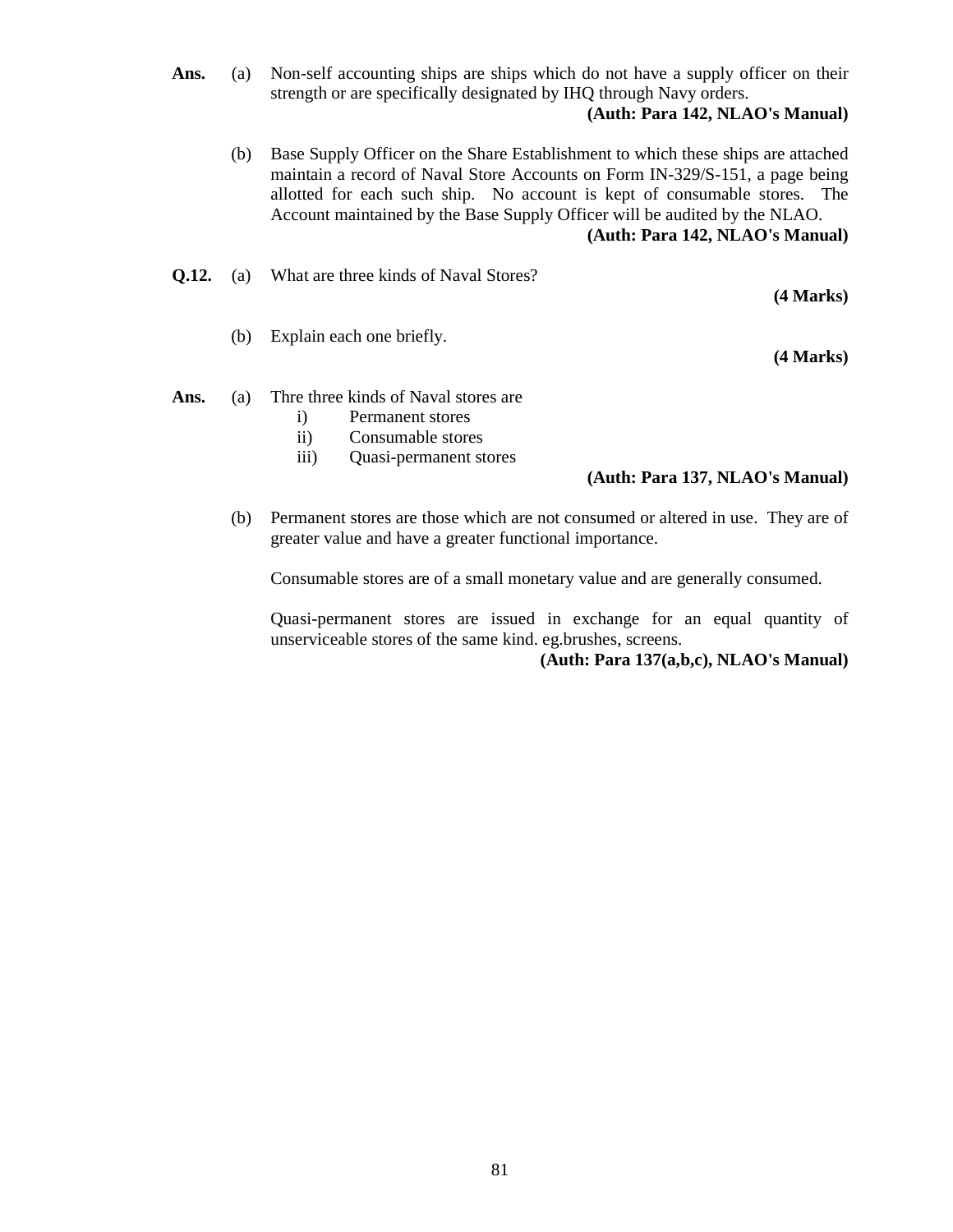**Ans.** (a) Non-self accounting ships are ships which do not have a supply officer on their strength or are specifically designated by IHQ through Navy orders.

**(Auth: Para 142, NLAO's Manual)**

(b) Base Supply Officer on the Share Establishment to which these ships are attached maintain a record of Naval Store Accounts on Form IN-329/S-151, a page being allotted for each such ship. No account is kept of consumable stores. The Account maintained by the Base Supply Officer will be audited by the NLAO.

**(Auth: Para 142, NLAO's Manual)**

**Q.12.** (a) What are three kinds of Naval Stores?

**(4 Marks)**

(b) Explain each one briefly.

**(4 Marks)**

**Ans.** (a) Thre three kinds of Naval stores are

i) Permanent stores
ii) Consumable stores
iii) Quasi-permanent stores

**(Auth: Para 137, NLAO's Manual)**

(b) Permanent stores are those which are not consumed or altered in use. They are of greater value and have a greater functional importance.

Consumable stores are of a small monetary value and are generally consumed.

Quasi-permanent stores are issued in exchange for an equal quantity of unserviceable stores of the same kind. eg.brushes, screens.

**(Auth: Para 137(a,b,c), NLAO's Manual)**